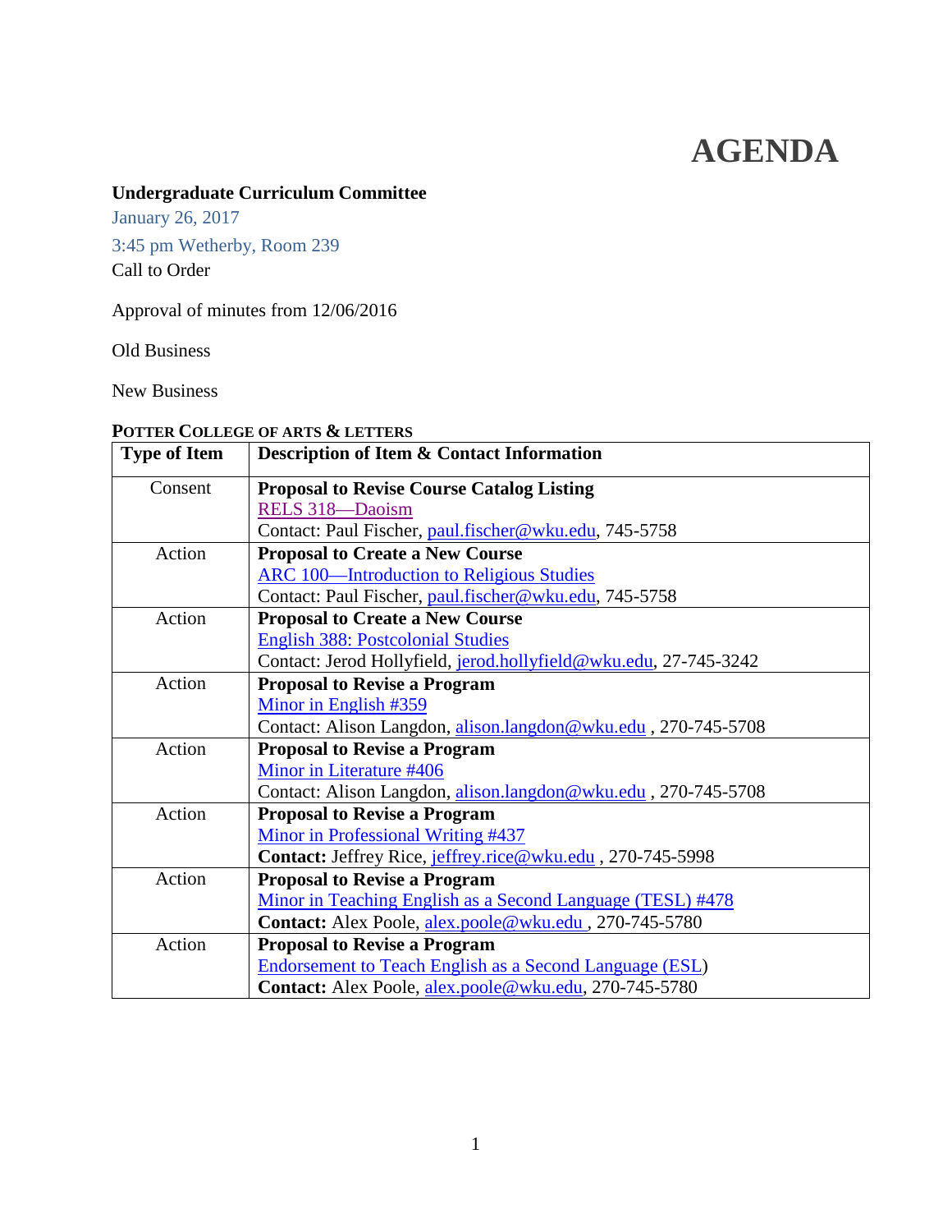# AGENDA

**Undergraduate Curriculum Committee**

January 26, 2017

3:45 pm Wetherby, Room 239

Call to Order

Approval of minutes from 12/06/2016

Old Business

New Business

**POTTER COLLEGE OF ARTS & LETTERS**

| Type of Item | Description of Item & Contact Information |
|---|---|
| Consent | **Proposal to Revise Course Catalog Listing**<br>RELS 318—Daoism<br>Contact: Paul Fischer, paul.fischer@wku.edu, 745-5758 |
| Action | **Proposal to Create a New Course**<br>ARC 100—Introduction to Religious Studies<br>Contact: Paul Fischer, paul.fischer@wku.edu, 745-5758 |
| Action | **Proposal to Create a New Course**<br>English 388: Postcolonial Studies<br>Contact: Jerod Hollyfield, jerod.hollyfield@wku.edu, 27-745-3242 |
| Action | **Proposal to Revise a Program**<br>Minor in English #359<br>Contact: Alison Langdon, alison.langdon@wku.edu , 270-745-5708 |
| Action | **Proposal to Revise a Program**<br>Minor in Literature #406<br>Contact: Alison Langdon, alison.langdon@wku.edu , 270-745-5708 |
| Action | **Proposal to Revise a Program**<br>Minor in Professional Writing #437<br>**Contact:** Jeffrey Rice, jeffrey.rice@wku.edu , 270-745-5998 |
| Action | **Proposal to Revise a Program**<br>Minor in Teaching English as a Second Language (TESL) #478<br>**Contact:** Alex Poole, alex.poole@wku.edu , 270-745-5780 |
| Action | **Proposal to Revise a Program**<br>Endorsement to Teach English as a Second Language (ESL)<br>**Contact:** Alex Poole, alex.poole@wku.edu, 270-745-5780 |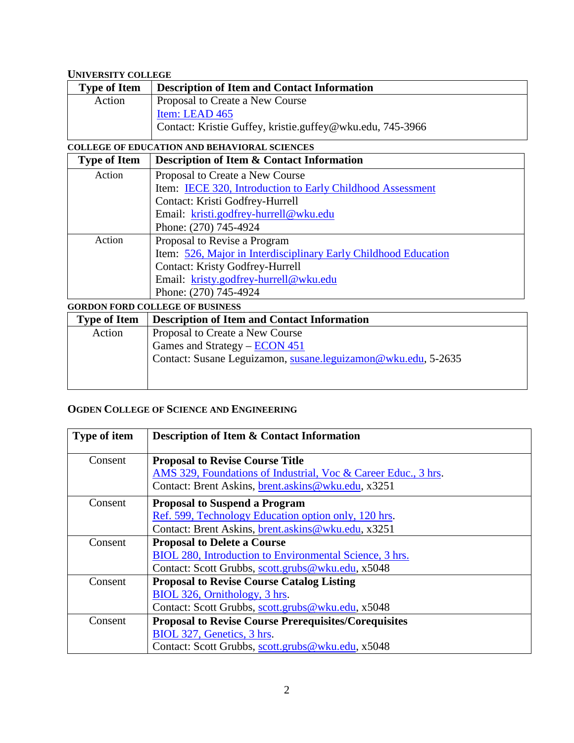**UNIVERSITY COLLEGE**

| Type of Item | Description of Item and Contact Information |
|---|---|
| Action | Proposal to Create a New Course<br>Item: LEAD 465<br>Contact: Kristie Guffey, kristie.guffey@wku.edu, 745-3966 |

**COLLEGE OF EDUCATION AND BEHAVIORAL SCIENCES**

| Type of Item | Description of Item & Contact Information |
|---|---|
| Action | Proposal to Create a New Course<br>Item: IECE 320, Introduction to Early Childhood Assessment<br>Contact: Kristi Godfrey-Hurrell<br>Email: kristi.godfrey-hurrell@wku.edu<br>Phone: (270) 745-4924 |
| Action | Proposal to Revise a Program<br>Item: 526, Major in Interdisciplinary Early Childhood Education<br>Contact: Kristy Godfrey-Hurrell<br>Email: kristy.godfrey-hurrell@wku.edu<br>Phone: (270) 745-4924 |

**GORDON FORD COLLEGE OF BUSINESS**

| Type of Item | Description of Item and Contact Information |
|---|---|
| Action | Proposal to Create a New Course<br>Games and Strategy – ECON 451<br>Contact: Susane Leguizamon, susane.leguizamon@wku.edu, 5-2635 |

**OGDEN COLLEGE OF SCIENCE AND ENGINEERING**

| Type of item | Description of Item & Contact Information |
|---|---|
| Consent | **Proposal to Revise Course Title**<br>AMS 329, Foundations of Industrial, Voc & Career Educ., 3 hrs.<br>Contact: Brent Askins, brent.askins@wku.edu, x3251 |
| Consent | **Proposal to Suspend a Program**<br>Ref. 599, Technology Education option only, 120 hrs.<br>Contact: Brent Askins, brent.askins@wku.edu, x3251 |
| Consent | **Proposal to Delete a Course**<br>BIOL 280, Introduction to Environmental Science, 3 hrs.<br>Contact: Scott Grubbs, scott.grubs@wku.edu, x5048 |
| Consent | **Proposal to Revise Course Catalog Listing**<br>BIOL 326, Ornithology, 3 hrs.<br>Contact: Scott Grubbs, scott.grubs@wku.edu, x5048 |
| Consent | **Proposal to Revise Course Prerequisites/Corequisites**<br>BIOL 327, Genetics, 3 hrs.<br>Contact: Scott Grubbs, scott.grubs@wku.edu, x5048 |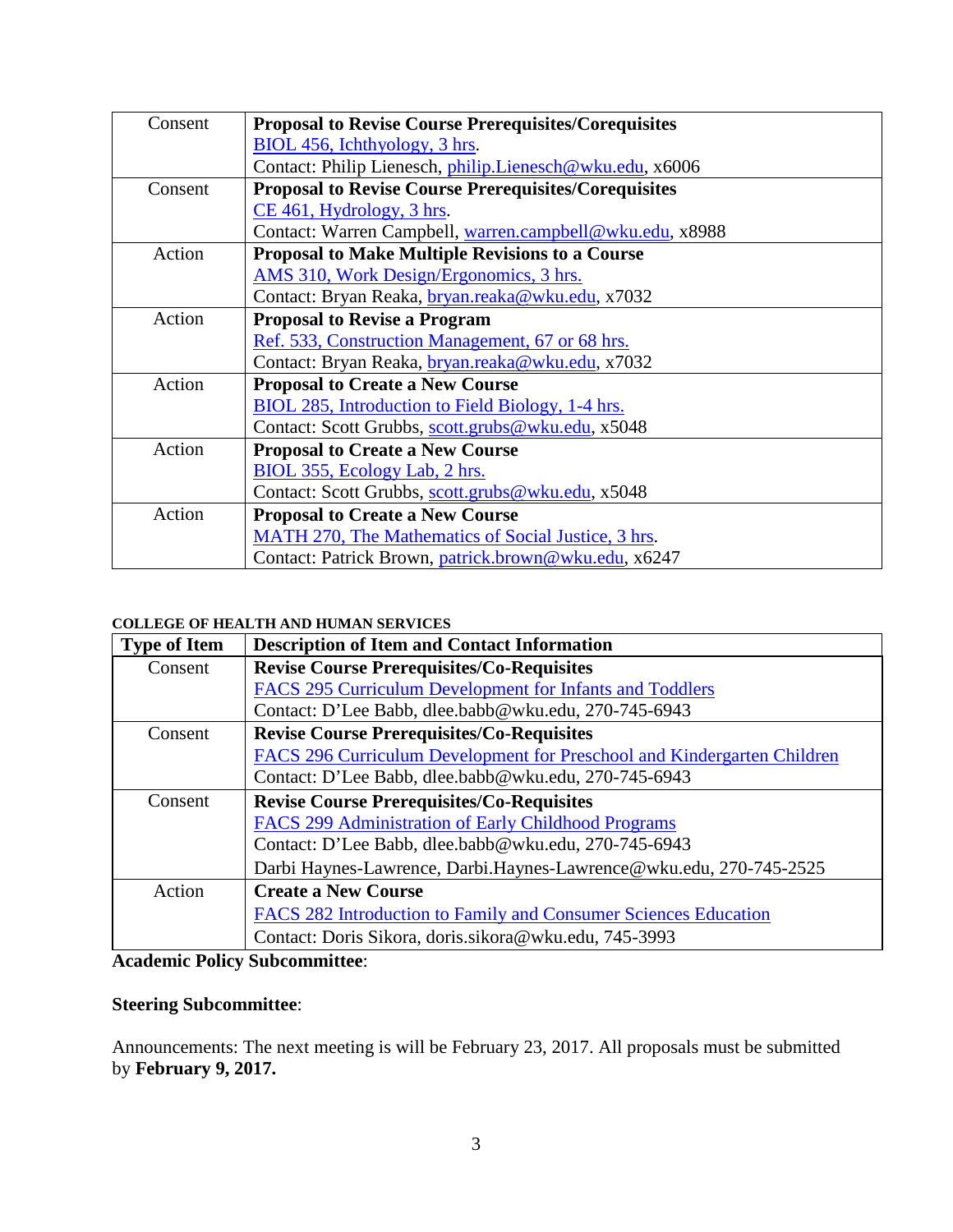| | |
|---|---|
| Consent | **Proposal to Revise Course Prerequisites/Corequisites**<br>BIOL 456, Ichthyology, 3 hrs.<br>Contact: Philip Lienesch, philip.Lienesch@wku.edu, x6006 |
| Consent | **Proposal to Revise Course Prerequisites/Corequisites**<br>CE 461, Hydrology, 3 hrs.<br>Contact: Warren Campbell, warren.campbell@wku.edu, x8988 |
| Action | **Proposal to Make Multiple Revisions to a Course**<br>AMS 310, Work Design/Ergonomics, 3 hrs.<br>Contact: Bryan Reaka, bryan.reaka@wku.edu, x7032 |
| Action | **Proposal to Revise a Program**<br>Ref. 533, Construction Management, 67 or 68 hrs.<br>Contact: Bryan Reaka, bryan.reaka@wku.edu, x7032 |
| Action | **Proposal to Create a New Course**<br>BIOL 285, Introduction to Field Biology, 1-4 hrs.<br>Contact: Scott Grubbs, scott.grubs@wku.edu, x5048 |
| Action | **Proposal to Create a New Course**<br>BIOL 355, Ecology Lab, 2 hrs.<br>Contact: Scott Grubbs, scott.grubs@wku.edu, x5048 |
| Action | **Proposal to Create a New Course**<br>MATH 270, The Mathematics of Social Justice, 3 hrs.<br>Contact: Patrick Brown, patrick.brown@wku.edu, x6247 |

**COLLEGE OF HEALTH AND HUMAN SERVICES**

| Type of Item | Description of Item and Contact Information |
|---|---|
| Consent | **Revise Course Prerequisites/Co-Requisites**<br>FACS 295 Curriculum Development for Infants and Toddlers<br>Contact: D'Lee Babb, dlee.babb@wku.edu, 270-745-6943 |
| Consent | **Revise Course Prerequisites/Co-Requisites**<br>FACS 296 Curriculum Development for Preschool and Kindergarten Children<br>Contact: D'Lee Babb, dlee.babb@wku.edu, 270-745-6943 |
| Consent | **Revise Course Prerequisites/Co-Requisites**<br>FACS 299 Administration of Early Childhood Programs<br>Contact: D'Lee Babb, dlee.babb@wku.edu, 270-745-6943<br>Darbi Haynes-Lawrence, Darbi.Haynes-Lawrence@wku.edu, 270-745-2525 |
| Action | **Create a New Course**<br>FACS 282 Introduction to Family and Consumer Sciences Education<br>Contact: Doris Sikora, doris.sikora@wku.edu, 745-3993 |

**Academic Policy Subcommittee**:

**Steering Subcommittee**:

Announcements: The next meeting is will be February 23, 2017. All proposals must be submitted by **February 9, 2017.**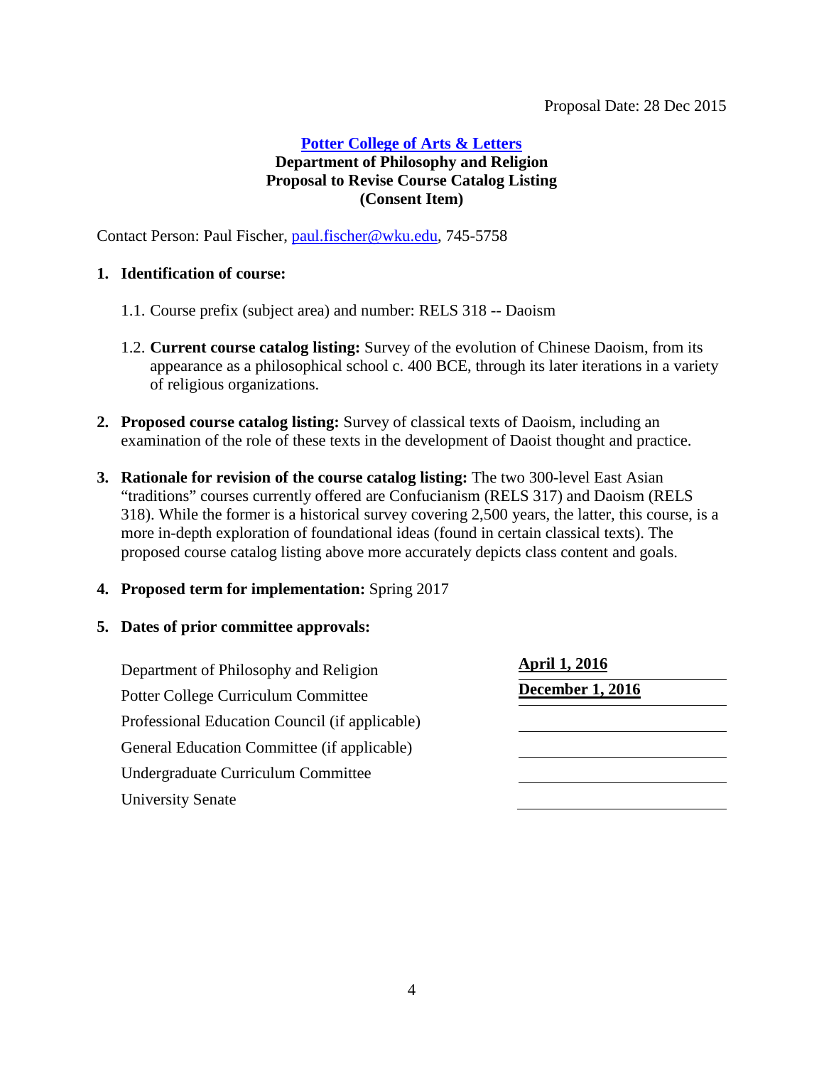Proposal Date: 28 Dec 2015

**Potter College of Arts & Letters**
**Department of Philosophy and Religion**
**Proposal to Revise Course Catalog Listing**
**(Consent Item)**

Contact Person: Paul Fischer, paul.fischer@wku.edu, 745-5758

1. **Identification of course:**

   1.1. Course prefix (subject area) and number: RELS 318 -- Daoism

   1.2. **Current course catalog listing:** Survey of the evolution of Chinese Daoism, from its appearance as a philosophical school c. 400 BCE, through its later iterations in a variety of religious organizations.

2. **Proposed course catalog listing:** Survey of classical texts of Daoism, including an examination of the role of these texts in the development of Daoist thought and practice.

3. **Rationale for revision of the course catalog listing:** The two 300-level East Asian "traditions" courses currently offered are Confucianism (RELS 317) and Daoism (RELS 318). While the former is a historical survey covering 2,500 years, the latter, this course, is a more in-depth exploration of foundational ideas (found in certain classical texts). The proposed course catalog listing above more accurately depicts class content and goals.

4. **Proposed term for implementation:** Spring 2017

5. **Dates of prior committee approvals:**

| | |
|---|---|
| Department of Philosophy and Religion | **April 1, 2016** |
| Potter College Curriculum Committee | **December 1, 2016** |
| Professional Education Council (if applicable) | |
| General Education Committee (if applicable) | |
| Undergraduate Curriculum Committee | |
| University Senate | |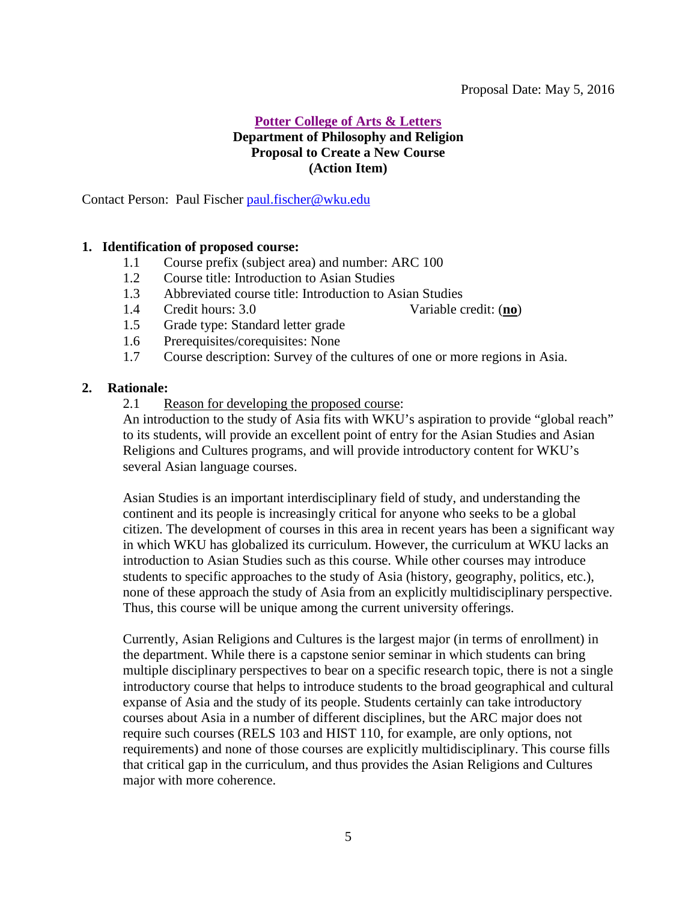Proposal Date: May 5, 2016

**Potter College of Arts & Letters**
**Department of Philosophy and Religion**
**Proposal to Create a New Course**
**(Action Item)**

Contact Person: Paul Fischer paul.fischer@wku.edu

**1. Identification of proposed course:**

- 1.1 Course prefix (subject area) and number: ARC 100
- 1.2 Course title: Introduction to Asian Studies
- 1.3 Abbreviated course title: Introduction to Asian Studies
- 1.4 Credit hours: 3.0 Variable credit: (**no**)
- 1.5 Grade type: Standard letter grade
- 1.6 Prerequisites/corequisites: None
- 1.7 Course description: Survey of the cultures of one or more regions in Asia.

**2. Rationale:**

2.1 Reason for developing the proposed course:

An introduction to the study of Asia fits with WKU's aspiration to provide "global reach" to its students, will provide an excellent point of entry for the Asian Studies and Asian Religions and Cultures programs, and will provide introductory content for WKU's several Asian language courses.

Asian Studies is an important interdisciplinary field of study, and understanding the continent and its people is increasingly critical for anyone who seeks to be a global citizen. The development of courses in this area in recent years has been a significant way in which WKU has globalized its curriculum. However, the curriculum at WKU lacks an introduction to Asian Studies such as this course. While other courses may introduce students to specific approaches to the study of Asia (history, geography, politics, etc.), none of these approach the study of Asia from an explicitly multidisciplinary perspective. Thus, this course will be unique among the current university offerings.

Currently, Asian Religions and Cultures is the largest major (in terms of enrollment) in the department. While there is a capstone senior seminar in which students can bring multiple disciplinary perspectives to bear on a specific research topic, there is not a single introductory course that helps to introduce students to the broad geographical and cultural expanse of Asia and the study of its people. Students certainly can take introductory courses about Asia in a number of different disciplines, but the ARC major does not require such courses (RELS 103 and HIST 110, for example, are only options, not requirements) and none of those courses are explicitly multidisciplinary. This course fills that critical gap in the curriculum, and thus provides the Asian Religions and Cultures major with more coherence.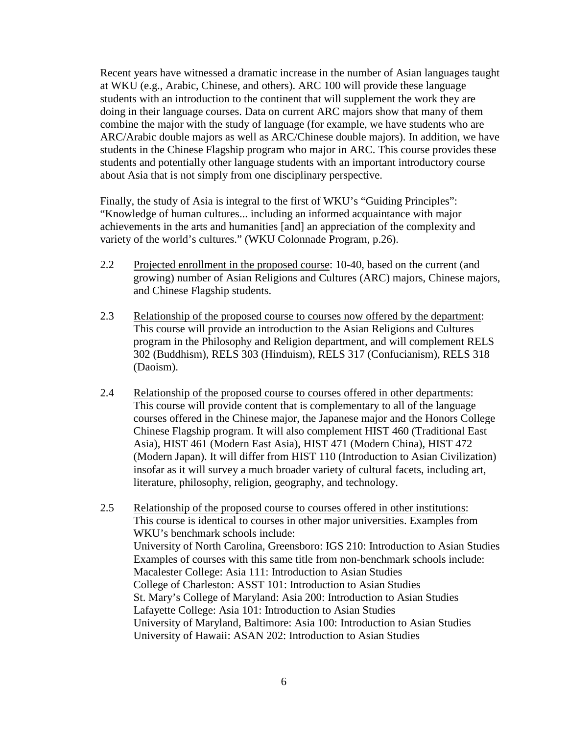Recent years have witnessed a dramatic increase in the number of Asian languages taught at WKU (e.g., Arabic, Chinese, and others). ARC 100 will provide these language students with an introduction to the continent that will supplement the work they are doing in their language courses. Data on current ARC majors show that many of them combine the major with the study of language (for example, we have students who are ARC/Arabic double majors as well as ARC/Chinese double majors). In addition, we have students in the Chinese Flagship program who major in ARC. This course provides these students and potentially other language students with an important introductory course about Asia that is not simply from one disciplinary perspective.

Finally, the study of Asia is integral to the first of WKU's "Guiding Principles": "Knowledge of human cultures... including an informed acquaintance with major achievements in the arts and humanities [and] an appreciation of the complexity and variety of the world's cultures." (WKU Colonnade Program, p.26).

2.2 Projected enrollment in the proposed course: 10-40, based on the current (and growing) number of Asian Religions and Cultures (ARC) majors, Chinese majors, and Chinese Flagship students.

2.3 Relationship of the proposed course to courses now offered by the department: This course will provide an introduction to the Asian Religions and Cultures program in the Philosophy and Religion department, and will complement RELS 302 (Buddhism), RELS 303 (Hinduism), RELS 317 (Confucianism), RELS 318 (Daoism).

2.4 Relationship of the proposed course to courses offered in other departments: This course will provide content that is complementary to all of the language courses offered in the Chinese major, the Japanese major and the Honors College Chinese Flagship program. It will also complement HIST 460 (Traditional East Asia), HIST 461 (Modern East Asia), HIST 471 (Modern China), HIST 472 (Modern Japan). It will differ from HIST 110 (Introduction to Asian Civilization) insofar as it will survey a much broader variety of cultural facets, including art, literature, philosophy, religion, geography, and technology.

2.5 Relationship of the proposed course to courses offered in other institutions: This course is identical to courses in other major universities. Examples from WKU's benchmark schools include:
University of North Carolina, Greensboro: IGS 210: Introduction to Asian Studies
Examples of courses with this same title from non-benchmark schools include:
Macalester College: Asia 111: Introduction to Asian Studies
College of Charleston: ASST 101: Introduction to Asian Studies
St. Mary's College of Maryland: Asia 200: Introduction to Asian Studies
Lafayette College: Asia 101: Introduction to Asian Studies
University of Maryland, Baltimore: Asia 100: Introduction to Asian Studies
University of Hawaii: ASAN 202: Introduction to Asian Studies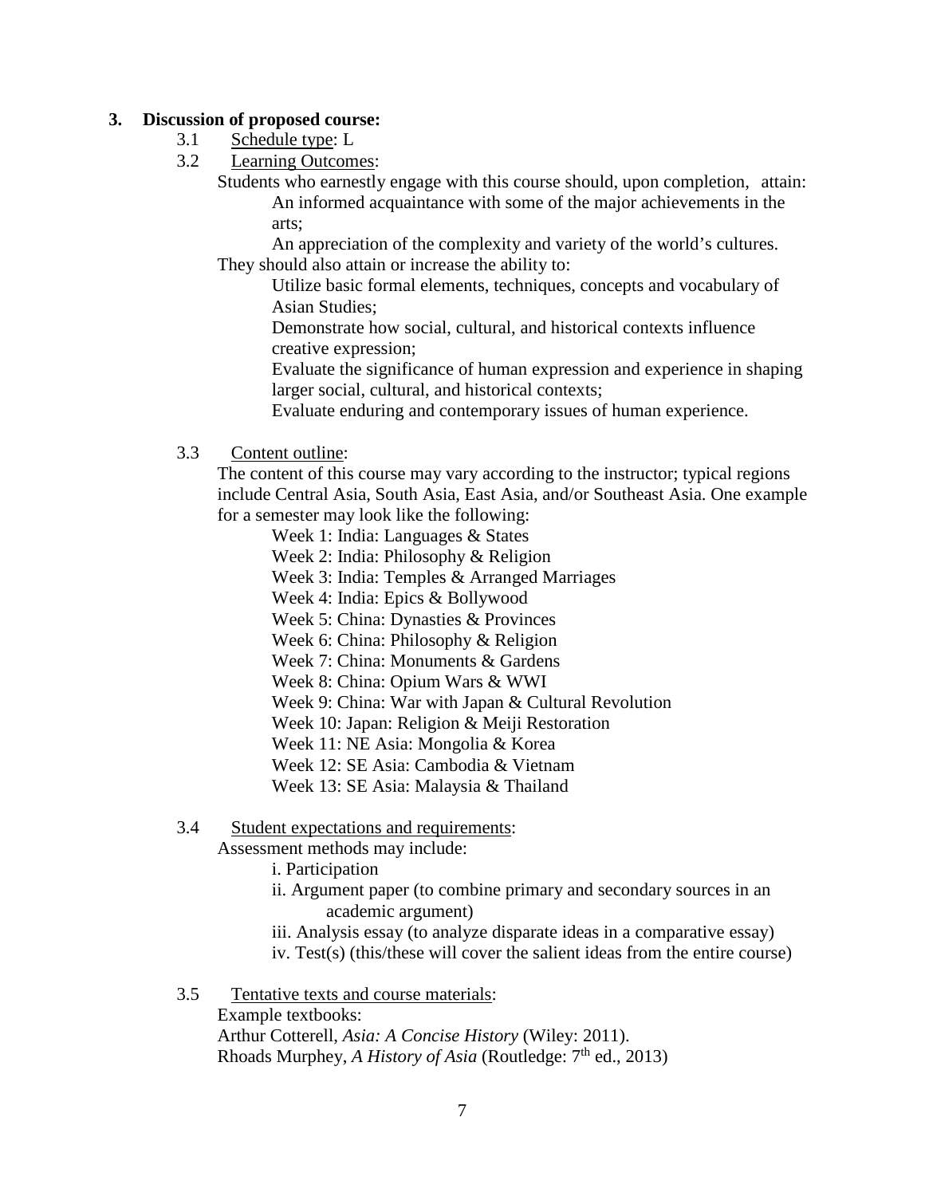**3. Discussion of proposed course:**

3.1 Schedule type: L

3.2 Learning Outcomes:

Students who earnestly engage with this course should, upon completion, attain:

An informed acquaintance with some of the major achievements in the arts;

An appreciation of the complexity and variety of the world's cultures.

They should also attain or increase the ability to:

Utilize basic formal elements, techniques, concepts and vocabulary of Asian Studies;

Demonstrate how social, cultural, and historical contexts influence creative expression;

Evaluate the significance of human expression and experience in shaping larger social, cultural, and historical contexts;

Evaluate enduring and contemporary issues of human experience.

3.3 Content outline:

The content of this course may vary according to the instructor; typical regions include Central Asia, South Asia, East Asia, and/or Southeast Asia. One example for a semester may look like the following:

Week 1: India: Languages & States
Week 2: India: Philosophy & Religion
Week 3: India: Temples & Arranged Marriages
Week 4: India: Epics & Bollywood
Week 5: China: Dynasties & Provinces
Week 6: China: Philosophy & Religion
Week 7: China: Monuments & Gardens
Week 8: China: Opium Wars & WWI
Week 9: China: War with Japan & Cultural Revolution
Week 10: Japan: Religion & Meiji Restoration
Week 11: NE Asia: Mongolia & Korea
Week 12: SE Asia: Cambodia & Vietnam
Week 13: SE Asia: Malaysia & Thailand

3.4 Student expectations and requirements:

Assessment methods may include:

i. Participation
ii. Argument paper (to combine primary and secondary sources in an academic argument)
iii. Analysis essay (to analyze disparate ideas in a comparative essay)
iv. Test(s) (this/these will cover the salient ideas from the entire course)

3.5 Tentative texts and course materials:

Example textbooks:
Arthur Cotterell, *Asia: A Concise History* (Wiley: 2011).
Rhoads Murphey, *A History of Asia* (Routledge: 7th ed., 2013)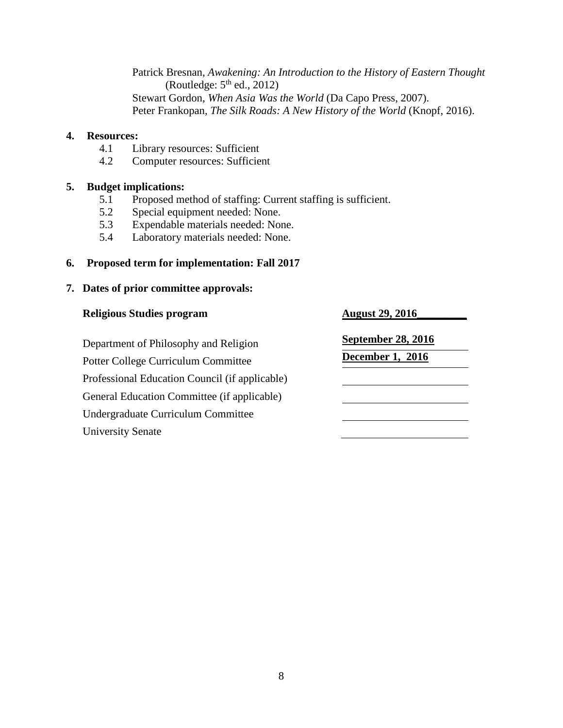Patrick Bresnan, *Awakening: An Introduction to the History of Eastern Thought* (Routledge: 5th ed., 2012)
Stewart Gordon, *When Asia Was the World* (Da Capo Press, 2007).
Peter Frankopan, *The Silk Roads: A New History of the World* (Knopf, 2016).

**4. Resources:**

4.1 Library resources: Sufficient
4.2 Computer resources: Sufficient

**5. Budget implications:**

5.1 Proposed method of staffing: Current staffing is sufficient.
5.2 Special equipment needed: None.
5.3 Expendable materials needed: None.
5.4 Laboratory materials needed: None.

**6. Proposed term for implementation: Fall 2017**

**7. Dates of prior committee approvals:**

| | |
|---|---|
| **Religious Studies program** | **August 29, 2016** |
| Department of Philosophy and Religion | **September 28, 2016** |
| Potter College Curriculum Committee | **December 1, 2016** |
| Professional Education Council (if applicable) | |
| General Education Committee (if applicable) | |
| Undergraduate Curriculum Committee | |
| University Senate | |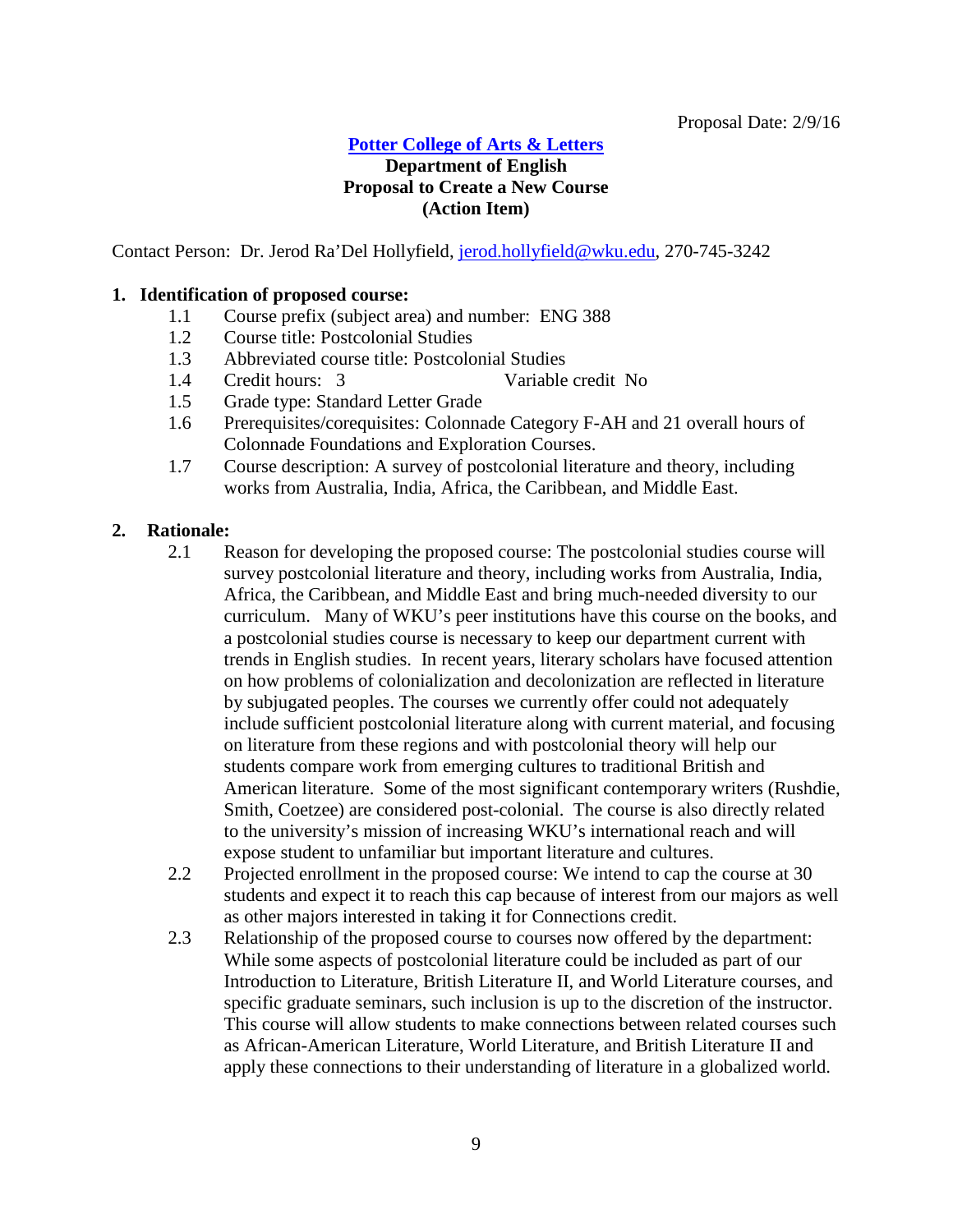Proposal Date: 2/9/16

**[Potter College of Arts & Letters](#)**
**Department of English**
**Proposal to Create a New Course**
**(Action Item)**

Contact Person: Dr. Jerod Ra'Del Hollyfield, [jerod.hollyfield@wku.edu](mailto:jerod.hollyfield@wku.edu), 270-745-3242

**1. Identification of proposed course:**

1.1 Course prefix (subject area) and number: ENG 388

1.2 Course title: Postcolonial Studies

1.3 Abbreviated course title: Postcolonial Studies

1.4 Credit hours: 3 Variable credit No

1.5 Grade type: Standard Letter Grade

1.6 Prerequisites/corequisites: Colonnade Category F-AH and 21 overall hours of Colonnade Foundations and Exploration Courses.

1.7 Course description: A survey of postcolonial literature and theory, including works from Australia, India, Africa, the Caribbean, and Middle East.

**2. Rationale:**

2.1 Reason for developing the proposed course: The postcolonial studies course will survey postcolonial literature and theory, including works from Australia, India, Africa, the Caribbean, and Middle East and bring much-needed diversity to our curriculum. Many of WKU's peer institutions have this course on the books, and a postcolonial studies course is necessary to keep our department current with trends in English studies. In recent years, literary scholars have focused attention on how problems of colonialization and decolonization are reflected in literature by subjugated peoples. The courses we currently offer could not adequately include sufficient postcolonial literature along with current material, and focusing on literature from these regions and with postcolonial theory will help our students compare work from emerging cultures to traditional British and American literature. Some of the most significant contemporary writers (Rushdie, Smith, Coetzee) are considered post-colonial. The course is also directly related to the university's mission of increasing WKU's international reach and will expose student to unfamiliar but important literature and cultures.

2.2 Projected enrollment in the proposed course: We intend to cap the course at 30 students and expect it to reach this cap because of interest from our majors as well as other majors interested in taking it for Connections credit.

2.3 Relationship of the proposed course to courses now offered by the department: While some aspects of postcolonial literature could be included as part of our Introduction to Literature, British Literature II, and World Literature courses, and specific graduate seminars, such inclusion is up to the discretion of the instructor. This course will allow students to make connections between related courses such as African-American Literature, World Literature, and British Literature II and apply these connections to their understanding of literature in a globalized world.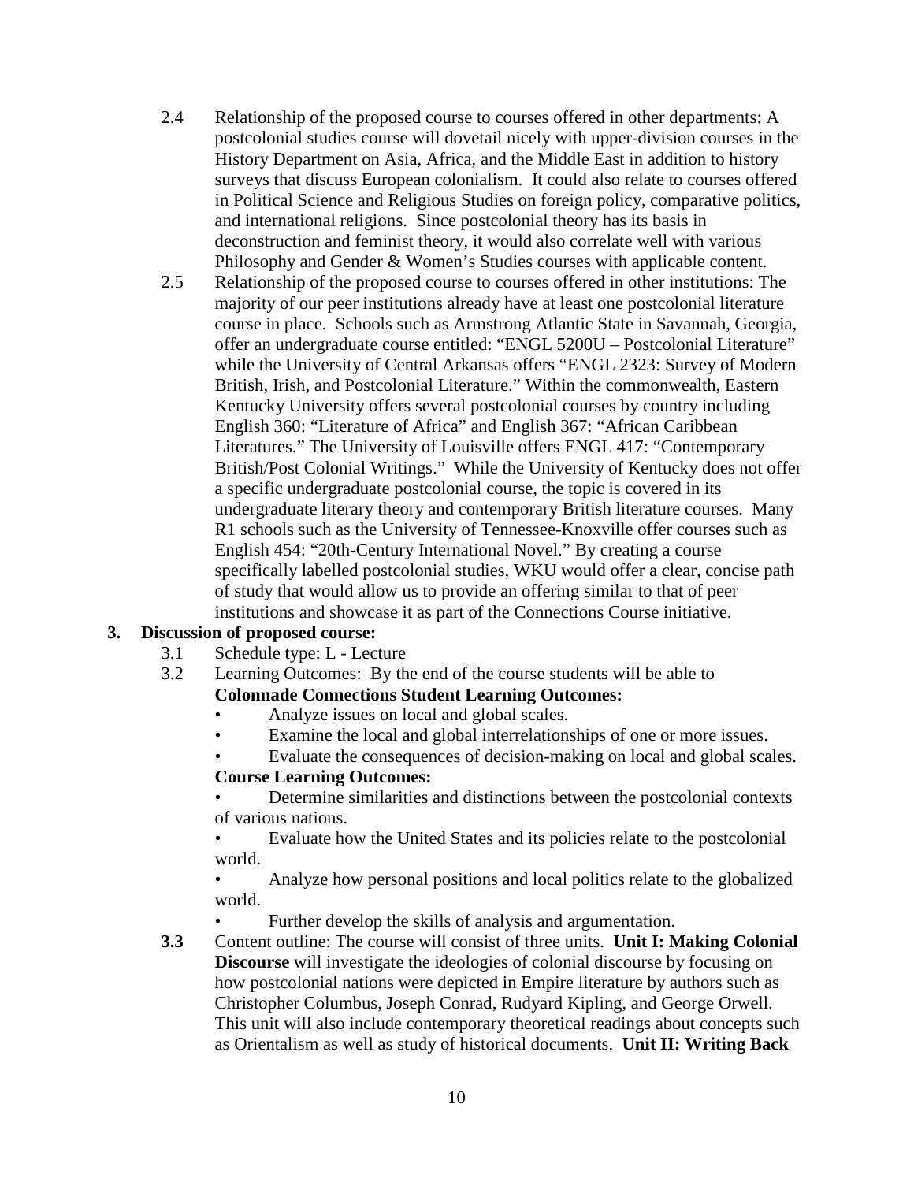2.4 Relationship of the proposed course to courses offered in other departments: A postcolonial studies course will dovetail nicely with upper-division courses in the History Department on Asia, Africa, and the Middle East in addition to history surveys that discuss European colonialism. It could also relate to courses offered in Political Science and Religious Studies on foreign policy, comparative politics, and international religions. Since postcolonial theory has its basis in deconstruction and feminist theory, it would also correlate well with various Philosophy and Gender & Women's Studies courses with applicable content.

2.5 Relationship of the proposed course to courses offered in other institutions: The majority of our peer institutions already have at least one postcolonial literature course in place. Schools such as Armstrong Atlantic State in Savannah, Georgia, offer an undergraduate course entitled: "ENGL 5200U – Postcolonial Literature" while the University of Central Arkansas offers "ENGL 2323: Survey of Modern British, Irish, and Postcolonial Literature." Within the commonwealth, Eastern Kentucky University offers several postcolonial courses by country including English 360: "Literature of Africa" and English 367: "African Caribbean Literatures." The University of Louisville offers ENGL 417: "Contemporary British/Post Colonial Writings." While the University of Kentucky does not offer a specific undergraduate postcolonial course, the topic is covered in its undergraduate literary theory and contemporary British literature courses. Many R1 schools such as the University of Tennessee-Knoxville offer courses such as English 454: "20th-Century International Novel." By creating a course specifically labelled postcolonial studies, WKU would offer a clear, concise path of study that would allow us to provide an offering similar to that of peer institutions and showcase it as part of the Connections Course initiative.

**3. Discussion of proposed course:**

3.1 Schedule type: L - Lecture

3.2 Learning Outcomes: By the end of the course students will be able to

**Colonnade Connections Student Learning Outcomes:**

- Analyze issues on local and global scales.
- Examine the local and global interrelationships of one or more issues.
- Evaluate the consequences of decision-making on local and global scales.

**Course Learning Outcomes:**

- Determine similarities and distinctions between the postcolonial contexts of various nations.
- Evaluate how the United States and its policies relate to the postcolonial world.
- Analyze how personal positions and local politics relate to the globalized world.
- Further develop the skills of analysis and argumentation.

**3.3** Content outline: The course will consist of three units. **Unit I: Making Colonial Discourse** will investigate the ideologies of colonial discourse by focusing on how postcolonial nations were depicted in Empire literature by authors such as Christopher Columbus, Joseph Conrad, Rudyard Kipling, and George Orwell. This unit will also include contemporary theoretical readings about concepts such as Orientalism as well as study of historical documents. **Unit II: Writing Back**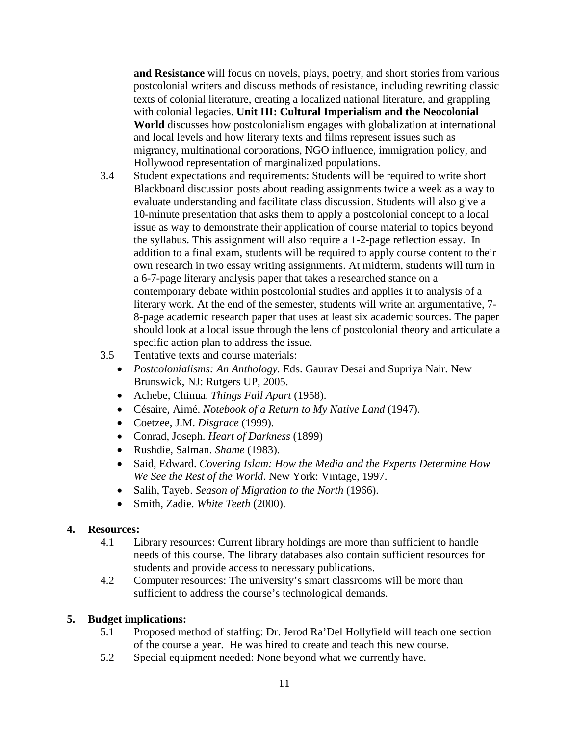**and Resistance** will focus on novels, plays, poetry, and short stories from various postcolonial writers and discuss methods of resistance, including rewriting classic texts of colonial literature, creating a localized national literature, and grappling with colonial legacies. **Unit III: Cultural Imperialism and the Neocolonial World** discusses how postcolonialism engages with globalization at international and local levels and how literary texts and films represent issues such as migrancy, multinational corporations, NGO influence, immigration policy, and Hollywood representation of marginalized populations.

3.4 Student expectations and requirements: Students will be required to write short Blackboard discussion posts about reading assignments twice a week as a way to evaluate understanding and facilitate class discussion. Students will also give a 10-minute presentation that asks them to apply a postcolonial concept to a local issue as way to demonstrate their application of course material to topics beyond the syllabus. This assignment will also require a 1-2-page reflection essay. In addition to a final exam, students will be required to apply course content to their own research in two essay writing assignments. At midterm, students will turn in a 6-7-page literary analysis paper that takes a researched stance on a contemporary debate within postcolonial studies and applies it to analysis of a literary work. At the end of the semester, students will write an argumentative, 7-8-page academic research paper that uses at least six academic sources. The paper should look at a local issue through the lens of postcolonial theory and articulate a specific action plan to address the issue.

3.5 Tentative texts and course materials:

- *Postcolonialisms: An Anthology.* Eds. Gaurav Desai and Supriya Nair. New Brunswick, NJ: Rutgers UP, 2005.
- Achebe, Chinua. *Things Fall Apart* (1958).
- Césaire, Aimé. *Notebook of a Return to My Native Land* (1947).
- Coetzee, J.M. *Disgrace* (1999).
- Conrad, Joseph. *Heart of Darkness* (1899)
- Rushdie, Salman. *Shame* (1983).
- Said, Edward. *Covering Islam: How the Media and the Experts Determine How We See the Rest of the World*. New York: Vintage, 1997.
- Salih, Tayeb. *Season of Migration to the North* (1966).
- Smith, Zadie. *White Teeth* (2000).

## 4. Resources:

4.1 Library resources: Current library holdings are more than sufficient to handle needs of this course. The library databases also contain sufficient resources for students and provide access to necessary publications.

4.2 Computer resources: The university's smart classrooms will be more than sufficient to address the course's technological demands.

## 5. Budget implications:

5.1 Proposed method of staffing: Dr. Jerod Ra'Del Hollyfield will teach one section of the course a year. He was hired to create and teach this new course.

5.2 Special equipment needed: None beyond what we currently have.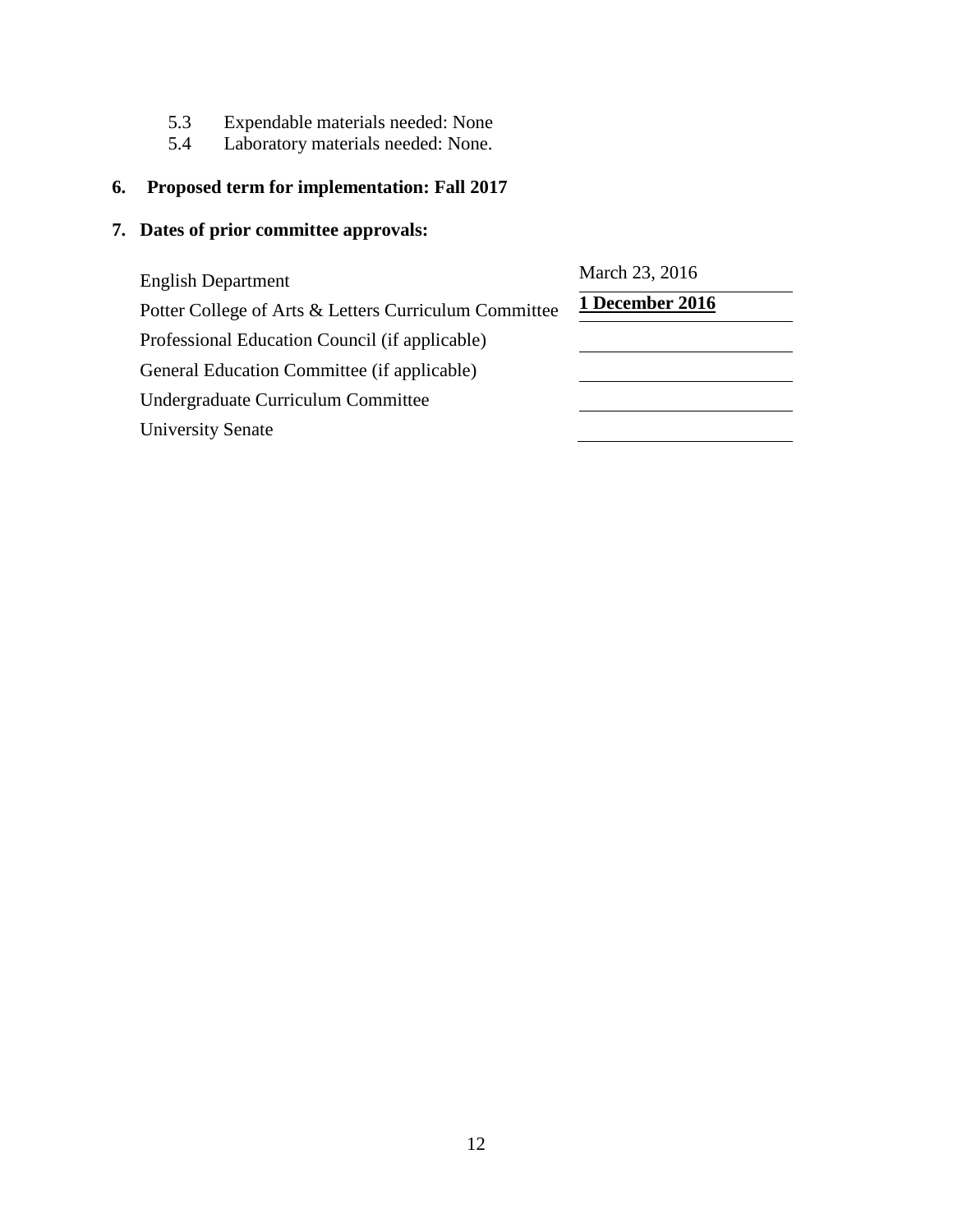5.3 Expendable materials needed: None
5.4 Laboratory materials needed: None.

**6. Proposed term for implementation: Fall 2017**

**7. Dates of prior committee approvals:**

| | |
|---|---|
| English Department | March 23, 2016 |
| Potter College of Arts & Letters Curriculum Committee | **1 December 2016** |
| Professional Education Council (if applicable) | |
| General Education Committee (if applicable) | |
| Undergraduate Curriculum Committee | |
| University Senate | |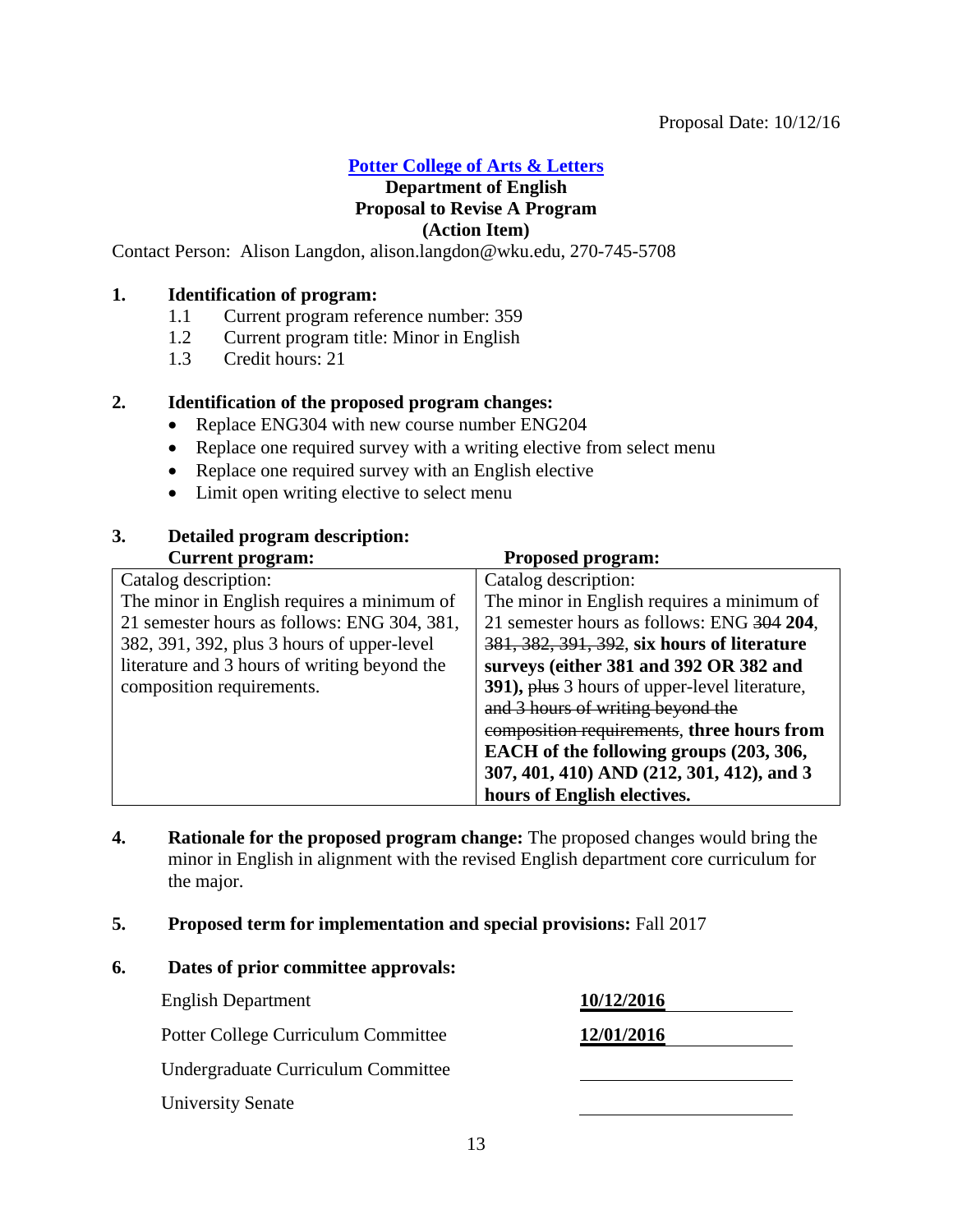Proposal Date: 10/12/16

**Potter College of Arts & Letters**
**Department of English**
**Proposal to Revise A Program**
**(Action Item)**

Contact Person: Alison Langdon, alison.langdon@wku.edu, 270-745-5708

**1. Identification of program:**

1.1 Current program reference number: 359
1.2 Current program title: Minor in English
1.3 Credit hours: 21

**2. Identification of the proposed program changes:**

- Replace ENG304 with new course number ENG204
- Replace one required survey with a writing elective from select menu
- Replace one required survey with an English elective
- Limit open writing elective to select menu

**3. Detailed program description:**

| Current program: | Proposed program: |
|---|---|
| Catalog description:<br>The minor in English requires a minimum of 21 semester hours as follows: ENG 304, 381, 382, 391, 392, plus 3 hours of upper-level literature and 3 hours of writing beyond the composition requirements. | Catalog description:<br>The minor in English requires a minimum of 21 semester hours as follows: ENG ~~304~~ **204**, ~~381, 382, 391, 392~~, **six hours of literature surveys (either 381 and 392 OR 382 and 391),** ~~plus~~ 3 hours of upper-level literature, ~~and 3 hours of writing beyond the composition requirements~~, **three hours from EACH of the following groups (203, 306, 307, 401, 410) AND (212, 301, 412), and 3 hours of English electives.** |

**4. Rationale for the proposed program change:** The proposed changes would bring the minor in English in alignment with the revised English department core curriculum for the major.

**5. Proposed term for implementation and special provisions:** Fall 2017

**6. Dates of prior committee approvals:**

| | |
|---|---|
| English Department | **10/12/2016** |
| Potter College Curriculum Committee | **12/01/2016** |
| Undergraduate Curriculum Committee | |
| University Senate | |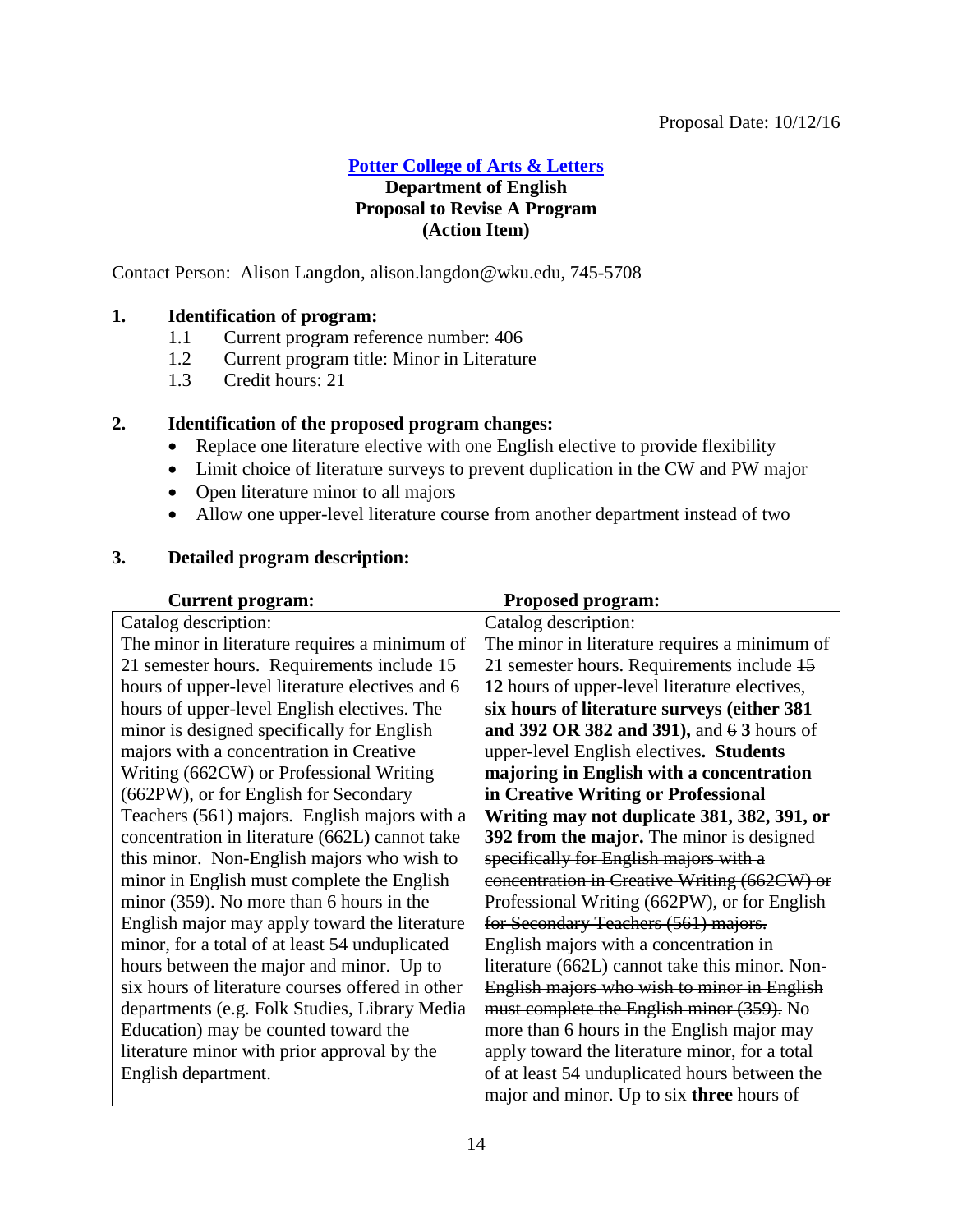Proposal Date: 10/12/16

**Potter College of Arts & Letters**
**Department of English**
**Proposal to Revise A Program**
**(Action Item)**

Contact Person: Alison Langdon, alison.langdon@wku.edu, 745-5708

**1. Identification of program:**

1.1 Current program reference number: 406
1.2 Current program title: Minor in Literature
1.3 Credit hours: 21

**2. Identification of the proposed program changes:**

- Replace one literature elective with one English elective to provide flexibility
- Limit choice of literature surveys to prevent duplication in the CW and PW major
- Open literature minor to all majors
- Allow one upper-level literature course from another department instead of two

**3. Detailed program description:**

| **Current program:** | **Proposed program:** |
|---|---|
| Catalog description:<br>The minor in literature requires a minimum of 21 semester hours. Requirements include 15 hours of upper-level literature electives and 6 hours of upper-level English electives. The minor is designed specifically for English majors with a concentration in Creative Writing (662CW) or Professional Writing (662PW), or for English for Secondary Teachers (561) majors. English majors with a concentration in literature (662L) cannot take this minor. Non-English majors who wish to minor in English must complete the English minor (359). No more than 6 hours in the English major may apply toward the literature minor, for a total of at least 54 unduplicated hours between the major and minor. Up to six hours of literature courses offered in other departments (e.g. Folk Studies, Library Media Education) may be counted toward the literature minor with prior approval by the English department. | Catalog description:<br>The minor in literature requires a minimum of 21 semester hours. Requirements include ~~15~~ **12** hours of upper-level literature electives, **six hours of literature surveys (either 381 and 392 OR 382 and 391),** and ~~6~~ **3** hours of upper-level English electives**. Students majoring in English with a concentration in Creative Writing or Professional Writing may not duplicate 381, 382, 391, or 392 from the major.** ~~The minor is designed specifically for English majors with a concentration in Creative Writing (662CW) or Professional Writing (662PW), or for English for Secondary Teachers (561) majors.~~ English majors with a concentration in literature (662L) cannot take this minor. ~~Non-English majors who wish to minor in English must complete the English minor (359).~~ No more than 6 hours in the English major may apply toward the literature minor, for a total of at least 54 unduplicated hours between the major and minor. Up to ~~six~~ **three** hours of |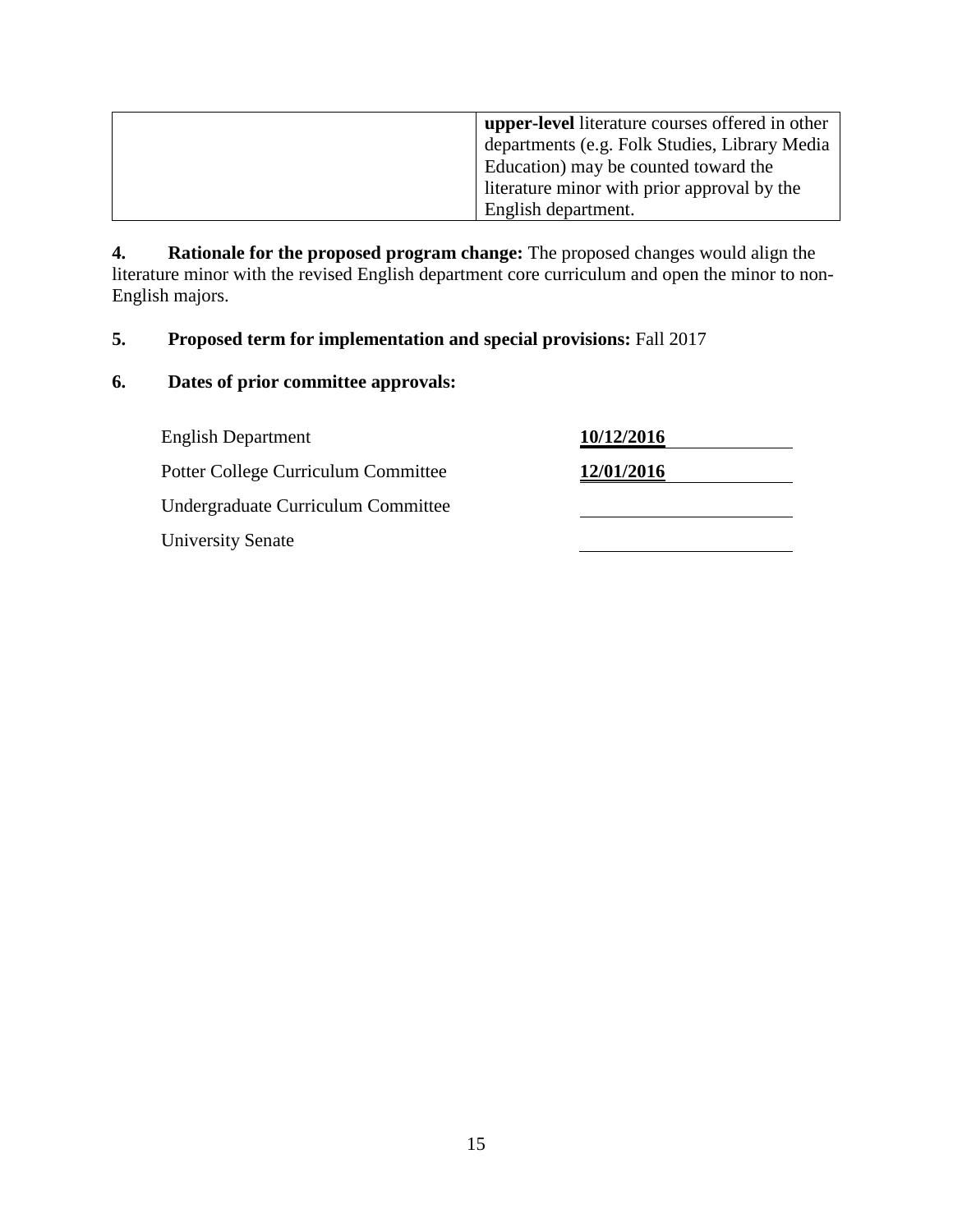| | |
|---|---|
| | **upper-level** literature courses offered in other departments (e.g. Folk Studies, Library Media Education) may be counted toward the literature minor with prior approval by the English department. |

**4. Rationale for the proposed program change:** The proposed changes would align the literature minor with the revised English department core curriculum and open the minor to non-English majors.

**5. Proposed term for implementation and special provisions:** Fall 2017

**6. Dates of prior committee approvals:**

| | |
|---|---|
| English Department | **10/12/2016** |
| Potter College Curriculum Committee | **12/01/2016** |
| Undergraduate Curriculum Committee | |
| University Senate | |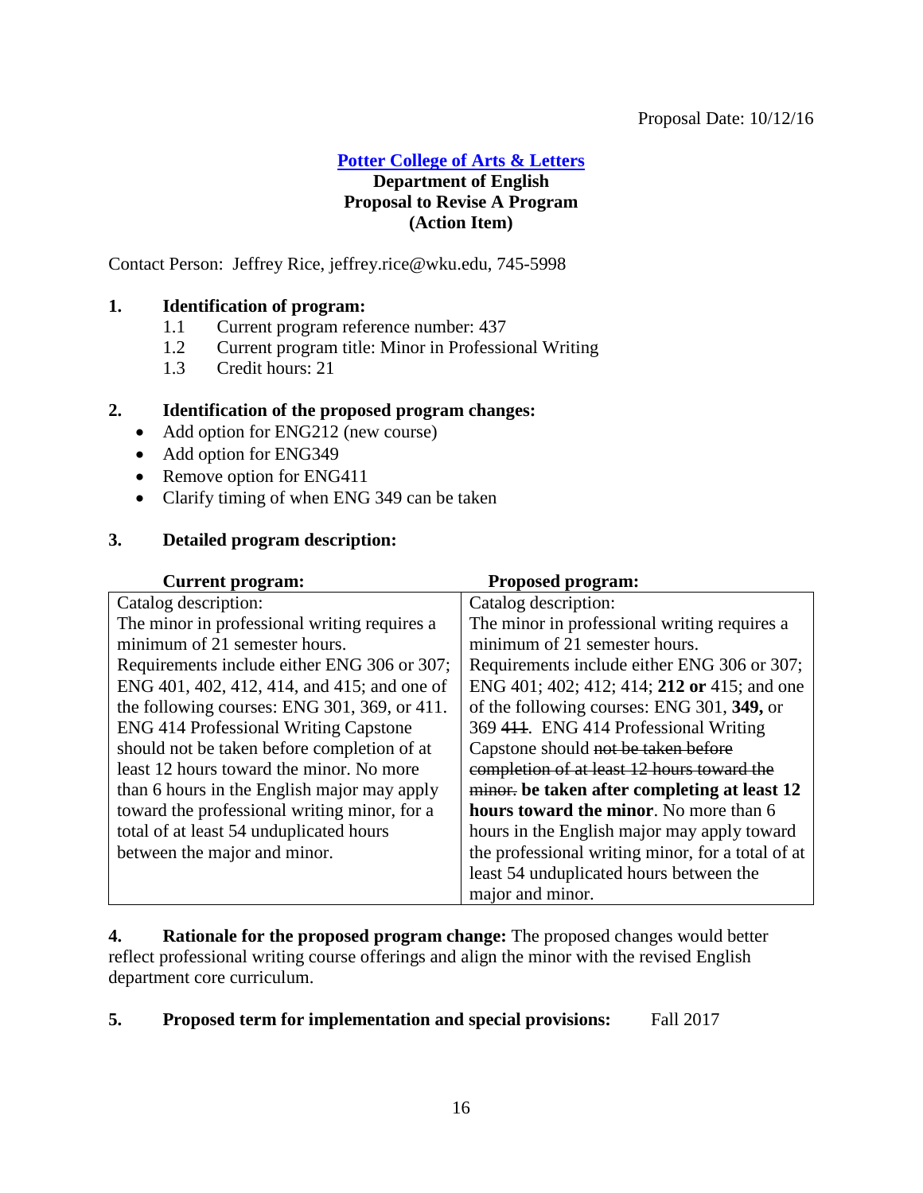Proposal Date: 10/12/16

**Potter College of Arts & Letters**
**Department of English**
**Proposal to Revise A Program**
**(Action Item)**

Contact Person: Jeffrey Rice, jeffrey.rice@wku.edu, 745-5998

**1. Identification of program:**

- 1.1 Current program reference number: 437
- 1.2 Current program title: Minor in Professional Writing
- 1.3 Credit hours: 21

**2. Identification of the proposed program changes:**

- Add option for ENG212 (new course)
- Add option for ENG349
- Remove option for ENG411
- Clarify timing of when ENG 349 can be taken

**3. Detailed program description:**

| Current program: | Proposed program: |
|---|---|
| Catalog description: The minor in professional writing requires a minimum of 21 semester hours. Requirements include either ENG 306 or 307; ENG 401, 402, 412, 414, and 415; and one of the following courses: ENG 301, 369, or 411. ENG 414 Professional Writing Capstone should not be taken before completion of at least 12 hours toward the minor. No more than 6 hours in the English major may apply toward the professional writing minor, for a total of at least 54 unduplicated hours between the major and minor. | Catalog description: The minor in professional writing requires a minimum of 21 semester hours. Requirements include either ENG 306 or 307; ENG 401; 402; 412; 414; **212 or** 415; and one of the following courses: ENG 301, **349,** or 369 ~~411~~. ENG 414 Professional Writing Capstone should ~~not be taken before completion of at least 12 hours toward the minor.~~ **be taken after completing at least 12 hours toward the minor**. No more than 6 hours in the English major may apply toward the professional writing minor, for a total of at least 54 unduplicated hours between the major and minor. |

**4. Rationale for the proposed program change:** The proposed changes would better reflect professional writing course offerings and align the minor with the revised English department core curriculum.

**5. Proposed term for implementation and special provisions:** Fall 2017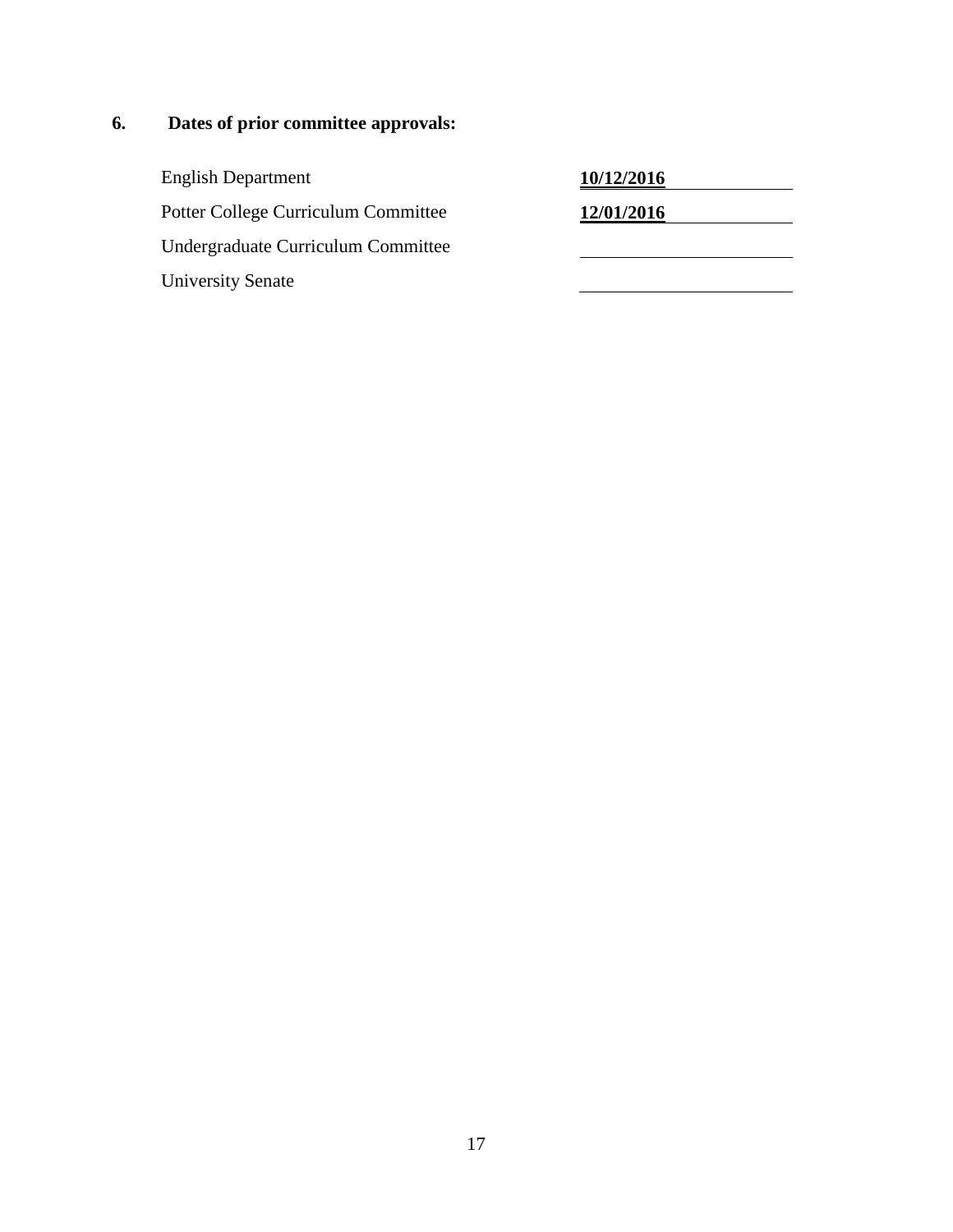## 6. Dates of prior committee approvals:

| | |
|---|---|
| English Department | **10/12/2016** |
| Potter College Curriculum Committee | **12/01/2016** |
| Undergraduate Curriculum Committee | |
| University Senate | |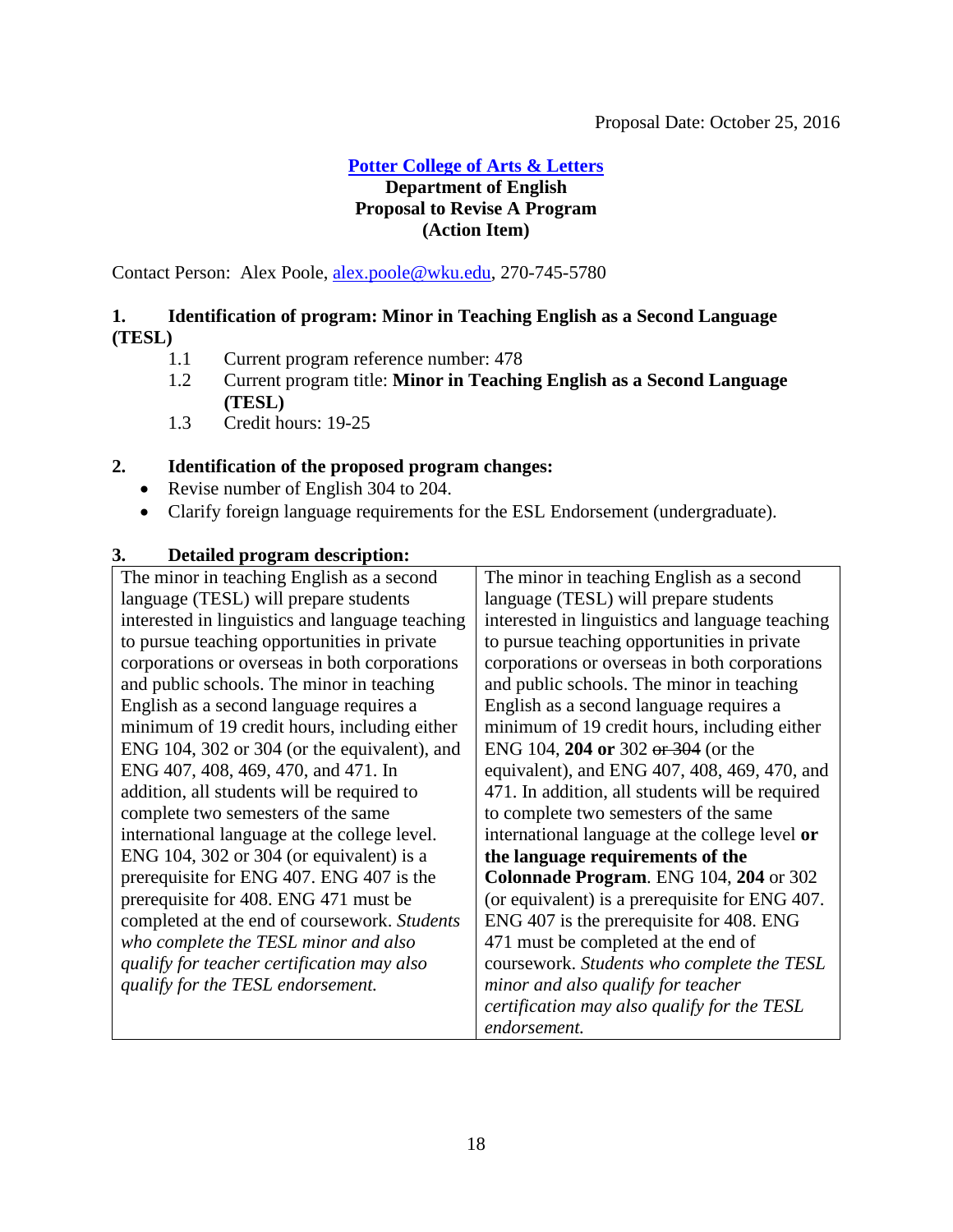Proposal Date: October 25, 2016

**Potter College of Arts & Letters**
**Department of English**
**Proposal to Revise A Program**
**(Action Item)**

Contact Person: Alex Poole, alex.poole@wku.edu, 270-745-5780

**1. Identification of program: Minor in Teaching English as a Second Language (TESL)**

1.1 Current program reference number: 478
1.2 Current program title: **Minor in Teaching English as a Second Language (TESL)**
1.3 Credit hours: 19-25

**2. Identification of the proposed program changes:**

- Revise number of English 304 to 204.
- Clarify foreign language requirements for the ESL Endorsement (undergraduate).

**3. Detailed program description:**

| | |
|---|---|
| The minor in teaching English as a second language (TESL) will prepare students interested in linguistics and language teaching to pursue teaching opportunities in private corporations or overseas in both corporations and public schools. The minor in teaching English as a second language requires a minimum of 19 credit hours, including either ENG 104, 302 or 304 (or the equivalent), and ENG 407, 408, 469, 470, and 471. In addition, all students will be required to complete two semesters of the same international language at the college level. ENG 104, 302 or 304 (or equivalent) is a prerequisite for ENG 407. ENG 407 is the prerequisite for 408. ENG 471 must be completed at the end of coursework. *Students who complete the TESL minor and also qualify for teacher certification may also qualify for the TESL endorsement.* | The minor in teaching English as a second language (TESL) will prepare students interested in linguistics and language teaching to pursue teaching opportunities in private corporations or overseas in both corporations and public schools. The minor in teaching English as a second language requires a minimum of 19 credit hours, including either ENG 104, **204 or** 302 ~~or 304~~ (or the equivalent), and ENG 407, 408, 469, 470, and 471. In addition, all students will be required to complete two semesters of the same international language at the college level **or the language requirements of the Colonnade Program**. ENG 104, **204** or 302 (or equivalent) is a prerequisite for ENG 407. ENG 407 is the prerequisite for 408. ENG 471 must be completed at the end of coursework. *Students who complete the TESL minor and also qualify for teacher certification may also qualify for the TESL endorsement.* |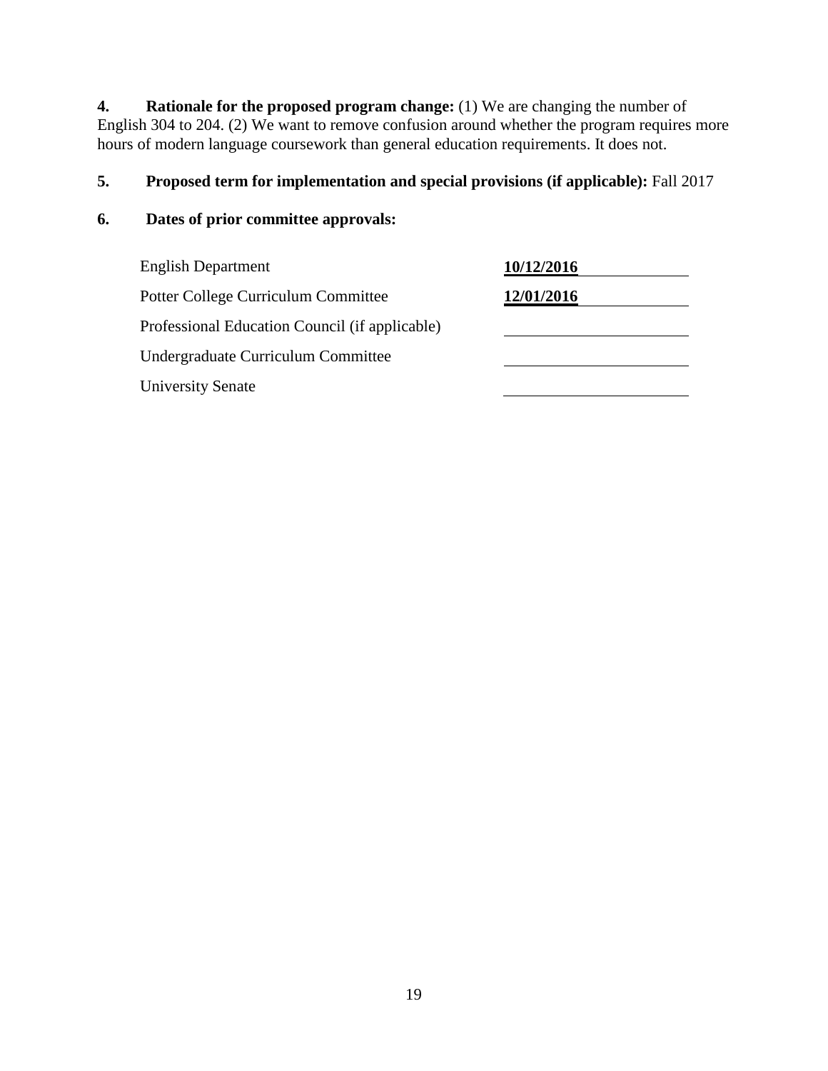**4. Rationale for the proposed program change:** (1) We are changing the number of English 304 to 204. (2) We want to remove confusion around whether the program requires more hours of modern language coursework than general education requirements. It does not.

**5. Proposed term for implementation and special provisions (if applicable):** Fall 2017

**6. Dates of prior committee approvals:**

| | |
|---|---|
| English Department | **10/12/2016** |
| Potter College Curriculum Committee | **12/01/2016** |
| Professional Education Council (if applicable) | |
| Undergraduate Curriculum Committee | |
| University Senate | |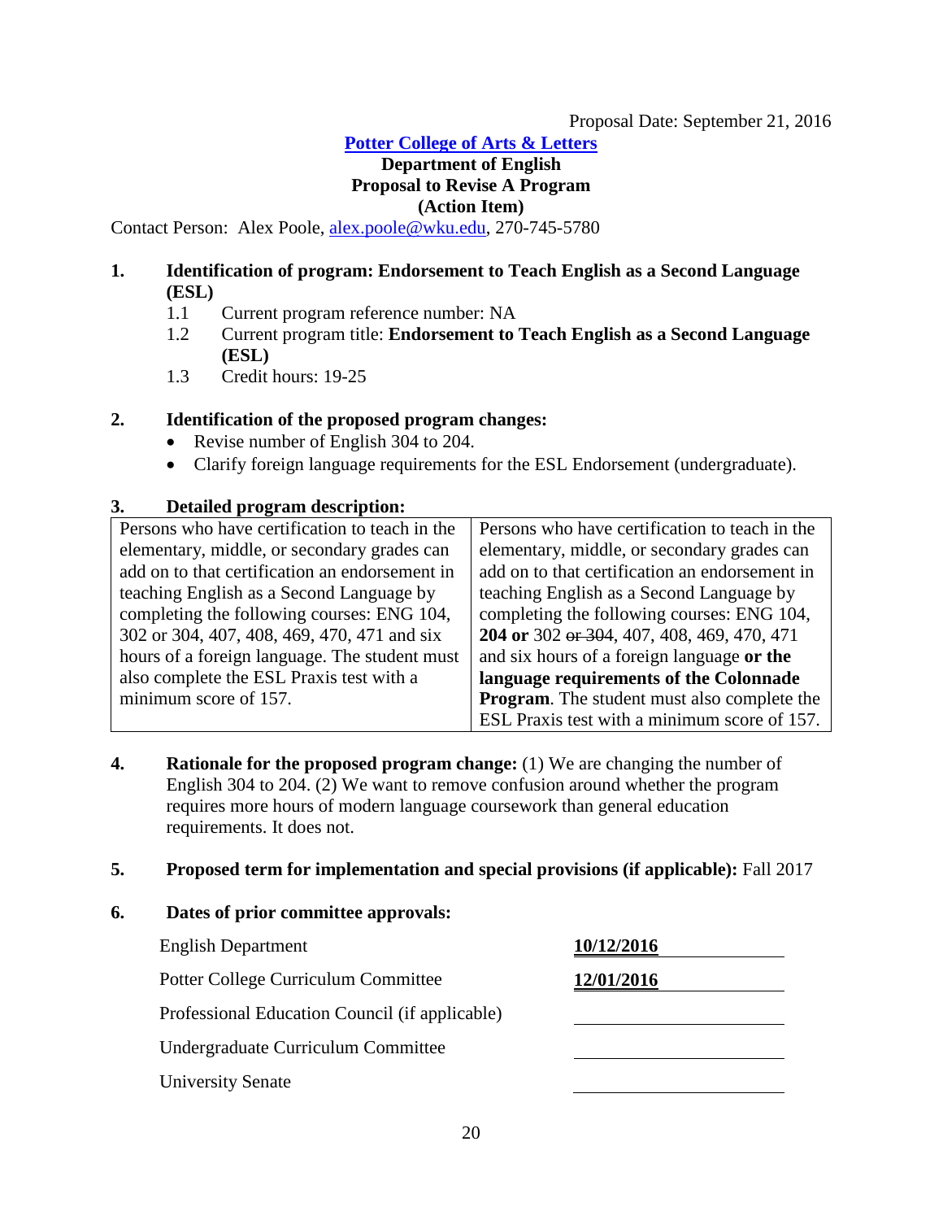Proposal Date: September 21, 2016

**Potter College of Arts & Letters**

**Department of English**

**Proposal to Revise A Program**

**(Action Item)**

Contact Person: Alex Poole, alex.poole@wku.edu, 270-745-5780

**1. Identification of program: Endorsement to Teach English as a Second Language (ESL)**

1.1 Current program reference number: NA

1.2 Current program title: **Endorsement to Teach English as a Second Language (ESL)**

1.3 Credit hours: 19-25

**2. Identification of the proposed program changes:**

- Revise number of English 304 to 204.
- Clarify foreign language requirements for the ESL Endorsement (undergraduate).

**3. Detailed program description:**

| Current | Proposed |
|---|---|
| Persons who have certification to teach in the elementary, middle, or secondary grades can add on to that certification an endorsement in teaching English as a Second Language by completing the following courses: ENG 104, 302 or 304, 407, 408, 469, 470, 471 and six hours of a foreign language. The student must also complete the ESL Praxis test with a minimum score of 157. | Persons who have certification to teach in the elementary, middle, or secondary grades can add on to that certification an endorsement in teaching English as a Second Language by completing the following courses: ENG 104, **204 or** 302 ~~or 304~~, 407, 408, 469, 470, 471 and six hours of a foreign language **or the language requirements of the Colonnade Program**. The student must also complete the ESL Praxis test with a minimum score of 157. |

**4. Rationale for the proposed program change:** (1) We are changing the number of English 304 to 204. (2) We want to remove confusion around whether the program requires more hours of modern language coursework than general education requirements. It does not.

**5. Proposed term for implementation and special provisions (if applicable):** Fall 2017

**6. Dates of prior committee approvals:**

| Committee | Date |
|---|---|
| English Department | **10/12/2016** |
| Potter College Curriculum Committee | **12/01/2016** |
| Professional Education Council (if applicable) | |
| Undergraduate Curriculum Committee | |
| University Senate | |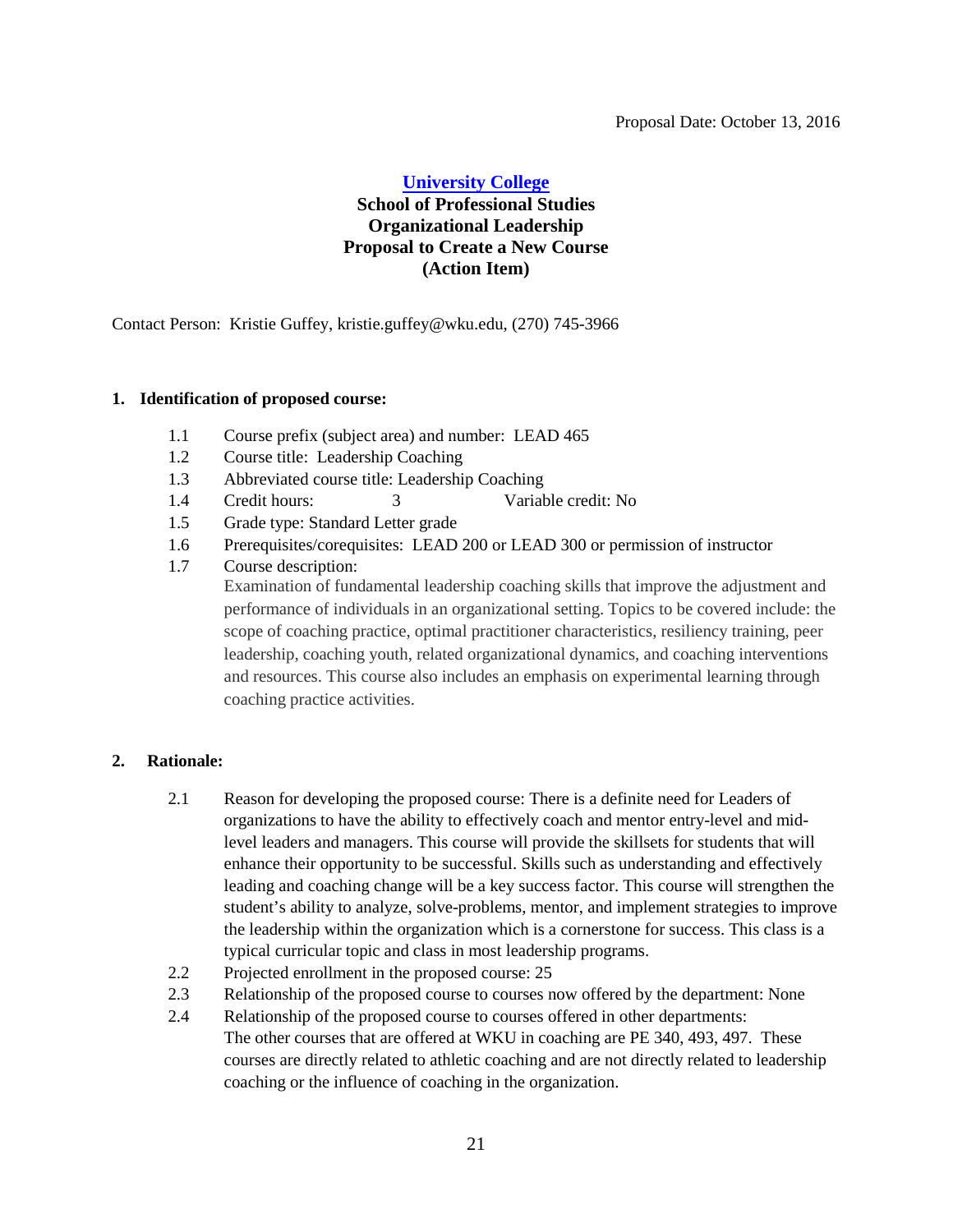Proposal Date: October 13, 2016

**University College**
**School of Professional Studies**
**Organizational Leadership**
**Proposal to Create a New Course**
**(Action Item)**

Contact Person: Kristie Guffey, kristie.guffey@wku.edu, (270) 745-3966

**1. Identification of proposed course:**

1.1 Course prefix (subject area) and number: LEAD 465
1.2 Course title: Leadership Coaching
1.3 Abbreviated course title: Leadership Coaching
1.4 Credit hours: 3 Variable credit: No
1.5 Grade type: Standard Letter grade
1.6 Prerequisites/corequisites: LEAD 200 or LEAD 300 or permission of instructor
1.7 Course description:
Examination of fundamental leadership coaching skills that improve the adjustment and performance of individuals in an organizational setting. Topics to be covered include: the scope of coaching practice, optimal practitioner characteristics, resiliency training, peer leadership, coaching youth, related organizational dynamics, and coaching interventions and resources. This course also includes an emphasis on experimental learning through coaching practice activities.

**2. Rationale:**

2.1 Reason for developing the proposed course: There is a definite need for Leaders of organizations to have the ability to effectively coach and mentor entry-level and mid-level leaders and managers. This course will provide the skillsets for students that will enhance their opportunity to be successful. Skills such as understanding and effectively leading and coaching change will be a key success factor. This course will strengthen the student's ability to analyze, solve-problems, mentor, and implement strategies to improve the leadership within the organization which is a cornerstone for success. This class is a typical curricular topic and class in most leadership programs.
2.2 Projected enrollment in the proposed course: 25
2.3 Relationship of the proposed course to courses now offered by the department: None
2.4 Relationship of the proposed course to courses offered in other departments:
The other courses that are offered at WKU in coaching are PE 340, 493, 497. These courses are directly related to athletic coaching and are not directly related to leadership coaching or the influence of coaching in the organization.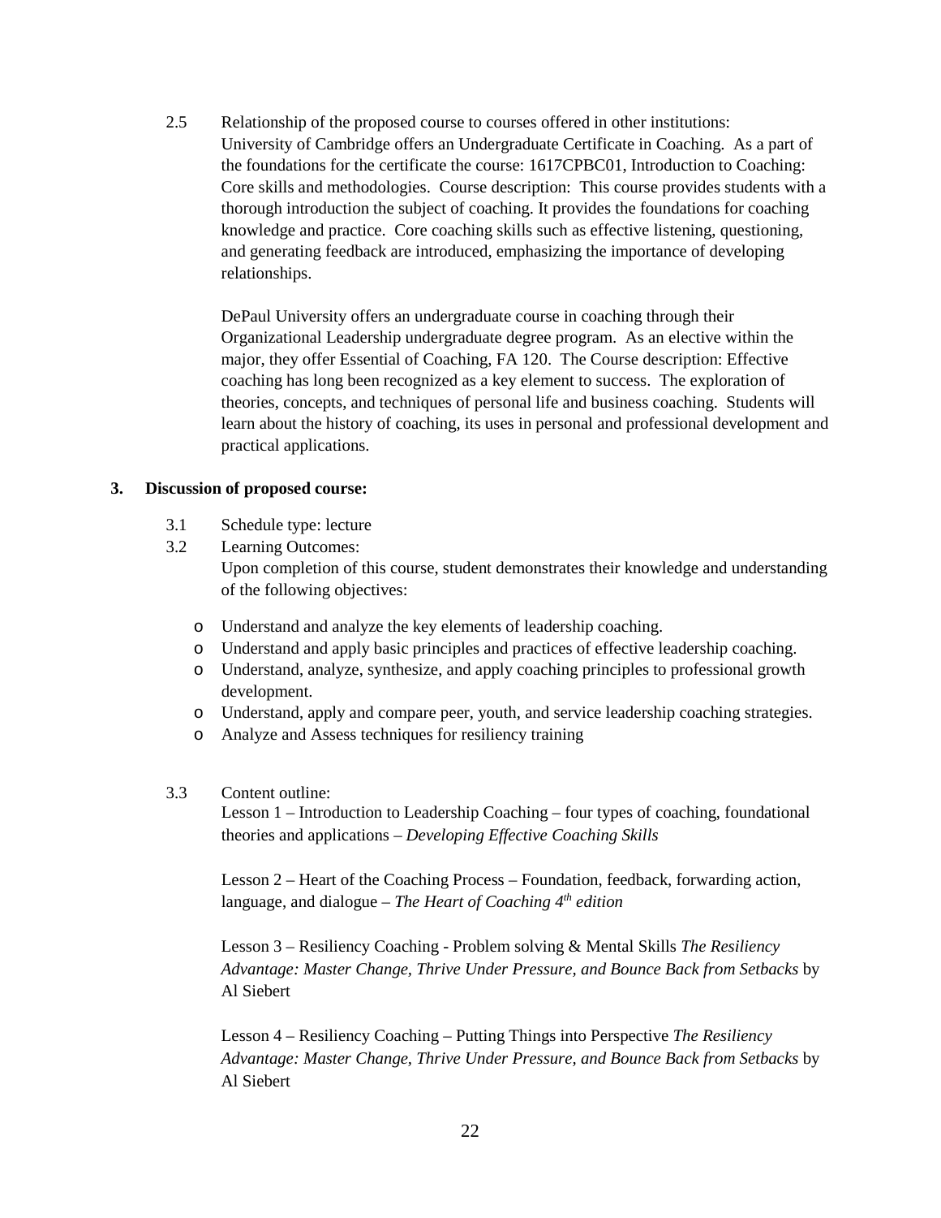2.5 Relationship of the proposed course to courses offered in other institutions:
University of Cambridge offers an Undergraduate Certificate in Coaching. As a part of the foundations for the certificate the course: 1617CPBC01, Introduction to Coaching: Core skills and methodologies. Course description: This course provides students with a thorough introduction the subject of coaching. It provides the foundations for coaching knowledge and practice. Core coaching skills such as effective listening, questioning, and generating feedback are introduced, emphasizing the importance of developing relationships.

DePaul University offers an undergraduate course in coaching through their Organizational Leadership undergraduate degree program. As an elective within the major, they offer Essential of Coaching, FA 120. The Course description: Effective coaching has long been recognized as a key element to success. The exploration of theories, concepts, and techniques of personal life and business coaching. Students will learn about the history of coaching, its uses in personal and professional development and practical applications.

**3. Discussion of proposed course:**

3.1 Schedule type: lecture

3.2 Learning Outcomes:
Upon completion of this course, student demonstrates their knowledge and understanding of the following objectives:

- Understand and analyze the key elements of leadership coaching.
- Understand and apply basic principles and practices of effective leadership coaching.
- Understand, analyze, synthesize, and apply coaching principles to professional growth development.
- Understand, apply and compare peer, youth, and service leadership coaching strategies.
- Analyze and Assess techniques for resiliency training

3.3 Content outline:

Lesson 1 – Introduction to Leadership Coaching – four types of coaching, foundational theories and applications – *Developing Effective Coaching Skills*

Lesson 2 – Heart of the Coaching Process – Foundation, feedback, forwarding action, language, and dialogue – *The Heart of Coaching 4th edition*

Lesson 3 – Resiliency Coaching - Problem solving & Mental Skills *The Resiliency Advantage: Master Change, Thrive Under Pressure, and Bounce Back from Setbacks* by Al Siebert

Lesson 4 – Resiliency Coaching – Putting Things into Perspective *The Resiliency Advantage: Master Change, Thrive Under Pressure, and Bounce Back from Setbacks* by Al Siebert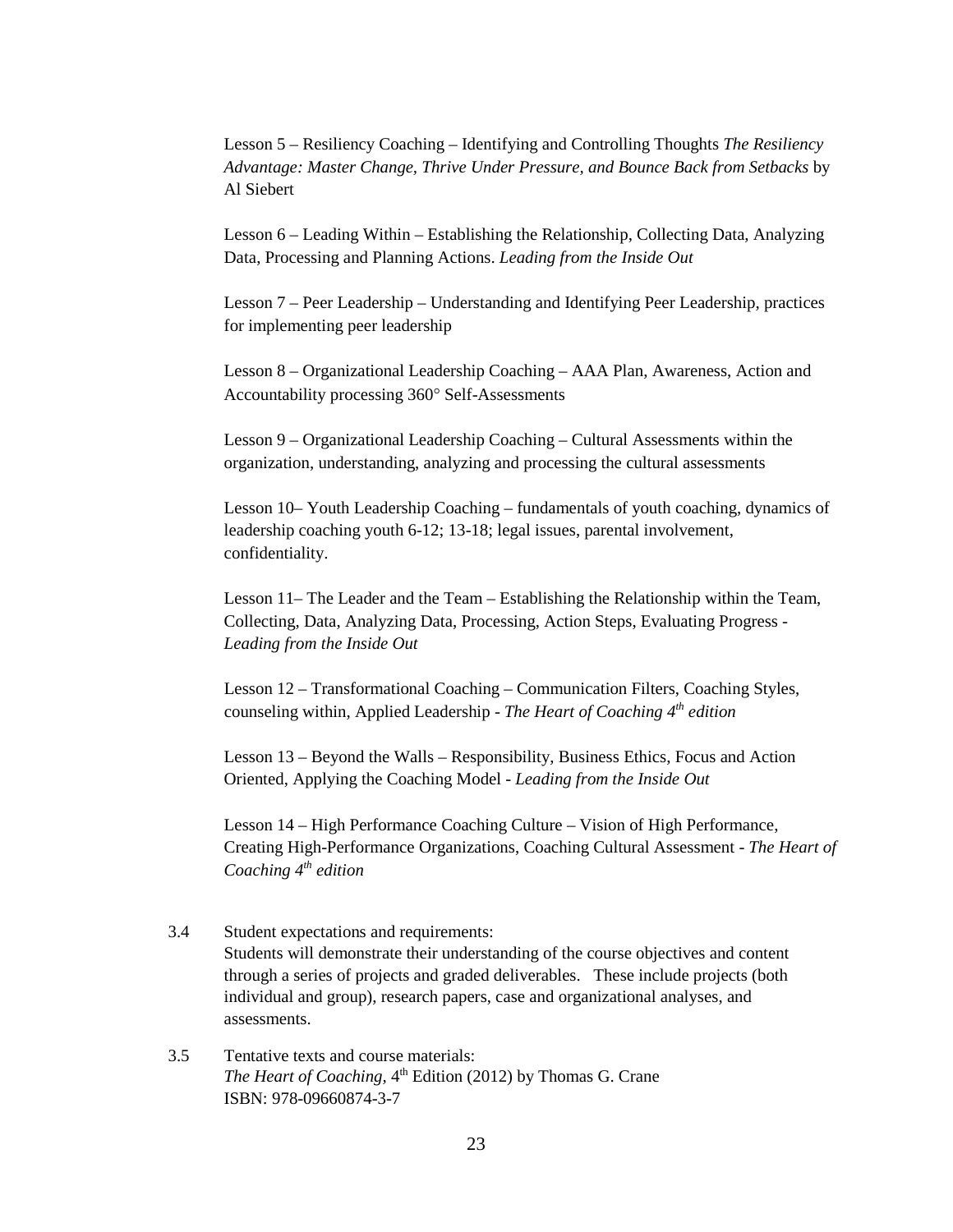Lesson 5 – Resiliency Coaching – Identifying and Controlling Thoughts *The Resiliency Advantage: Master Change, Thrive Under Pressure, and Bounce Back from Setbacks* by Al Siebert

Lesson 6 – Leading Within – Establishing the Relationship, Collecting Data, Analyzing Data, Processing and Planning Actions. *Leading from the Inside Out*

Lesson 7 – Peer Leadership – Understanding and Identifying Peer Leadership, practices for implementing peer leadership

Lesson 8 – Organizational Leadership Coaching – AAA Plan, Awareness, Action and Accountability processing 360° Self-Assessments

Lesson 9 – Organizational Leadership Coaching – Cultural Assessments within the organization, understanding, analyzing and processing the cultural assessments

Lesson 10– Youth Leadership Coaching – fundamentals of youth coaching, dynamics of leadership coaching youth 6-12; 13-18; legal issues, parental involvement, confidentiality.

Lesson 11– The Leader and the Team – Establishing the Relationship within the Team, Collecting, Data, Analyzing Data, Processing, Action Steps, Evaluating Progress - *Leading from the Inside Out*

Lesson 12 – Transformational Coaching – Communication Filters, Coaching Styles, counseling within, Applied Leadership - *The Heart of Coaching 4th edition*

Lesson 13 – Beyond the Walls – Responsibility, Business Ethics, Focus and Action Oriented, Applying the Coaching Model - *Leading from the Inside Out*

Lesson 14 – High Performance Coaching Culture – Vision of High Performance, Creating High-Performance Organizations, Coaching Cultural Assessment - *The Heart of Coaching 4th edition*

3.4 Student expectations and requirements:
Students will demonstrate their understanding of the course objectives and content through a series of projects and graded deliverables. These include projects (both individual and group), research papers, case and organizational analyses, and assessments.

3.5 Tentative texts and course materials:
*The Heart of Coaching*, 4th Edition (2012) by Thomas G. Crane
ISBN: 978-09660874-3-7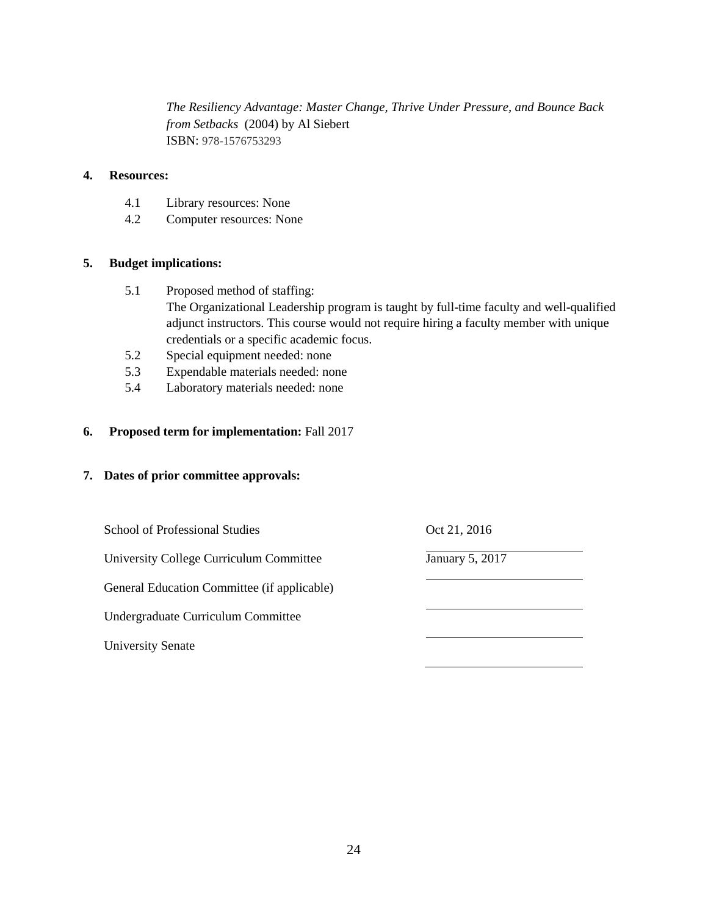*The Resiliency Advantage: Master Change, Thrive Under Pressure, and Bounce Back from Setbacks* (2004) by Al Siebert
ISBN: 978-1576753293

**4. Resources:**

4.1 Library resources: None
4.2 Computer resources: None

**5. Budget implications:**

5.1 Proposed method of staffing:
The Organizational Leadership program is taught by full-time faculty and well-qualified adjunct instructors. This course would not require hiring a faculty member with unique credentials or a specific academic focus.
5.2 Special equipment needed: none
5.3 Expendable materials needed: none
5.4 Laboratory materials needed: none

**6. Proposed term for implementation:** Fall 2017

**7. Dates of prior committee approvals:**

| | |
|---|---|
| School of Professional Studies | Oct 21, 2016 |
| University College Curriculum Committee | January 5, 2017 |
| General Education Committee (if applicable) | |
| Undergraduate Curriculum Committee | |
| University Senate | |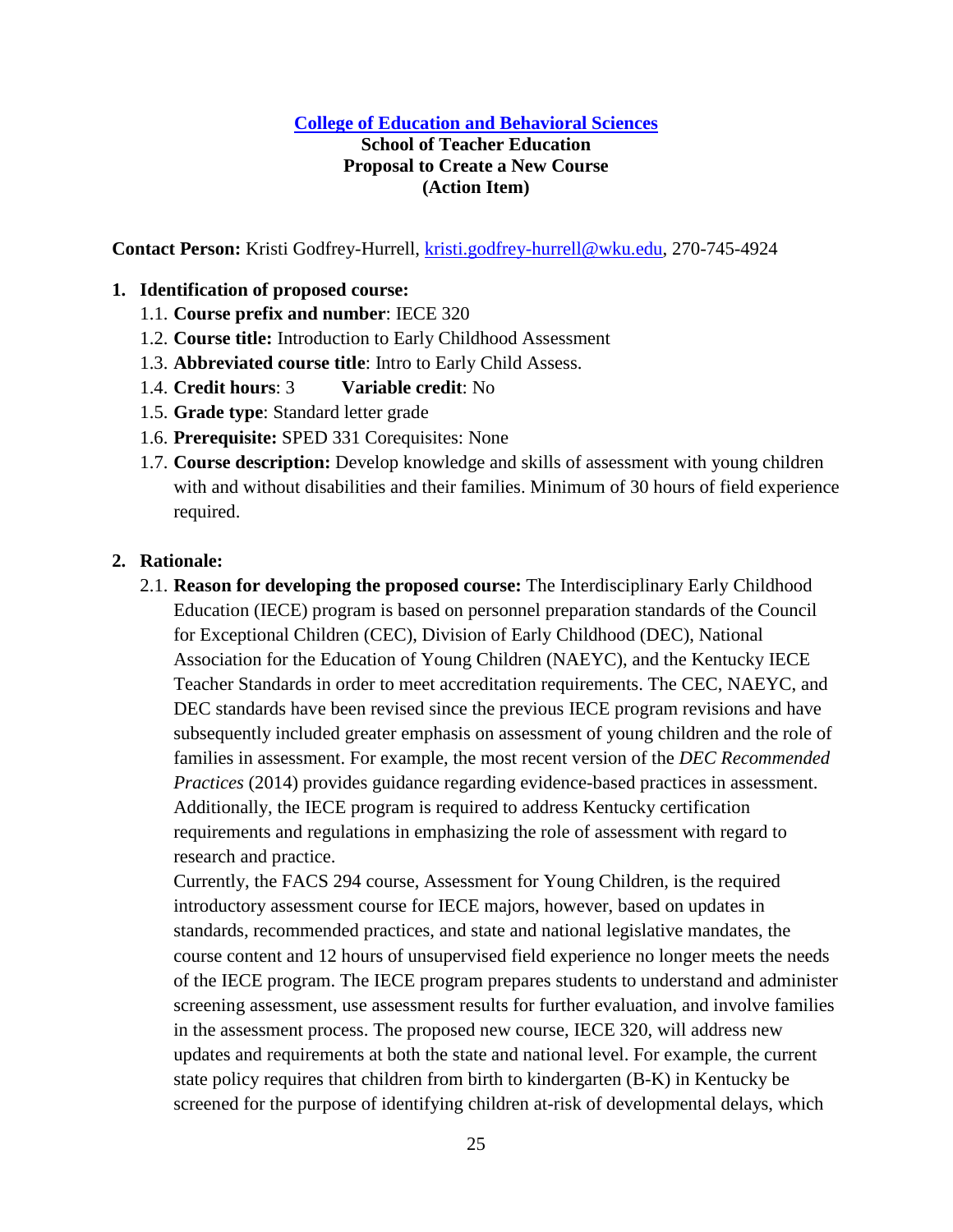**[College of Education and Behavioral Sciences](#)**
**School of Teacher Education**
**Proposal to Create a New Course**
**(Action Item)**

**Contact Person:** Kristi Godfrey-Hurrell, [kristi.godfrey-hurrell@wku.edu](mailto:kristi.godfrey-hurrell@wku.edu), 270-745-4924

1. **Identification of proposed course:**
   1.1. **Course prefix and number**: IECE 320
   1.2. **Course title:** Introduction to Early Childhood Assessment
   1.3. **Abbreviated course title**: Intro to Early Child Assess.
   1.4. **Credit hours**: 3 **Variable credit**: No
   1.5. **Grade type**: Standard letter grade
   1.6. **Prerequisite:** SPED 331 Corequisites: None
   1.7. **Course description:** Develop knowledge and skills of assessment with young children with and without disabilities and their families. Minimum of 30 hours of field experience required.

2. **Rationale:**
   2.1. **Reason for developing the proposed course:** The Interdisciplinary Early Childhood Education (IECE) program is based on personnel preparation standards of the Council for Exceptional Children (CEC), Division of Early Childhood (DEC), National Association for the Education of Young Children (NAEYC), and the Kentucky IECE Teacher Standards in order to meet accreditation requirements. The CEC, NAEYC, and DEC standards have been revised since the previous IECE program revisions and have subsequently included greater emphasis on assessment of young children and the role of families in assessment. For example, the most recent version of the *DEC Recommended Practices* (2014) provides guidance regarding evidence-based practices in assessment. Additionally, the IECE program is required to address Kentucky certification requirements and regulations in emphasizing the role of assessment with regard to research and practice.

   Currently, the FACS 294 course, Assessment for Young Children, is the required introductory assessment course for IECE majors, however, based on updates in standards, recommended practices, and state and national legislative mandates, the course content and 12 hours of unsupervised field experience no longer meets the needs of the IECE program. The IECE program prepares students to understand and administer screening assessment, use assessment results for further evaluation, and involve families in the assessment process. The proposed new course, IECE 320, will address new updates and requirements at both the state and national level. For example, the current state policy requires that children from birth to kindergarten (B-K) in Kentucky be screened for the purpose of identifying children at-risk of developmental delays, which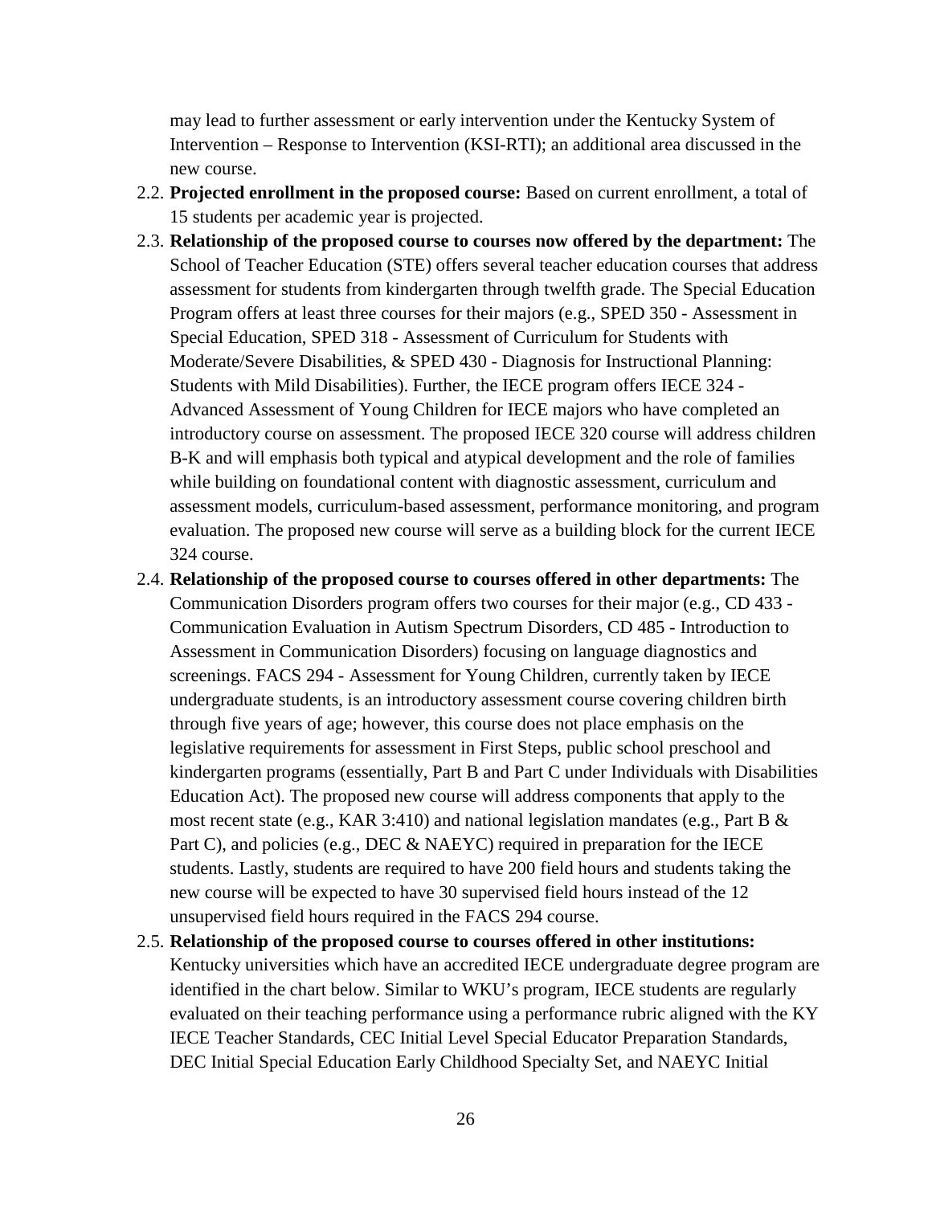may lead to further assessment or early intervention under the Kentucky System of Intervention – Response to Intervention (KSI-RTI); an additional area discussed in the new course.

2.2. **Projected enrollment in the proposed course:** Based on current enrollment, a total of 15 students per academic year is projected.

2.3. **Relationship of the proposed course to courses now offered by the department:** The School of Teacher Education (STE) offers several teacher education courses that address assessment for students from kindergarten through twelfth grade. The Special Education Program offers at least three courses for their majors (e.g., SPED 350 - Assessment in Special Education, SPED 318 - Assessment of Curriculum for Students with Moderate/Severe Disabilities, & SPED 430 - Diagnosis for Instructional Planning: Students with Mild Disabilities). Further, the IECE program offers IECE 324 - Advanced Assessment of Young Children for IECE majors who have completed an introductory course on assessment. The proposed IECE 320 course will address children B-K and will emphasis both typical and atypical development and the role of families while building on foundational content with diagnostic assessment, curriculum and assessment models, curriculum-based assessment, performance monitoring, and program evaluation. The proposed new course will serve as a building block for the current IECE 324 course.

2.4. **Relationship of the proposed course to courses offered in other departments:** The Communication Disorders program offers two courses for their major (e.g., CD 433 - Communication Evaluation in Autism Spectrum Disorders, CD 485 - Introduction to Assessment in Communication Disorders) focusing on language diagnostics and screenings. FACS 294 - Assessment for Young Children, currently taken by IECE undergraduate students, is an introductory assessment course covering children birth through five years of age; however, this course does not place emphasis on the legislative requirements for assessment in First Steps, public school preschool and kindergarten programs (essentially, Part B and Part C under Individuals with Disabilities Education Act). The proposed new course will address components that apply to the most recent state (e.g., KAR 3:410) and national legislation mandates (e.g., Part B & Part C), and policies (e.g., DEC & NAEYC) required in preparation for the IECE students. Lastly, students are required to have 200 field hours and students taking the new course will be expected to have 30 supervised field hours instead of the 12 unsupervised field hours required in the FACS 294 course.

2.5. **Relationship of the proposed course to courses offered in other institutions:** Kentucky universities which have an accredited IECE undergraduate degree program are identified in the chart below. Similar to WKU's program, IECE students are regularly evaluated on their teaching performance using a performance rubric aligned with the KY IECE Teacher Standards, CEC Initial Level Special Educator Preparation Standards, DEC Initial Special Education Early Childhood Specialty Set, and NAEYC Initial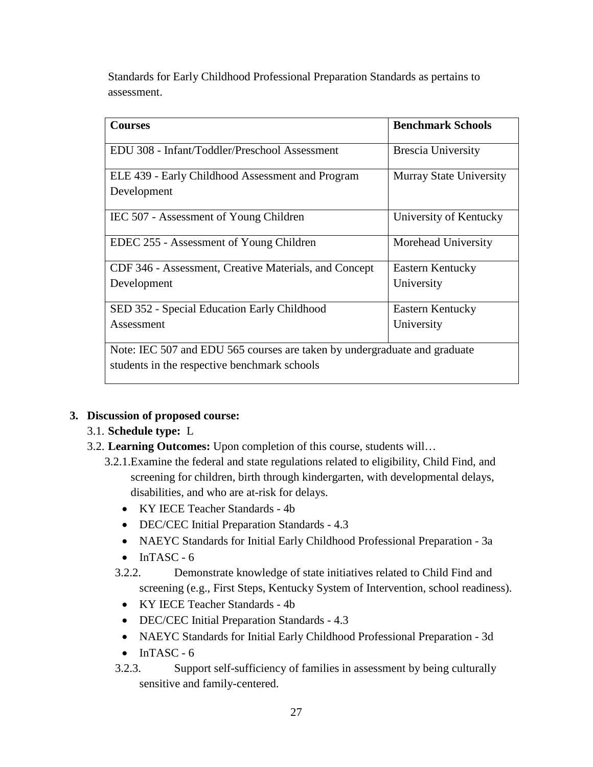Standards for Early Childhood Professional Preparation Standards as pertains to assessment.

| Courses | Benchmark Schools |
|---|---|
| EDU 308 - Infant/Toddler/Preschool Assessment | Brescia University |
| ELE 439 - Early Childhood Assessment and Program Development | Murray State University |
| IEC 507 - Assessment of Young Children | University of Kentucky |
| EDEC 255 - Assessment of Young Children | Morehead University |
| CDF 346 - Assessment, Creative Materials, and Concept Development | Eastern Kentucky University |
| SED 352 - Special Education Early Childhood Assessment | Eastern Kentucky University |
| Note: IEC 507 and EDU 565 courses are taken by undergraduate and graduate students in the respective benchmark schools | |

**3. Discussion of proposed course:**

3.1. **Schedule type:** L

3.2. **Learning Outcomes:** Upon completion of this course, students will…

3.2.1. Examine the federal and state regulations related to eligibility, Child Find, and screening for children, birth through kindergarten, with developmental delays, disabilities, and who are at-risk for delays.

- KY IECE Teacher Standards - 4b
- DEC/CEC Initial Preparation Standards - 4.3
- NAEYC Standards for Initial Early Childhood Professional Preparation - 3a
- InTASC - 6

3.2.2. Demonstrate knowledge of state initiatives related to Child Find and screening (e.g., First Steps, Kentucky System of Intervention, school readiness).

- KY IECE Teacher Standards - 4b
- DEC/CEC Initial Preparation Standards - 4.3
- NAEYC Standards for Initial Early Childhood Professional Preparation - 3d
- InTASC - 6

3.2.3. Support self-sufficiency of families in assessment by being culturally sensitive and family-centered.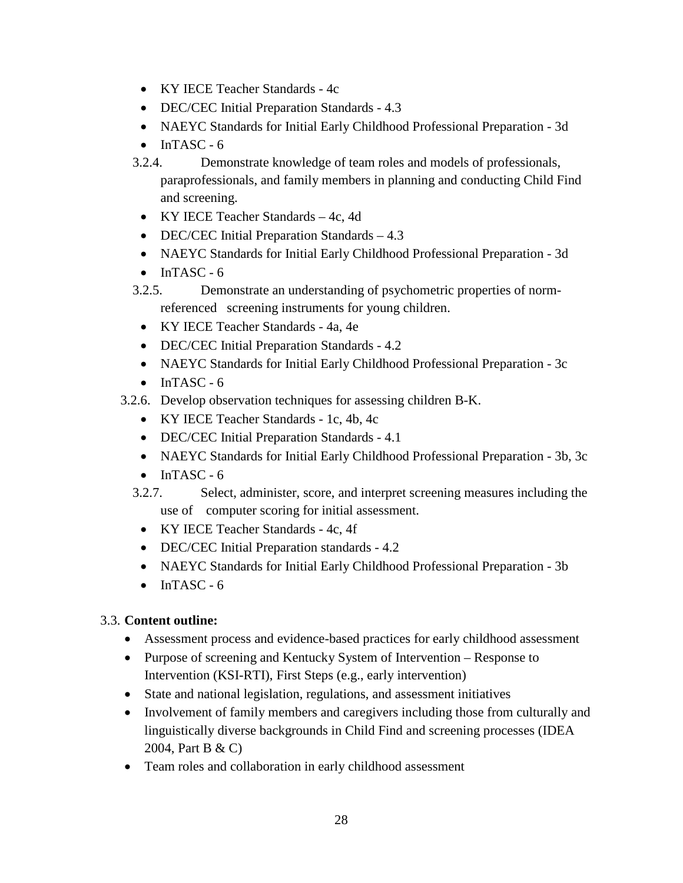- KY IECE Teacher Standards - 4c
- DEC/CEC Initial Preparation Standards - 4.3
- NAEYC Standards for Initial Early Childhood Professional Preparation - 3d
- InTASC - 6

3.2.4. Demonstrate knowledge of team roles and models of professionals, paraprofessionals, and family members in planning and conducting Child Find and screening.

- KY IECE Teacher Standards – 4c, 4d
- DEC/CEC Initial Preparation Standards – 4.3
- NAEYC Standards for Initial Early Childhood Professional Preparation - 3d
- InTASC - 6

3.2.5. Demonstrate an understanding of psychometric properties of norm-referenced screening instruments for young children.

- KY IECE Teacher Standards - 4a, 4e
- DEC/CEC Initial Preparation Standards - 4.2
- NAEYC Standards for Initial Early Childhood Professional Preparation - 3c
- InTASC - 6

3.2.6. Develop observation techniques for assessing children B-K.

- KY IECE Teacher Standards - 1c, 4b, 4c
- DEC/CEC Initial Preparation Standards - 4.1
- NAEYC Standards for Initial Early Childhood Professional Preparation - 3b, 3c
- InTASC - 6

3.2.7. Select, administer, score, and interpret screening measures including the use of computer scoring for initial assessment.

- KY IECE Teacher Standards - 4c, 4f
- DEC/CEC Initial Preparation standards - 4.2
- NAEYC Standards for Initial Early Childhood Professional Preparation - 3b
- InTASC - 6

3.3. **Content outline:**

- Assessment process and evidence-based practices for early childhood assessment
- Purpose of screening and Kentucky System of Intervention – Response to Intervention (KSI-RTI), First Steps (e.g., early intervention)
- State and national legislation, regulations, and assessment initiatives
- Involvement of family members and caregivers including those from culturally and linguistically diverse backgrounds in Child Find and screening processes (IDEA 2004, Part B & C)
- Team roles and collaboration in early childhood assessment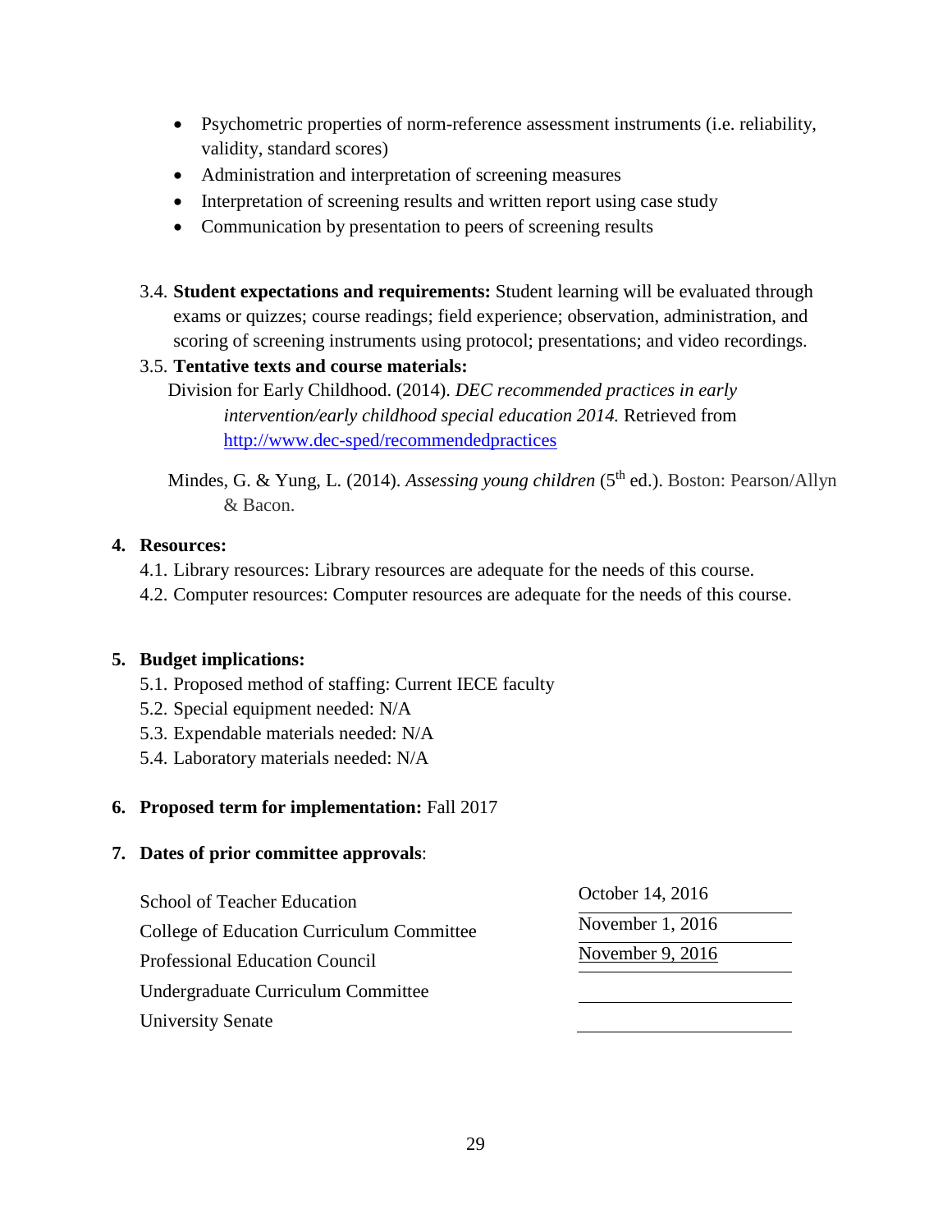- Psychometric properties of norm-reference assessment instruments (i.e. reliability, validity, standard scores)
- Administration and interpretation of screening measures
- Interpretation of screening results and written report using case study
- Communication by presentation to peers of screening results

3.4. **Student expectations and requirements:** Student learning will be evaluated through exams or quizzes; course readings; field experience; observation, administration, and scoring of screening instruments using protocol; presentations; and video recordings.

3.5. **Tentative texts and course materials:**

Division for Early Childhood. (2014). *DEC recommended practices in early intervention/early childhood special education 2014.* Retrieved from http://www.dec-sped/recommendedpractices

Mindes, G. & Yung, L. (2014). *Assessing young children* (5th ed.). Boston: Pearson/Allyn & Bacon.

**4. Resources:**

4.1. Library resources: Library resources are adequate for the needs of this course.

4.2. Computer resources: Computer resources are adequate for the needs of this course.

**5. Budget implications:**

5.1. Proposed method of staffing: Current IECE faculty

5.2. Special equipment needed: N/A

5.3. Expendable materials needed: N/A

5.4. Laboratory materials needed: N/A

**6. Proposed term for implementation:** Fall 2017

**7. Dates of prior committee approvals**:

| | |
|---|---|
| School of Teacher Education | October 14, 2016 |
| College of Education Curriculum Committee | November 1, 2016 |
| Professional Education Council | November 9, 2016 |
| Undergraduate Curriculum Committee | |
| University Senate | |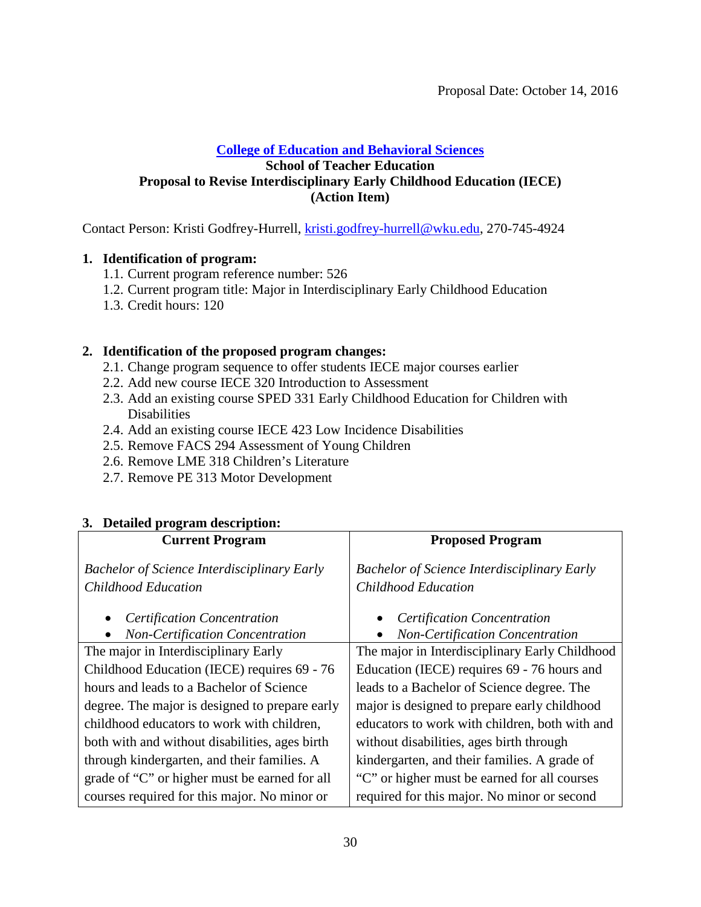Proposal Date: October 14, 2016

**[College of Education and Behavioral Sciences](#)**
**School of Teacher Education**
**Proposal to Revise Interdisciplinary Early Childhood Education (IECE)**
**(Action Item)**

Contact Person: Kristi Godfrey-Hurrell, [kristi.godfrey-hurrell@wku.edu](mailto:kristi.godfrey-hurrell@wku.edu), 270-745-4924

**1. Identification of program:**

1.1. Current program reference number: 526
1.2. Current program title: Major in Interdisciplinary Early Childhood Education
1.3. Credit hours: 120

**2. Identification of the proposed program changes:**

2.1. Change program sequence to offer students IECE major courses earlier
2.2. Add new course IECE 320 Introduction to Assessment
2.3. Add an existing course SPED 331 Early Childhood Education for Children with Disabilities
2.4. Add an existing course IECE 423 Low Incidence Disabilities
2.5. Remove FACS 294 Assessment of Young Children
2.6. Remove LME 318 Children's Literature
2.7. Remove PE 313 Motor Development

**3. Detailed program description:**

| Current Program | Proposed Program |
|---|---|
| *Bachelor of Science Interdisciplinary Early Childhood Education*<br><br>• *Certification Concentration*<br>• *Non-Certification Concentration* | *Bachelor of Science Interdisciplinary Early Childhood Education*<br><br>• *Certification Concentration*<br>• *Non-Certification Concentration* |
| The major in Interdisciplinary Early Childhood Education (IECE) requires 69 - 76 hours and leads to a Bachelor of Science degree. The major is designed to prepare early childhood educators to work with children, both with and without disabilities, ages birth through kindergarten, and their families. A grade of "C" or higher must be earned for all courses required for this major. No minor or | The major in Interdisciplinary Early Childhood Education (IECE) requires 69 - 76 hours and leads to a Bachelor of Science degree. The major is designed to prepare early childhood educators to work with children, both with and without disabilities, ages birth through kindergarten, and their families. A grade of "C" or higher must be earned for all courses required for this major. No minor or second |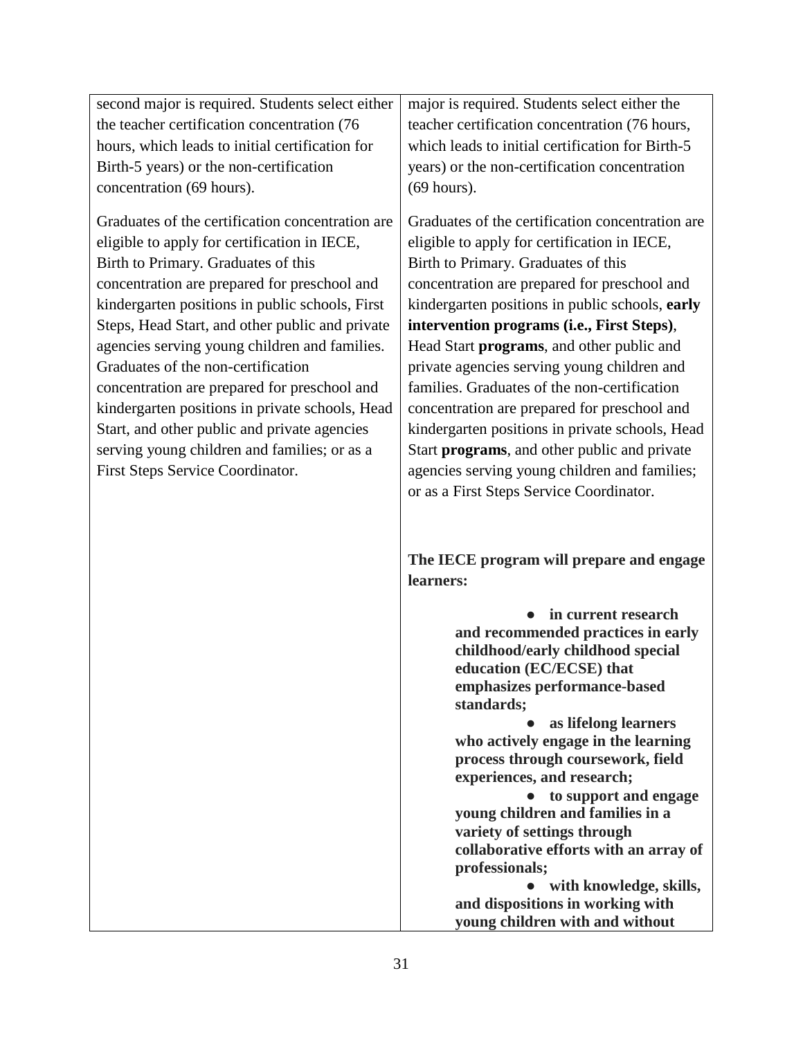| | |
|---|---|
| second major is required. Students select either the teacher certification concentration (76 hours, which leads to initial certification for Birth-5 years) or the non-certification concentration (69 hours).<br><br>Graduates of the certification concentration are eligible to apply for certification in IECE, Birth to Primary. Graduates of this concentration are prepared for preschool and kindergarten positions in public schools, First Steps, Head Start, and other public and private agencies serving young children and families. Graduates of the non-certification concentration are prepared for preschool and kindergarten positions in private schools, Head Start, and other public and private agencies serving young children and families; or as a First Steps Service Coordinator. | major is required. Students select either the teacher certification concentration (76 hours, which leads to initial certification for Birth-5 years) or the non-certification concentration (69 hours).<br><br>Graduates of the certification concentration are eligible to apply for certification in IECE, Birth to Primary. Graduates of this concentration are prepared for preschool and kindergarten positions in public schools, **early intervention programs (i.e., First Steps)**, Head Start **programs**, and other public and private agencies serving young children and families. Graduates of the non-certification concentration are prepared for preschool and kindergarten positions in private schools, Head Start **programs**, and other public and private agencies serving young children and families; or as a First Steps Service Coordinator.<br><br>**The IECE program will prepare and engage learners:**<br><br>• **in current research and recommended practices in early childhood/early childhood special education (EC/ECSE) that emphasizes performance-based standards;**<br>• **as lifelong learners who actively engage in the learning process through coursework, field experiences, and research;**<br>• **to support and engage young children and families in a variety of settings through collaborative efforts with an array of professionals;**<br>• **with knowledge, skills, and dispositions in working with young children with and without** |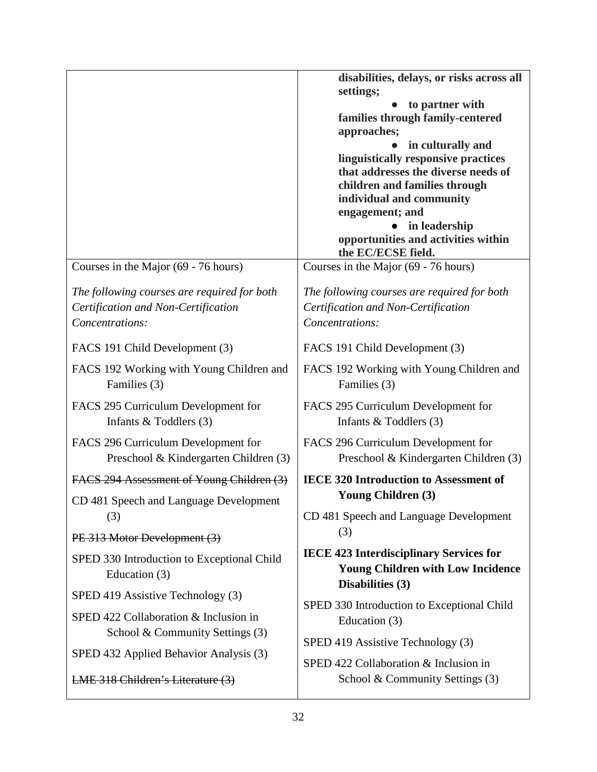| | |
|---|---|
| | **disabilities, delays, or risks across all settings;**<br>● **to partner with families through family-centered approaches;**<br>● **in culturally and linguistically responsive practices that addresses the diverse needs of children and families through individual and community engagement; and**<br>● **in leadership opportunities and activities within the EC/ECSE field.** |
| Courses in the Major (69 - 76 hours)<br><br>*The following courses are required for both Certification and Non-Certification Concentrations:*<br><br>FACS 191 Child Development (3)<br><br>FACS 192 Working with Young Children and Families (3)<br><br>FACS 295 Curriculum Development for Infants & Toddlers (3)<br><br>FACS 296 Curriculum Development for Preschool & Kindergarten Children (3)<br><br>~~FACS 294 Assessment of Young Children (3)~~<br><br>CD 481 Speech and Language Development (3)<br><br>~~PE 313 Motor Development (3)~~<br><br>SPED 330 Introduction to Exceptional Child Education (3)<br><br>SPED 419 Assistive Technology (3)<br><br>SPED 422 Collaboration & Inclusion in School & Community Settings (3)<br><br>SPED 432 Applied Behavior Analysis (3)<br><br>~~LME 318 Children's Literature (3)~~ | Courses in the Major (69 - 76 hours)<br><br>*The following courses are required for both Certification and Non-Certification Concentrations:*<br><br>FACS 191 Child Development (3)<br><br>FACS 192 Working with Young Children and Families (3)<br><br>FACS 295 Curriculum Development for Infants & Toddlers (3)<br><br>FACS 296 Curriculum Development for Preschool & Kindergarten Children (3)<br><br>**IECE 320 Introduction to Assessment of Young Children (3)**<br><br>CD 481 Speech and Language Development (3)<br><br>**IECE 423 Interdisciplinary Services for Young Children with Low Incidence Disabilities (3)**<br><br>SPED 330 Introduction to Exceptional Child Education (3)<br><br>SPED 419 Assistive Technology (3)<br><br>SPED 422 Collaboration & Inclusion in School & Community Settings (3) |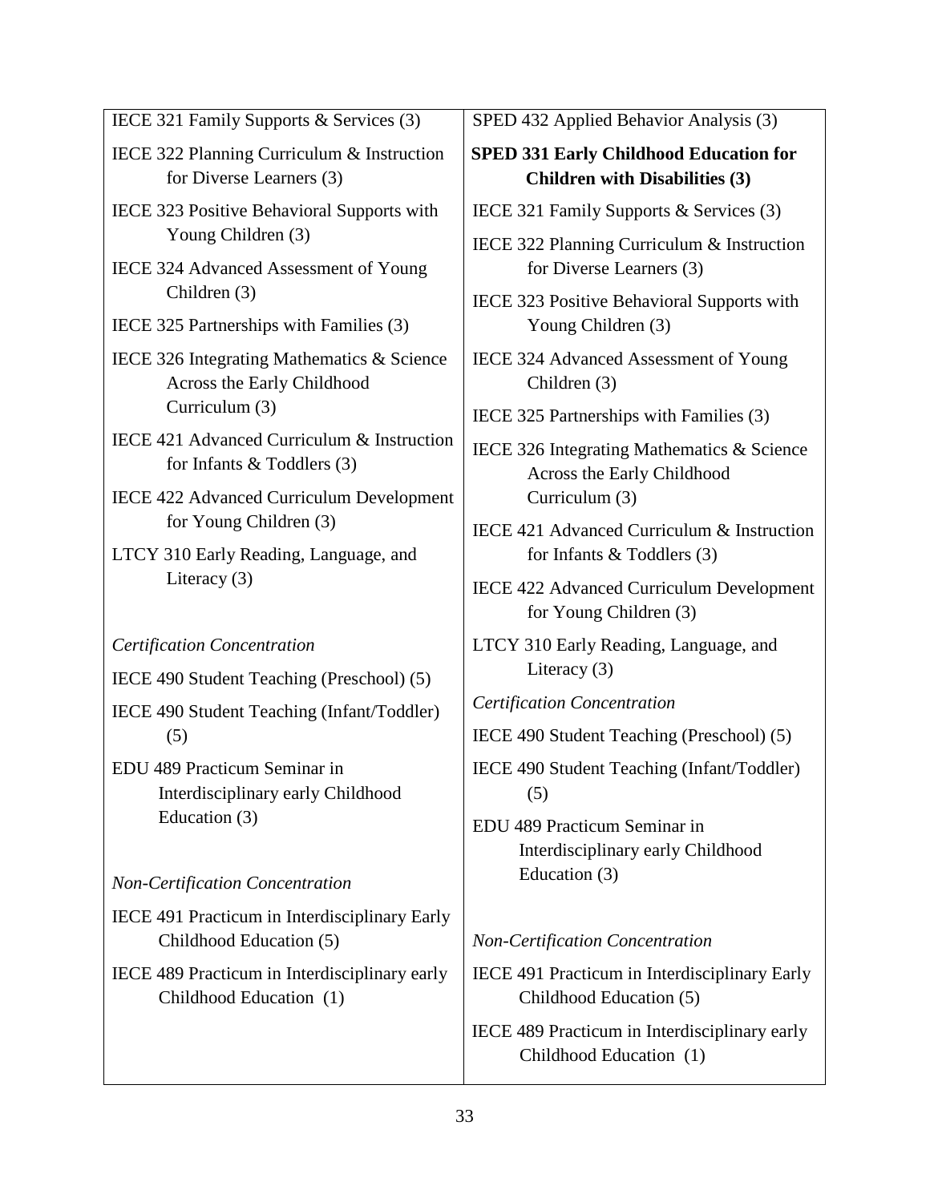| | |
|---|---|
| IECE 321 Family Supports & Services (3)<br>IECE 322 Planning Curriculum & Instruction for Diverse Learners (3)<br>IECE 323 Positive Behavioral Supports with Young Children (3)<br>IECE 324 Advanced Assessment of Young Children (3)<br>IECE 325 Partnerships with Families (3)<br>IECE 326 Integrating Mathematics & Science Across the Early Childhood Curriculum (3)<br>IECE 421 Advanced Curriculum & Instruction for Infants & Toddlers (3)<br>IECE 422 Advanced Curriculum Development for Young Children (3)<br>LTCY 310 Early Reading, Language, and Literacy (3)<br><br>*Certification Concentration*<br>IECE 490 Student Teaching (Preschool) (5)<br>IECE 490 Student Teaching (Infant/Toddler) (5)<br>EDU 489 Practicum Seminar in Interdisciplinary early Childhood Education (3)<br><br>*Non-Certification Concentration*<br>IECE 491 Practicum in Interdisciplinary Early Childhood Education (5)<br>IECE 489 Practicum in Interdisciplinary early Childhood Education (1) | SPED 432 Applied Behavior Analysis (3)<br>**SPED 331 Early Childhood Education for Children with Disabilities (3)**<br>IECE 321 Family Supports & Services (3)<br>IECE 322 Planning Curriculum & Instruction for Diverse Learners (3)<br>IECE 323 Positive Behavioral Supports with Young Children (3)<br>IECE 324 Advanced Assessment of Young Children (3)<br>IECE 325 Partnerships with Families (3)<br>IECE 326 Integrating Mathematics & Science Across the Early Childhood Curriculum (3)<br>IECE 421 Advanced Curriculum & Instruction for Infants & Toddlers (3)<br>IECE 422 Advanced Curriculum Development for Young Children (3)<br>LTCY 310 Early Reading, Language, and Literacy (3)<br>*Certification Concentration*<br>IECE 490 Student Teaching (Preschool) (5)<br>IECE 490 Student Teaching (Infant/Toddler) (5)<br>EDU 489 Practicum Seminar in Interdisciplinary early Childhood Education (3)<br><br>*Non-Certification Concentration*<br>IECE 491 Practicum in Interdisciplinary Early Childhood Education (5)<br>IECE 489 Practicum in Interdisciplinary early Childhood Education (1) |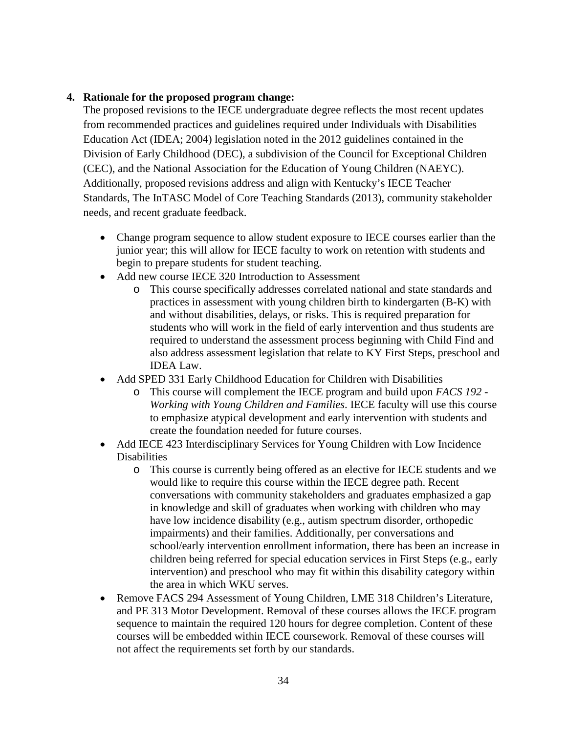**4. Rationale for the proposed program change:**

The proposed revisions to the IECE undergraduate degree reflects the most recent updates from recommended practices and guidelines required under Individuals with Disabilities Education Act (IDEA; 2004) legislation noted in the 2012 guidelines contained in the Division of Early Childhood (DEC), a subdivision of the Council for Exceptional Children (CEC), and the National Association for the Education of Young Children (NAEYC). Additionally, proposed revisions address and align with Kentucky's IECE Teacher Standards, The InTASC Model of Core Teaching Standards (2013), community stakeholder needs, and recent graduate feedback.

- Change program sequence to allow student exposure to IECE courses earlier than the junior year; this will allow for IECE faculty to work on retention with students and begin to prepare students for student teaching.
- Add new course IECE 320 Introduction to Assessment
  - This course specifically addresses correlated national and state standards and practices in assessment with young children birth to kindergarten (B-K) with and without disabilities, delays, or risks. This is required preparation for students who will work in the field of early intervention and thus students are required to understand the assessment process beginning with Child Find and also address assessment legislation that relate to KY First Steps, preschool and IDEA Law.
- Add SPED 331 Early Childhood Education for Children with Disabilities
  - This course will complement the IECE program and build upon *FACS 192 - Working with Young Children and Families*. IECE faculty will use this course to emphasize atypical development and early intervention with students and create the foundation needed for future courses.
- Add IECE 423 Interdisciplinary Services for Young Children with Low Incidence Disabilities
  - This course is currently being offered as an elective for IECE students and we would like to require this course within the IECE degree path. Recent conversations with community stakeholders and graduates emphasized a gap in knowledge and skill of graduates when working with children who may have low incidence disability (e.g., autism spectrum disorder, orthopedic impairments) and their families. Additionally, per conversations and school/early intervention enrollment information, there has been an increase in children being referred for special education services in First Steps (e.g., early intervention) and preschool who may fit within this disability category within the area in which WKU serves.
- Remove FACS 294 Assessment of Young Children, LME 318 Children's Literature, and PE 313 Motor Development. Removal of these courses allows the IECE program sequence to maintain the required 120 hours for degree completion. Content of these courses will be embedded within IECE coursework. Removal of these courses will not affect the requirements set forth by our standards.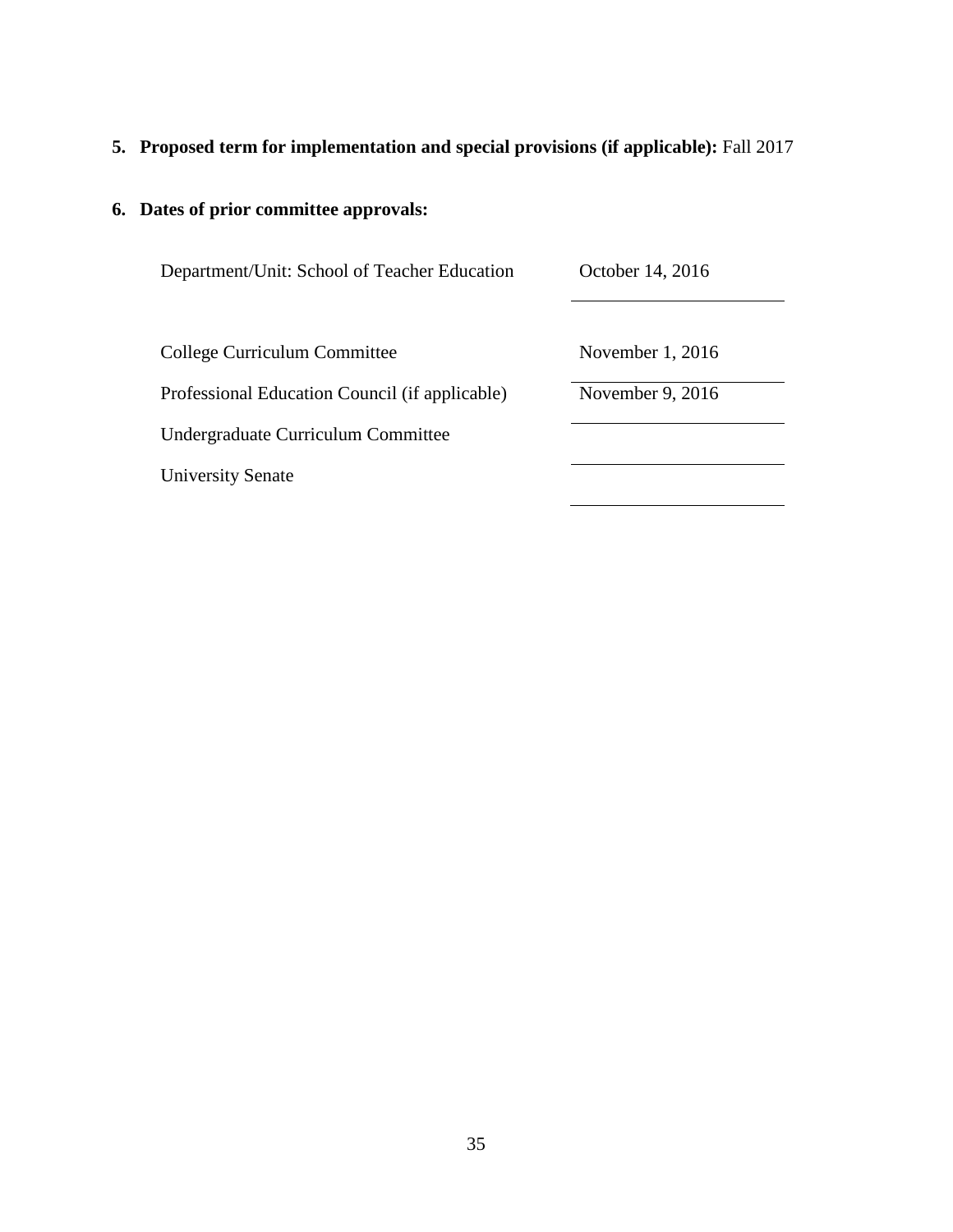5. **Proposed term for implementation and special provisions (if applicable):** Fall 2017

6. **Dates of prior committee approvals:**

| | |
|---|---|
| Department/Unit: School of Teacher Education | October 14, 2016 |
| College Curriculum Committee | November 1, 2016 |
| Professional Education Council (if applicable) | November 9, 2016 |
| Undergraduate Curriculum Committee | |
| University Senate | |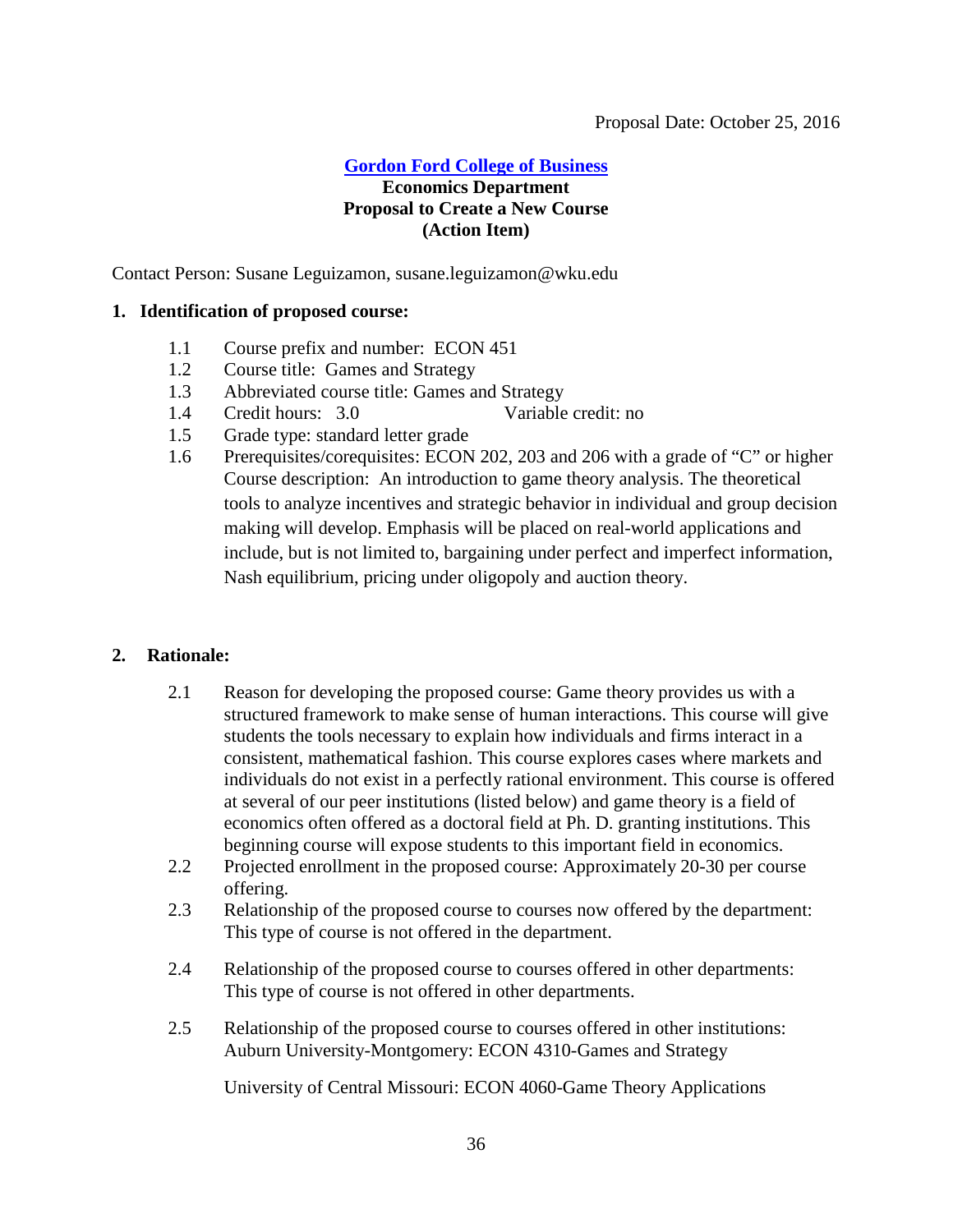Proposal Date: October 25, 2016

**Gordon Ford College of Business**
**Economics Department**
**Proposal to Create a New Course**
**(Action Item)**

Contact Person: Susane Leguizamon, susane.leguizamon@wku.edu

**1. Identification of proposed course:**

1.1 Course prefix and number: ECON 451
1.2 Course title: Games and Strategy
1.3 Abbreviated course title: Games and Strategy
1.4 Credit hours: 3.0  Variable credit: no
1.5 Grade type: standard letter grade
1.6 Prerequisites/corequisites: ECON 202, 203 and 206 with a grade of "C" or higher
Course description: An introduction to game theory analysis. The theoretical tools to analyze incentives and strategic behavior in individual and group decision making will develop. Emphasis will be placed on real-world applications and include, but is not limited to, bargaining under perfect and imperfect information, Nash equilibrium, pricing under oligopoly and auction theory.

**2. Rationale:**

2.1 Reason for developing the proposed course: Game theory provides us with a structured framework to make sense of human interactions. This course will give students the tools necessary to explain how individuals and firms interact in a consistent, mathematical fashion. This course explores cases where markets and individuals do not exist in a perfectly rational environment. This course is offered at several of our peer institutions (listed below) and game theory is a field of economics often offered as a doctoral field at Ph. D. granting institutions. This beginning course will expose students to this important field in economics.
2.2 Projected enrollment in the proposed course: Approximately 20-30 per course offering.
2.3 Relationship of the proposed course to courses now offered by the department: This type of course is not offered in the department.
2.4 Relationship of the proposed course to courses offered in other departments: This type of course is not offered in other departments.
2.5 Relationship of the proposed course to courses offered in other institutions: Auburn University-Montgomery: ECON 4310-Games and Strategy

University of Central Missouri: ECON 4060-Game Theory Applications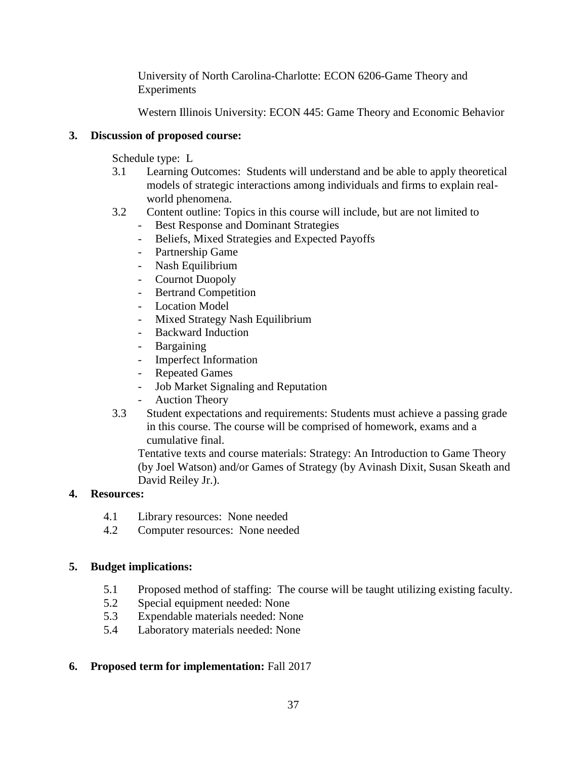University of North Carolina-Charlotte: ECON 6206-Game Theory and Experiments

Western Illinois University: ECON 445: Game Theory and Economic Behavior

**3. Discussion of proposed course:**

Schedule type: L

3.1 Learning Outcomes: Students will understand and be able to apply theoretical models of strategic interactions among individuals and firms to explain real-world phenomena.

3.2 Content outline: Topics in this course will include, but are not limited to

- Best Response and Dominant Strategies
- Beliefs, Mixed Strategies and Expected Payoffs
- Partnership Game
- Nash Equilibrium
- Cournot Duopoly
- Bertrand Competition
- Location Model
- Mixed Strategy Nash Equilibrium
- Backward Induction
- Bargaining
- Imperfect Information
- Repeated Games
- Job Market Signaling and Reputation
- Auction Theory

3.3 Student expectations and requirements: Students must achieve a passing grade in this course. The course will be comprised of homework, exams and a cumulative final.

Tentative texts and course materials: Strategy: An Introduction to Game Theory (by Joel Watson) and/or Games of Strategy (by Avinash Dixit, Susan Skeath and David Reiley Jr.).

**4. Resources:**

4.1 Library resources: None needed

4.2 Computer resources: None needed

**5. Budget implications:**

5.1 Proposed method of staffing: The course will be taught utilizing existing faculty.

5.2 Special equipment needed: None

5.3 Expendable materials needed: None

5.4 Laboratory materials needed: None

**6. Proposed term for implementation:** Fall 2017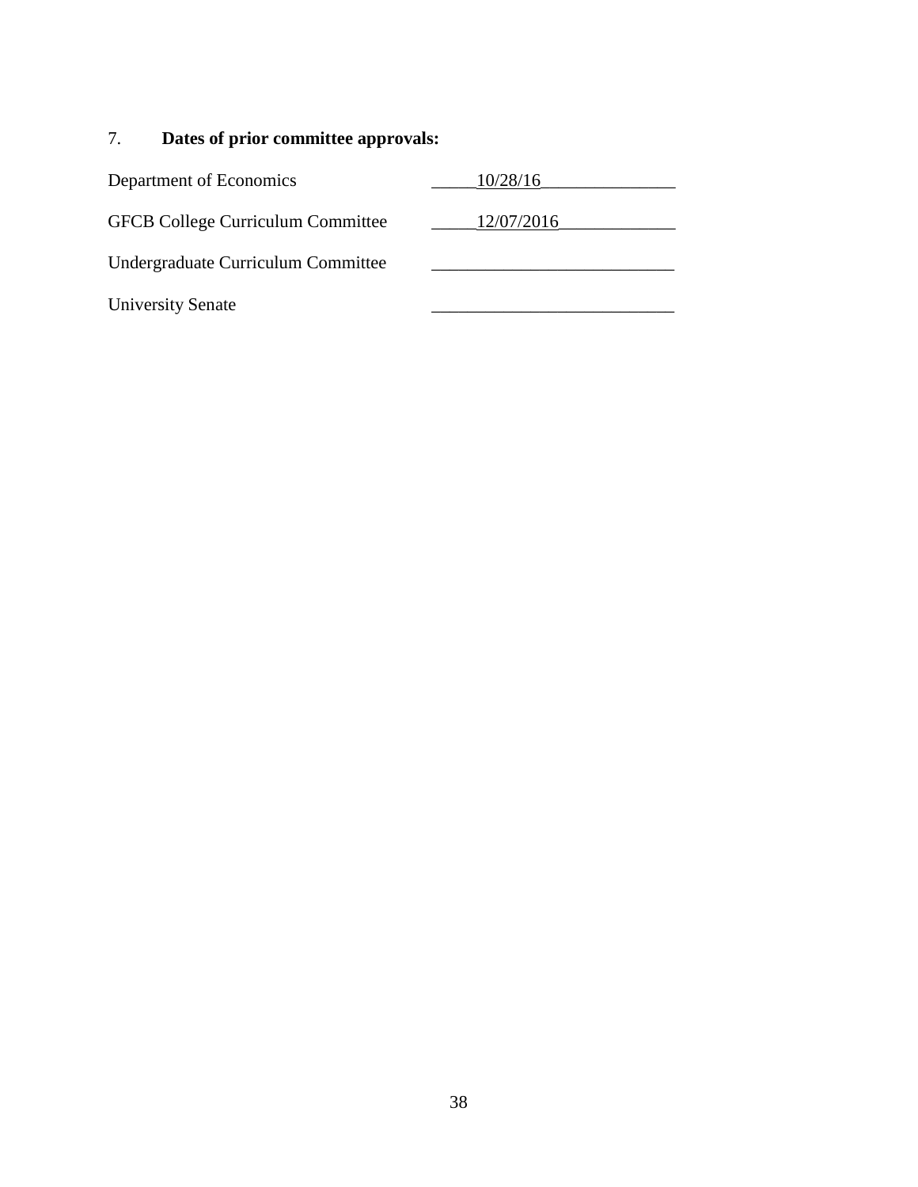7. **Dates of prior committee approvals:**

| | |
|---|---|
| Department of Economics | 10/28/16 |
| GFCB College Curriculum Committee | 12/07/2016 |
| Undergraduate Curriculum Committee | ___________________________ |
| University Senate | ___________________________ |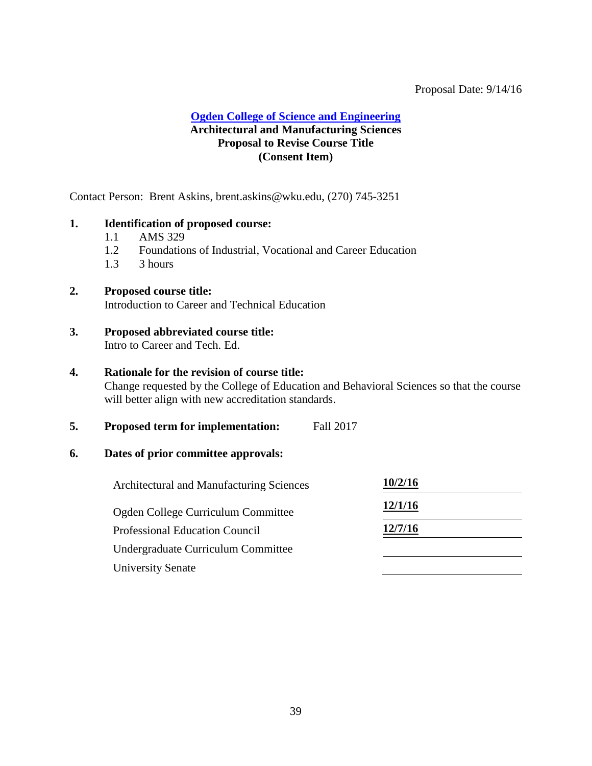Proposal Date: 9/14/16

**Ogden College of Science and Engineering**
**Architectural and Manufacturing Sciences**
**Proposal to Revise Course Title**
**(Consent Item)**

Contact Person: Brent Askins, brent.askins@wku.edu, (270) 745-3251

**1. Identification of proposed course:**

- 1.1 AMS 329
- 1.2 Foundations of Industrial, Vocational and Career Education
- 1.3 3 hours

**2. Proposed course title:**
Introduction to Career and Technical Education

**3. Proposed abbreviated course title:**
Intro to Career and Tech. Ed.

**4. Rationale for the revision of course title:**
Change requested by the College of Education and Behavioral Sciences so that the course will better align with new accreditation standards.

**5. Proposed term for implementation:** Fall 2017

**6. Dates of prior committee approvals:**

| | |
|---|---|
| Architectural and Manufacturing Sciences | **10/2/16** |
| Ogden College Curriculum Committee | **12/1/16** |
| Professional Education Council | **12/7/16** |
| Undergraduate Curriculum Committee | |
| University Senate | |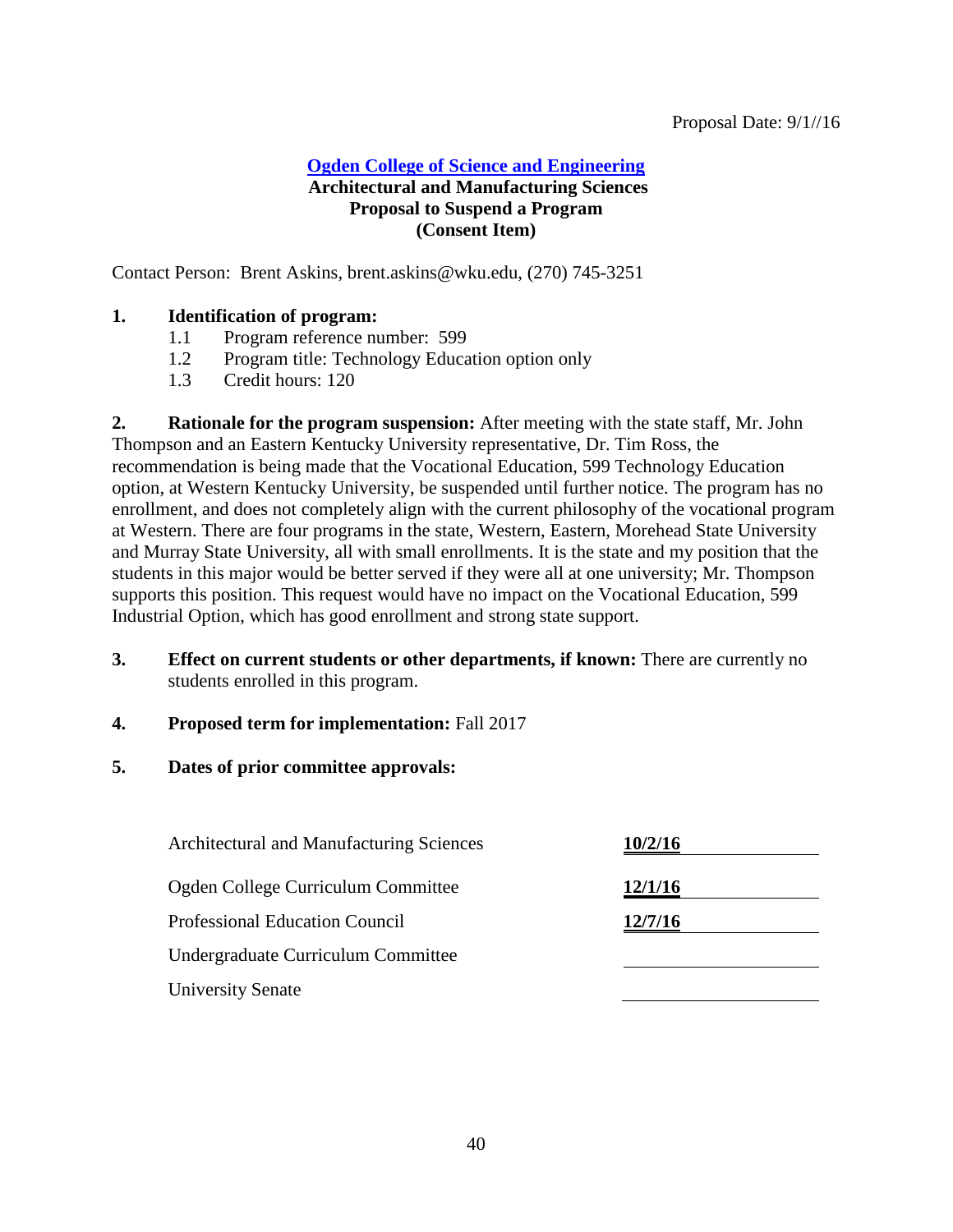Proposal Date: 9/1//16

**Ogden College of Science and Engineering**
**Architectural and Manufacturing Sciences**
**Proposal to Suspend a Program**
**(Consent Item)**

Contact Person: Brent Askins, brent.askins@wku.edu, (270) 745-3251

**1. Identification of program:**

- 1.1 Program reference number: 599
- 1.2 Program title: Technology Education option only
- 1.3 Credit hours: 120

**2. Rationale for the program suspension:** After meeting with the state staff, Mr. John Thompson and an Eastern Kentucky University representative, Dr. Tim Ross, the recommendation is being made that the Vocational Education, 599 Technology Education option, at Western Kentucky University, be suspended until further notice. The program has no enrollment, and does not completely align with the current philosophy of the vocational program at Western. There are four programs in the state, Western, Eastern, Morehead State University and Murray State University, all with small enrollments. It is the state and my position that the students in this major would be better served if they were all at one university; Mr. Thompson supports this position. This request would have no impact on the Vocational Education, 599 Industrial Option, which has good enrollment and strong state support.

**3. Effect on current students or other departments, if known:** There are currently no students enrolled in this program.

**4. Proposed term for implementation:** Fall 2017

**5. Dates of prior committee approvals:**

| | |
|---|---|
| Architectural and Manufacturing Sciences | **10/2/16** |
| Ogden College Curriculum Committee | **12/1/16** |
| Professional Education Council | **12/7/16** |
| Undergraduate Curriculum Committee | |
| University Senate | |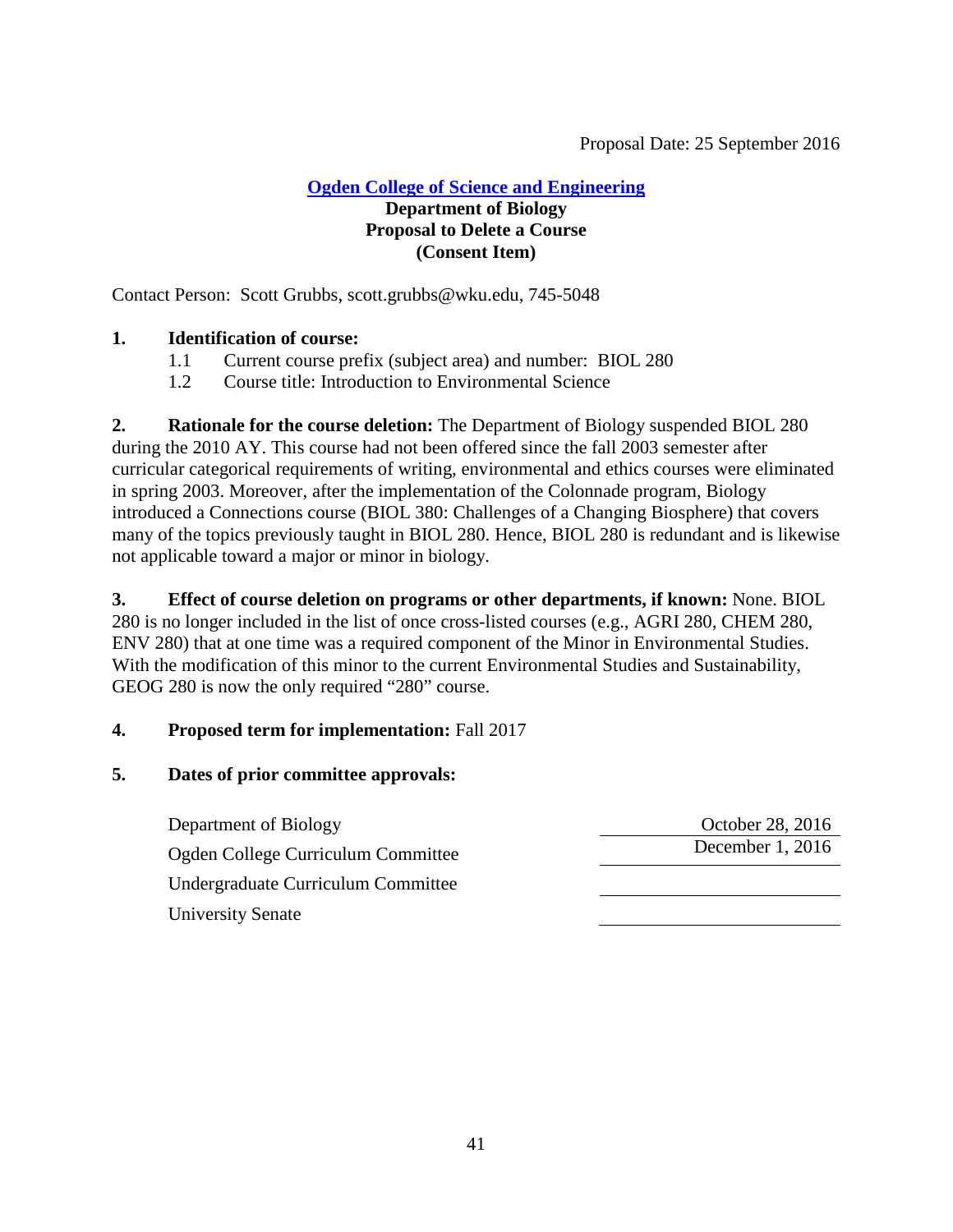Proposal Date: 25 September 2016

**Ogden College of Science and Engineering**
**Department of Biology**
**Proposal to Delete a Course**
**(Consent Item)**

Contact Person: Scott Grubbs, scott.grubbs@wku.edu, 745-5048

**1. Identification of course:**

1.1 Current course prefix (subject area) and number: BIOL 280

1.2 Course title: Introduction to Environmental Science

**2. Rationale for the course deletion:** The Department of Biology suspended BIOL 280 during the 2010 AY. This course had not been offered since the fall 2003 semester after curricular categorical requirements of writing, environmental and ethics courses were eliminated in spring 2003. Moreover, after the implementation of the Colonnade program, Biology introduced a Connections course (BIOL 380: Challenges of a Changing Biosphere) that covers many of the topics previously taught in BIOL 280. Hence, BIOL 280 is redundant and is likewise not applicable toward a major or minor in biology.

**3. Effect of course deletion on programs or other departments, if known:** None. BIOL 280 is no longer included in the list of once cross-listed courses (e.g., AGRI 280, CHEM 280, ENV 280) that at one time was a required component of the Minor in Environmental Studies. With the modification of this minor to the current Environmental Studies and Sustainability, GEOG 280 is now the only required "280" course.

**4. Proposed term for implementation:** Fall 2017

**5. Dates of prior committee approvals:**

| | |
|---|---|
| Department of Biology | October 28, 2016 |
| Ogden College Curriculum Committee | December 1, 2016 |
| Undergraduate Curriculum Committee | |
| University Senate | |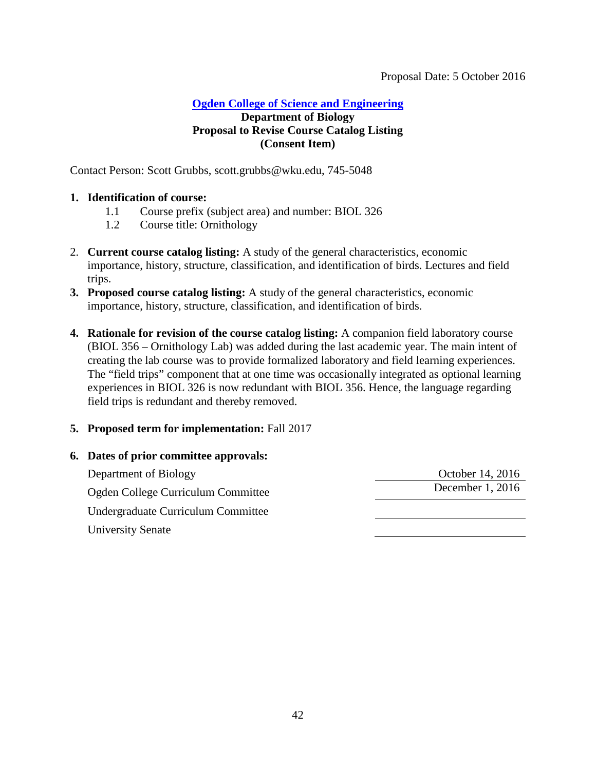Proposal Date: 5 October 2016

**Ogden College of Science and Engineering**
**Department of Biology**
**Proposal to Revise Course Catalog Listing**
**(Consent Item)**

Contact Person: Scott Grubbs, scott.grubbs@wku.edu, 745-5048

1. **Identification of course:**
   - 1.1 Course prefix (subject area) and number: BIOL 326
   - 1.2 Course title: Ornithology

2. **Current course catalog listing:** A study of the general characteristics, economic importance, history, structure, classification, and identification of birds. Lectures and field trips.

3. **Proposed course catalog listing:** A study of the general characteristics, economic importance, history, structure, classification, and identification of birds.

4. **Rationale for revision of the course catalog listing:** A companion field laboratory course (BIOL 356 – Ornithology Lab) was added during the last academic year. The main intent of creating the lab course was to provide formalized laboratory and field learning experiences. The "field trips" component that at one time was occasionally integrated as optional learning experiences in BIOL 326 is now redundant with BIOL 356. Hence, the language regarding field trips is redundant and thereby removed.

5. **Proposed term for implementation:** Fall 2017

6. **Dates of prior committee approvals:**

| | |
|---|---|
| Department of Biology | October 14, 2016 |
| Ogden College Curriculum Committee | December 1, 2016 |
| Undergraduate Curriculum Committee | |
| University Senate | |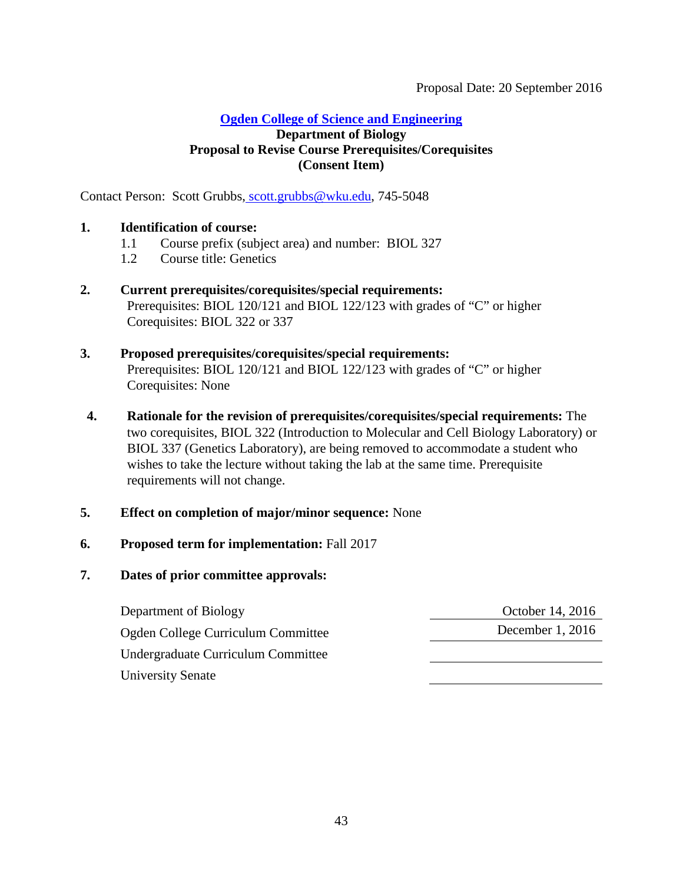Proposal Date: 20 September 2016

**Ogden College of Science and Engineering**
**Department of Biology**
**Proposal to Revise Course Prerequisites/Corequisites**
**(Consent Item)**

Contact Person: Scott Grubbs, scott.grubbs@wku.edu, 745-5048

**1. Identification of course:**

1.1 Course prefix (subject area) and number: BIOL 327

1.2 Course title: Genetics

**2. Current prerequisites/corequisites/special requirements:**

Prerequisites: BIOL 120/121 and BIOL 122/123 with grades of "C" or higher
Corequisites: BIOL 322 or 337

**3. Proposed prerequisites/corequisites/special requirements:**

Prerequisites: BIOL 120/121 and BIOL 122/123 with grades of "C" or higher
Corequisites: None

**4. Rationale for the revision of prerequisites/corequisites/special requirements:** The two corequisites, BIOL 322 (Introduction to Molecular and Cell Biology Laboratory) or BIOL 337 (Genetics Laboratory), are being removed to accommodate a student who wishes to take the lecture without taking the lab at the same time. Prerequisite requirements will not change.

**5. Effect on completion of major/minor sequence:** None

**6. Proposed term for implementation:** Fall 2017

**7. Dates of prior committee approvals:**

| | |
|---|---|
| Department of Biology | October 14, 2016 |
| Ogden College Curriculum Committee | December 1, 2016 |
| Undergraduate Curriculum Committee | |
| University Senate | |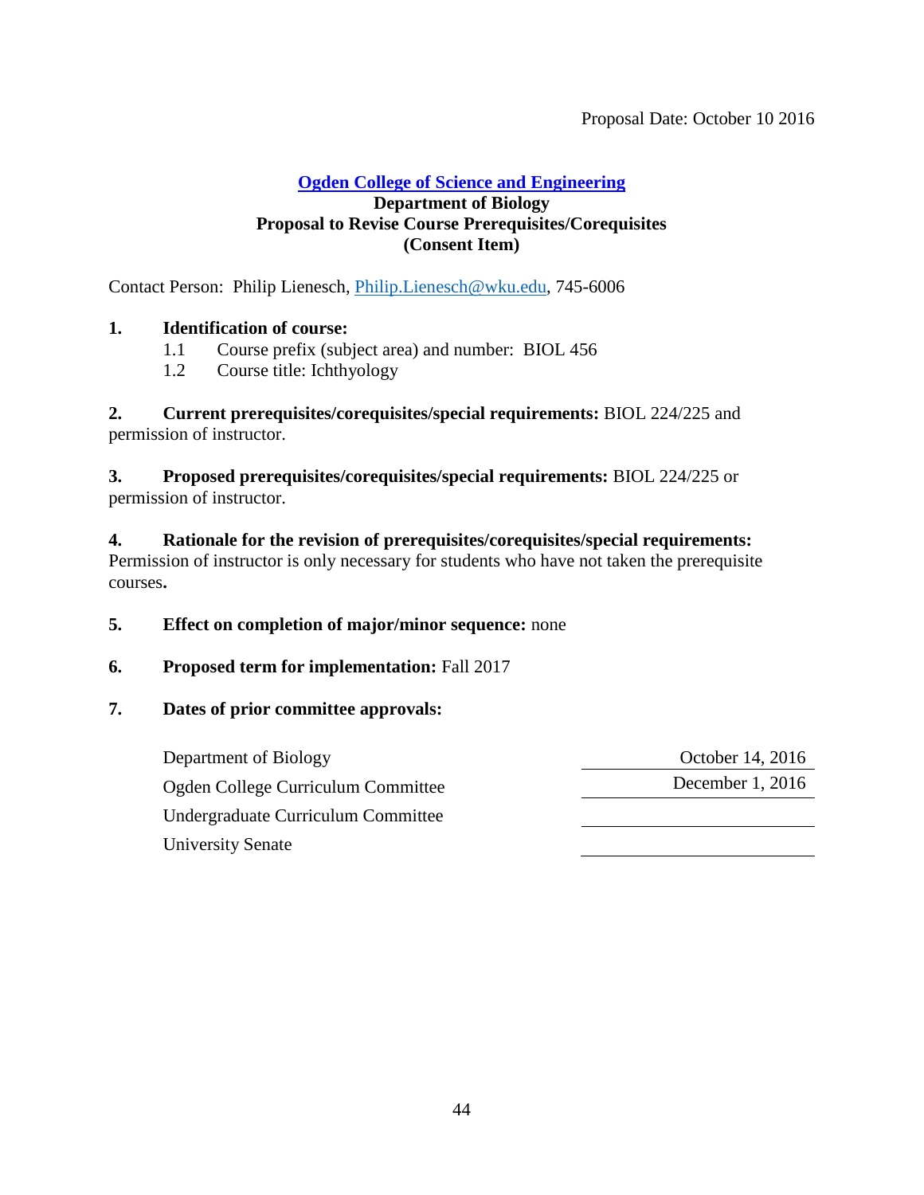Proposal Date: October 10 2016

**Ogden College of Science and Engineering**
**Department of Biology**
**Proposal to Revise Course Prerequisites/Corequisites**
**(Consent Item)**

Contact Person: Philip Lienesch, Philip.Lienesch@wku.edu, 745-6006

**1. Identification of course:**

1.1 Course prefix (subject area) and number: BIOL 456

1.2 Course title: Ichthyology

**2. Current prerequisites/corequisites/special requirements:** BIOL 224/225 and permission of instructor.

**3. Proposed prerequisites/corequisites/special requirements:** BIOL 224/225 or permission of instructor.

**4. Rationale for the revision of prerequisites/corequisites/special requirements:** Permission of instructor is only necessary for students who have not taken the prerequisite courses**.**

**5. Effect on completion of major/minor sequence:** none

**6. Proposed term for implementation:** Fall 2017

**7. Dates of prior committee approvals:**

| | |
|---|---|
| Department of Biology | October 14, 2016 |
| Ogden College Curriculum Committee | December 1, 2016 |
| Undergraduate Curriculum Committee | |
| University Senate | |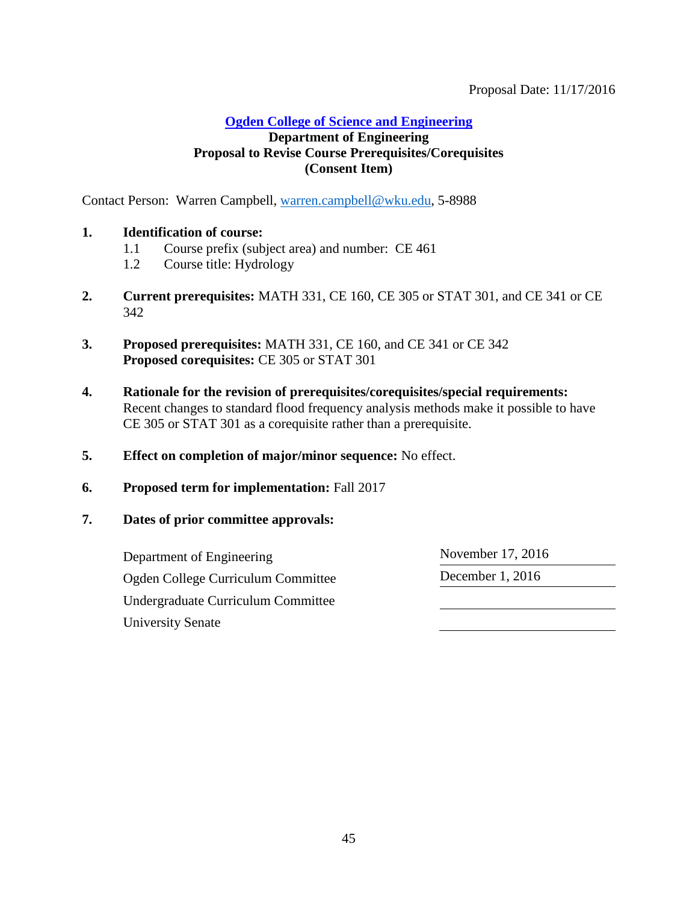Proposal Date: 11/17/2016

**Ogden College of Science and Engineering**
**Department of Engineering**
**Proposal to Revise Course Prerequisites/Corequisites**
**(Consent Item)**

Contact Person: Warren Campbell, warren.campbell@wku.edu, 5-8988

1. **Identification of course:**
   - 1.1 Course prefix (subject area) and number: CE 461
   - 1.2 Course title: Hydrology

2. **Current prerequisites:** MATH 331, CE 160, CE 305 or STAT 301, and CE 341 or CE 342

3. **Proposed prerequisites:** MATH 331, CE 160, and CE 341 or CE 342
   **Proposed corequisites:** CE 305 or STAT 301

4. **Rationale for the revision of prerequisites/corequisites/special requirements:**
   Recent changes to standard flood frequency analysis methods make it possible to have CE 305 or STAT 301 as a corequisite rather than a prerequisite.

5. **Effect on completion of major/minor sequence:** No effect.

6. **Proposed term for implementation:** Fall 2017

7. **Dates of prior committee approvals:**

| | |
|---|---|
| Department of Engineering | November 17, 2016 |
| Ogden College Curriculum Committee | December 1, 2016 |
| Undergraduate Curriculum Committee | |
| University Senate | |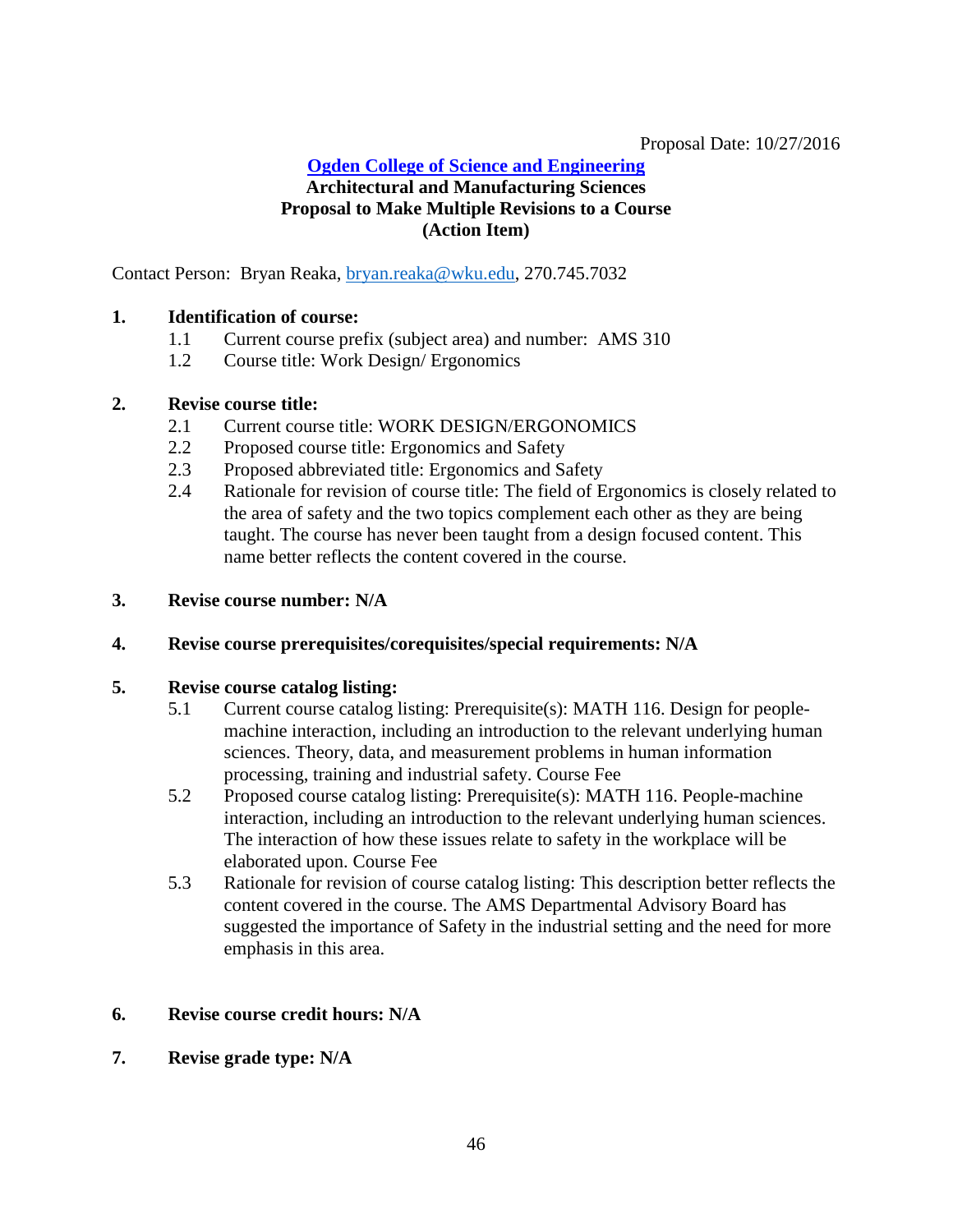Proposal Date: 10/27/2016

**Ogden College of Science and Engineering**
**Architectural and Manufacturing Sciences**
**Proposal to Make Multiple Revisions to a Course**
**(Action Item)**

Contact Person: Bryan Reaka, bryan.reaka@wku.edu, 270.745.7032

**1. Identification of course:**

1.1 Current course prefix (subject area) and number: AMS 310

1.2 Course title: Work Design/ Ergonomics

**2. Revise course title:**

2.1 Current course title: WORK DESIGN/ERGONOMICS

2.2 Proposed course title: Ergonomics and Safety

2.3 Proposed abbreviated title: Ergonomics and Safety

2.4 Rationale for revision of course title: The field of Ergonomics is closely related to the area of safety and the two topics complement each other as they are being taught. The course has never been taught from a design focused content. This name better reflects the content covered in the course.

**3. Revise course number: N/A**

**4. Revise course prerequisites/corequisites/special requirements: N/A**

**5. Revise course catalog listing:**

5.1 Current course catalog listing: Prerequisite(s): MATH 116. Design for people-machine interaction, including an introduction to the relevant underlying human sciences. Theory, data, and measurement problems in human information processing, training and industrial safety. Course Fee

5.2 Proposed course catalog listing: Prerequisite(s): MATH 116. People-machine interaction, including an introduction to the relevant underlying human sciences. The interaction of how these issues relate to safety in the workplace will be elaborated upon. Course Fee

5.3 Rationale for revision of course catalog listing: This description better reflects the content covered in the course. The AMS Departmental Advisory Board has suggested the importance of Safety in the industrial setting and the need for more emphasis in this area.

**6. Revise course credit hours: N/A**

**7. Revise grade type: N/A**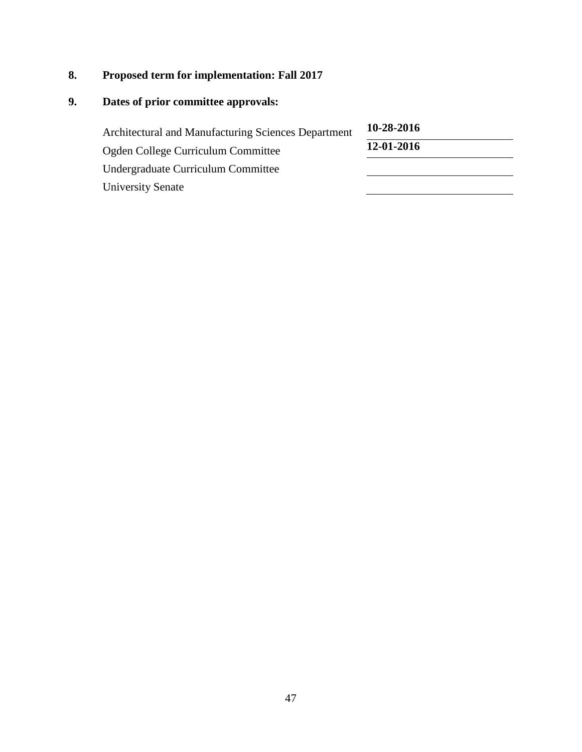**8. Proposed term for implementation: Fall 2017**

**9. Dates of prior committee approvals:**

| | |
|---|---|
| Architectural and Manufacturing Sciences Department | **10-28-2016** |
| Ogden College Curriculum Committee | **12-01-2016** |
| Undergraduate Curriculum Committee | |
| University Senate | |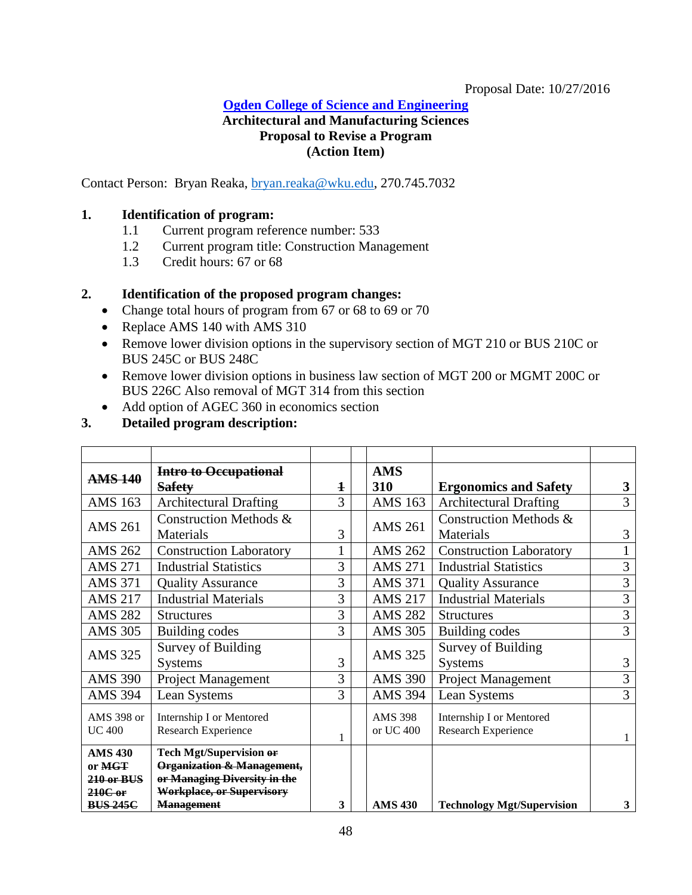Proposal Date: 10/27/2016

**Ogden College of Science and Engineering**
**Architectural and Manufacturing Sciences**
**Proposal to Revise a Program**
**(Action Item)**

Contact Person: Bryan Reaka, bryan.reaka@wku.edu, 270.745.7032

**1. Identification of program:**

1.1 Current program reference number: 533
1.2 Current program title: Construction Management
1.3 Credit hours: 67 or 68

**2. Identification of the proposed program changes:**

- Change total hours of program from 67 or 68 to 69 or 70
- Replace AMS 140 with AMS 310
- Remove lower division options in the supervisory section of MGT 210 or BUS 210C or BUS 245C or BUS 248C
- Remove lower division options in business law section of MGT 200 or MGMT 200C or BUS 226C Also removal of MGT 314 from this section
- Add option of AGEC 360 in economics section

**3. Detailed program description:**

| | | | | | | |
|---|---|---|---|---|---|---|
| ~~**AMS 140**~~ | ~~**Intro to Occupational Safety**~~ | ~~**1**~~ | | **AMS 310** | **Ergonomics and Safety** | **3** |
| AMS 163 | Architectural Drafting | 3 | | AMS 163 | Architectural Drafting | 3 |
| AMS 261 | Construction Methods & Materials | 3 | | AMS 261 | Construction Methods & Materials | 3 |
| AMS 262 | Construction Laboratory | 1 | | AMS 262 | Construction Laboratory | 1 |
| AMS 271 | Industrial Statistics | 3 | | AMS 271 | Industrial Statistics | 3 |
| AMS 371 | Quality Assurance | 3 | | AMS 371 | Quality Assurance | 3 |
| AMS 217 | Industrial Materials | 3 | | AMS 217 | Industrial Materials | 3 |
| AMS 282 | Structures | 3 | | AMS 282 | Structures | 3 |
| AMS 305 | Building codes | 3 | | AMS 305 | Building codes | 3 |
| AMS 325 | Survey of Building Systems | 3 | | AMS 325 | Survey of Building Systems | 3 |
| AMS 390 | Project Management | 3 | | AMS 390 | Project Management | 3 |
| AMS 394 | Lean Systems | 3 | | AMS 394 | Lean Systems | 3 |
| AMS 398 or UC 400 | Internship I or Mentored Research Experience | 1 | | AMS 398 or UC 400 | Internship I or Mentored Research Experience | 1 |
| **AMS 430** or ~~**MGT 210 or BUS 210C or BUS 245C**~~ | **Tech Mgt/Supervision** ~~**or Organization & Management, or Managing Diversity in the Workplace, or Supervisory Management**~~ | **3** | | **AMS 430** | **Technology Mgt/Supervision** | **3** |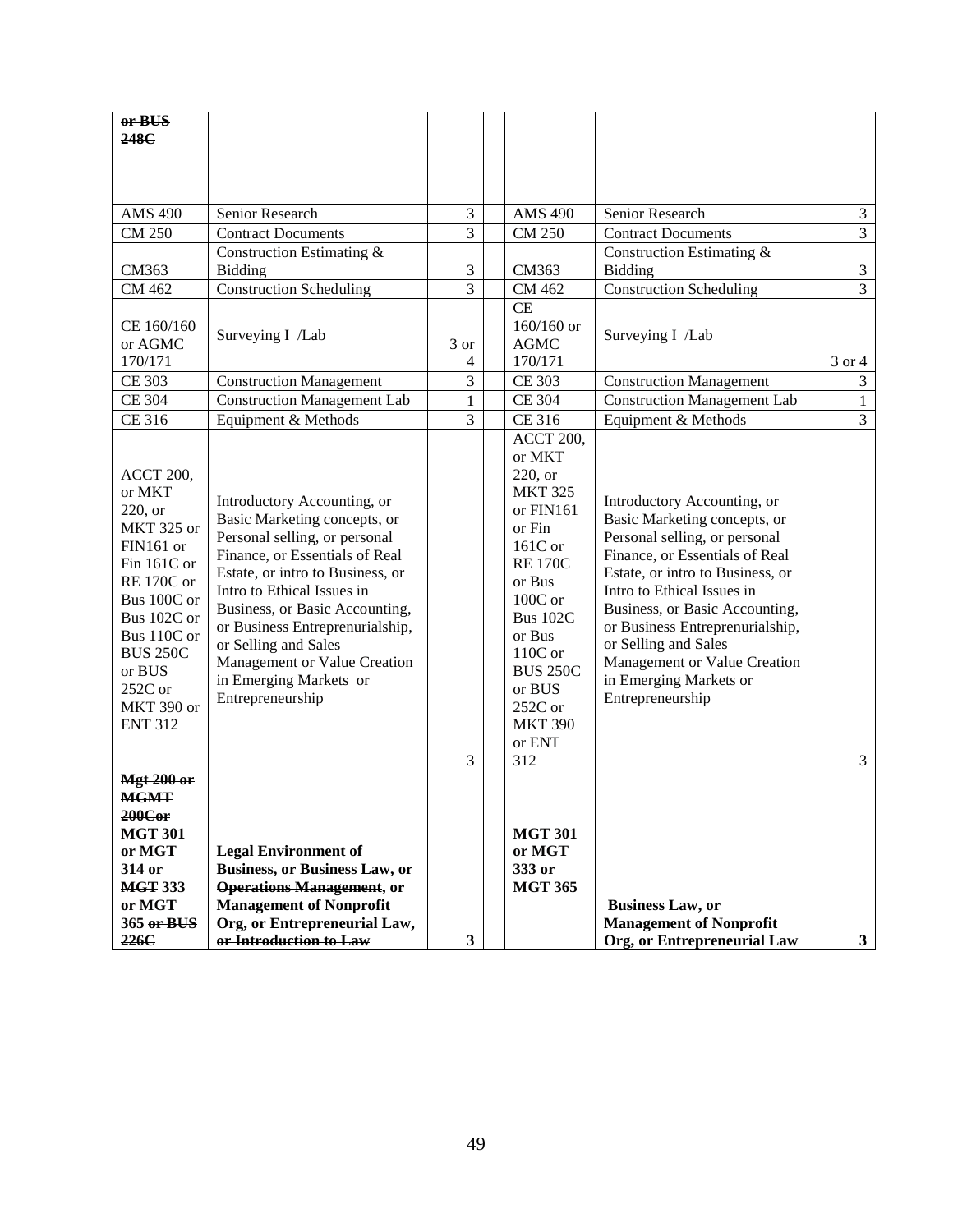| | | | | | | |
|---|---|---|---|---|---|---|
| ~~**or BUS 248C**~~ | | | | | | |
| AMS 490 | Senior Research | 3 | | AMS 490 | Senior Research | 3 |
| CM 250 | Contract Documents | 3 | | CM 250 | Contract Documents | 3 |
| CM363 | Construction Estimating & Bidding | 3 | | CM363 | Construction Estimating & Bidding | 3 |
| CM 462 | Construction Scheduling | 3 | | CM 462 | Construction Scheduling | 3 |
| CE 160/160 or AGMC 170/171 | Surveying I /Lab | 3 or 4 | | CE 160/160 or AGMC 170/171 | Surveying I /Lab | 3 or 4 |
| CE 303 | Construction Management | 3 | | CE 303 | Construction Management | 3 |
| CE 304 | Construction Management Lab | 1 | | CE 304 | Construction Management Lab | 1 |
| CE 316 | Equipment & Methods | 3 | | CE 316 | Equipment & Methods | 3 |
| ACCT 200, or MKT 220, or MKT 325 or FIN161 or Fin 161C or RE 170C or Bus 100C or Bus 102C or Bus 110C or BUS 250C or BUS 252C or MKT 390 or ENT 312 | Introductory Accounting, or Basic Marketing concepts, or Personal selling, or personal Finance, or Essentials of Real Estate, or intro to Business, or Intro to Ethical Issues in Business, or Basic Accounting, or Business Entreprenurialship, or Selling and Sales Management or Value Creation in Emerging Markets or Entrepreneurship | 3 | | ACCT 200, or MKT 220, or MKT 325 or FIN161 or Fin 161C or RE 170C or Bus 100C or Bus 102C or Bus 110C or BUS 250C or BUS 252C or MKT 390 or ENT 312 | Introductory Accounting, or Basic Marketing concepts, or Personal selling, or personal Finance, or Essentials of Real Estate, or intro to Business, or Intro to Ethical Issues in Business, or Basic Accounting, or Business Entreprenurialship, or Selling and Sales Management or Value Creation in Emerging Markets or Entrepreneurship | 3 |
| ~~**Mgt 200 or MGMT 200Cor**~~ **MGT 301 or MGT** ~~**314 or MGT**~~ **333 or MGT 365** ~~**or BUS 226C**~~ | ~~**Legal Environment of Business, or**~~ **Business Law,** ~~**or Operations Management**~~**, or Management of Nonprofit Org, or Entrepreneurial Law,** ~~**or Introduction to Law**~~ | **3** | | **MGT 301 or MGT 333 or MGT 365** | **Business Law, or Management of Nonprofit Org, or Entrepreneurial Law** | **3** |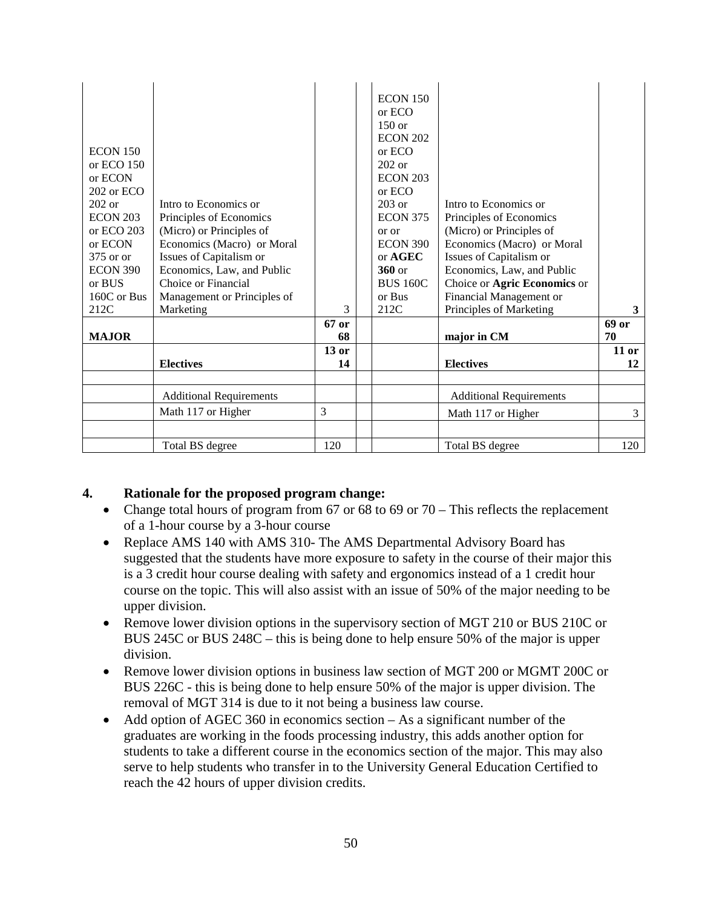| | | | | | | |
|---|---|---|---|---|---|---|
| ECON 150 or ECO 150 or ECON 202 or ECO 202 or ECON 203 or ECO 203 or ECON 375 or or ECON 390 or BUS 160C or Bus 212C | Intro to Economics or Principles of Economics (Micro) or Principles of Economics (Macro) or Moral Issues of Capitalism or Economics, Law, and Public Choice or Financial Management or Principles of Marketing | 3 | | ECON 150 or ECO 150 or ECON 202 or ECO 202 or ECON 203 or ECO 203 or ECON 375 or or ECON 390 or **AGEC 360** or BUS 160C or Bus 212C | Intro to Economics or Principles of Economics (Micro) or Principles of Economics (Macro) or Moral Issues of Capitalism or Economics, Law, and Public Choice or **Agric Economics** or Financial Management or Principles of Marketing | **3** |
| **MAJOR** | | **67 or 68** | | | **major in CM** | **69 or 70** |
| | **Electives** | **13 or 14** | | | **Electives** | **11 or 12** |
| | | | | | | |
| | Additional Requirements | | | | Additional Requirements | |
| | Math 117 or Higher | 3 | | | Math 117 or Higher | 3 |
| | | | | | | |
| | Total BS degree | 120 | | | Total BS degree | 120 |

**4. Rationale for the proposed program change:**

- Change total hours of program from 67 or 68 to 69 or 70 – This reflects the replacement of a 1-hour course by a 3-hour course
- Replace AMS 140 with AMS 310- The AMS Departmental Advisory Board has suggested that the students have more exposure to safety in the course of their major this is a 3 credit hour course dealing with safety and ergonomics instead of a 1 credit hour course on the topic. This will also assist with an issue of 50% of the major needing to be upper division.
- Remove lower division options in the supervisory section of MGT 210 or BUS 210C or BUS 245C or BUS 248C – this is being done to help ensure 50% of the major is upper division.
- Remove lower division options in business law section of MGT 200 or MGMT 200C or BUS 226C - this is being done to help ensure 50% of the major is upper division. The removal of MGT 314 is due to it not being a business law course.
- Add option of AGEC 360 in economics section – As a significant number of the graduates are working in the foods processing industry, this adds another option for students to take a different course in the economics section of the major. This may also serve to help students who transfer in to the University General Education Certified to reach the 42 hours of upper division credits.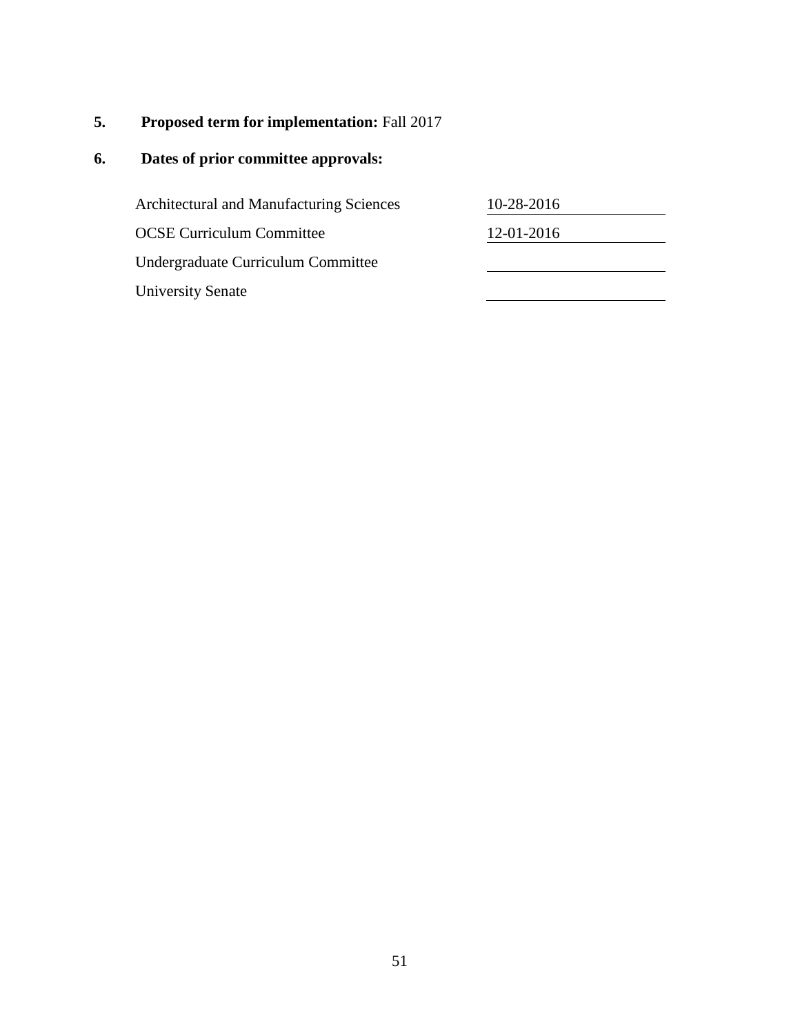**5. Proposed term for implementation:** Fall 2017

**6. Dates of prior committee approvals:**

| Committee | Date |
| --- | --- |
| Architectural and Manufacturing Sciences | 10-28-2016 |
| OCSE Curriculum Committee | 12-01-2016 |
| Undergraduate Curriculum Committee | |
| University Senate | |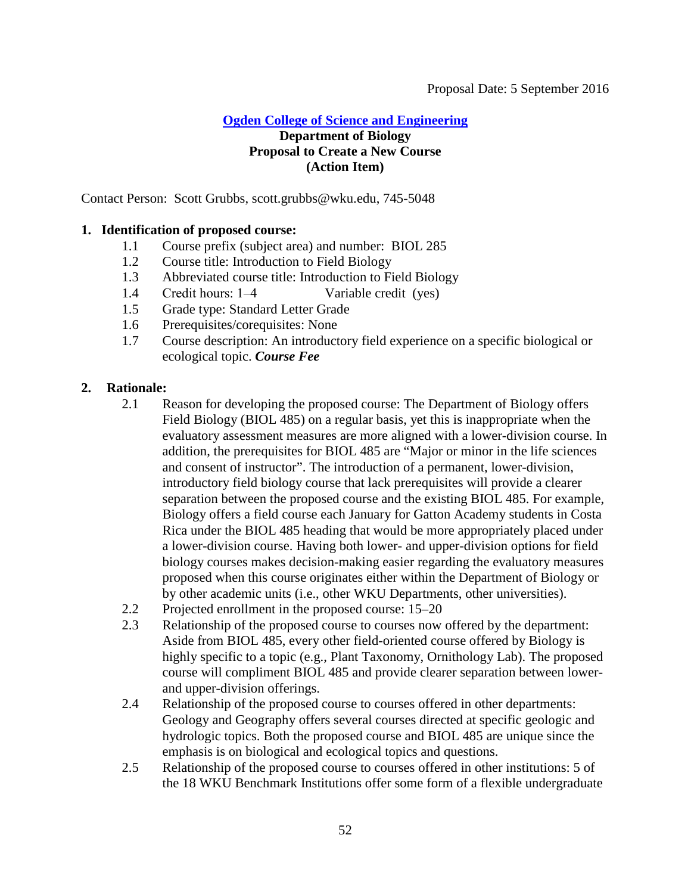Proposal Date: 5 September 2016

**Ogden College of Science and Engineering**
**Department of Biology**
**Proposal to Create a New Course**
**(Action Item)**

Contact Person: Scott Grubbs, scott.grubbs@wku.edu, 745-5048

**1. Identification of proposed course:**

1.1 Course prefix (subject area) and number: BIOL 285
1.2 Course title: Introduction to Field Biology
1.3 Abbreviated course title: Introduction to Field Biology
1.4 Credit hours: 1–4 Variable credit (yes)
1.5 Grade type: Standard Letter Grade
1.6 Prerequisites/corequisites: None
1.7 Course description: An introductory field experience on a specific biological or ecological topic. ***Course Fee***

**2. Rationale:**

2.1 Reason for developing the proposed course: The Department of Biology offers Field Biology (BIOL 485) on a regular basis, yet this is inappropriate when the evaluatory assessment measures are more aligned with a lower-division course. In addition, the prerequisites for BIOL 485 are "Major or minor in the life sciences and consent of instructor". The introduction of a permanent, lower-division, introductory field biology course that lack prerequisites will provide a clearer separation between the proposed course and the existing BIOL 485. For example, Biology offers a field course each January for Gatton Academy students in Costa Rica under the BIOL 485 heading that would be more appropriately placed under a lower-division course. Having both lower- and upper-division options for field biology courses makes decision-making easier regarding the evaluatory measures proposed when this course originates either within the Department of Biology or by other academic units (i.e., other WKU Departments, other universities).
2.2 Projected enrollment in the proposed course: 15–20
2.3 Relationship of the proposed course to courses now offered by the department: Aside from BIOL 485, every other field-oriented course offered by Biology is highly specific to a topic (e.g., Plant Taxonomy, Ornithology Lab). The proposed course will compliment BIOL 485 and provide clearer separation between lower- and upper-division offerings.
2.4 Relationship of the proposed course to courses offered in other departments: Geology and Geography offers several courses directed at specific geologic and hydrologic topics. Both the proposed course and BIOL 485 are unique since the emphasis is on biological and ecological topics and questions.
2.5 Relationship of the proposed course to courses offered in other institutions: 5 of the 18 WKU Benchmark Institutions offer some form of a flexible undergraduate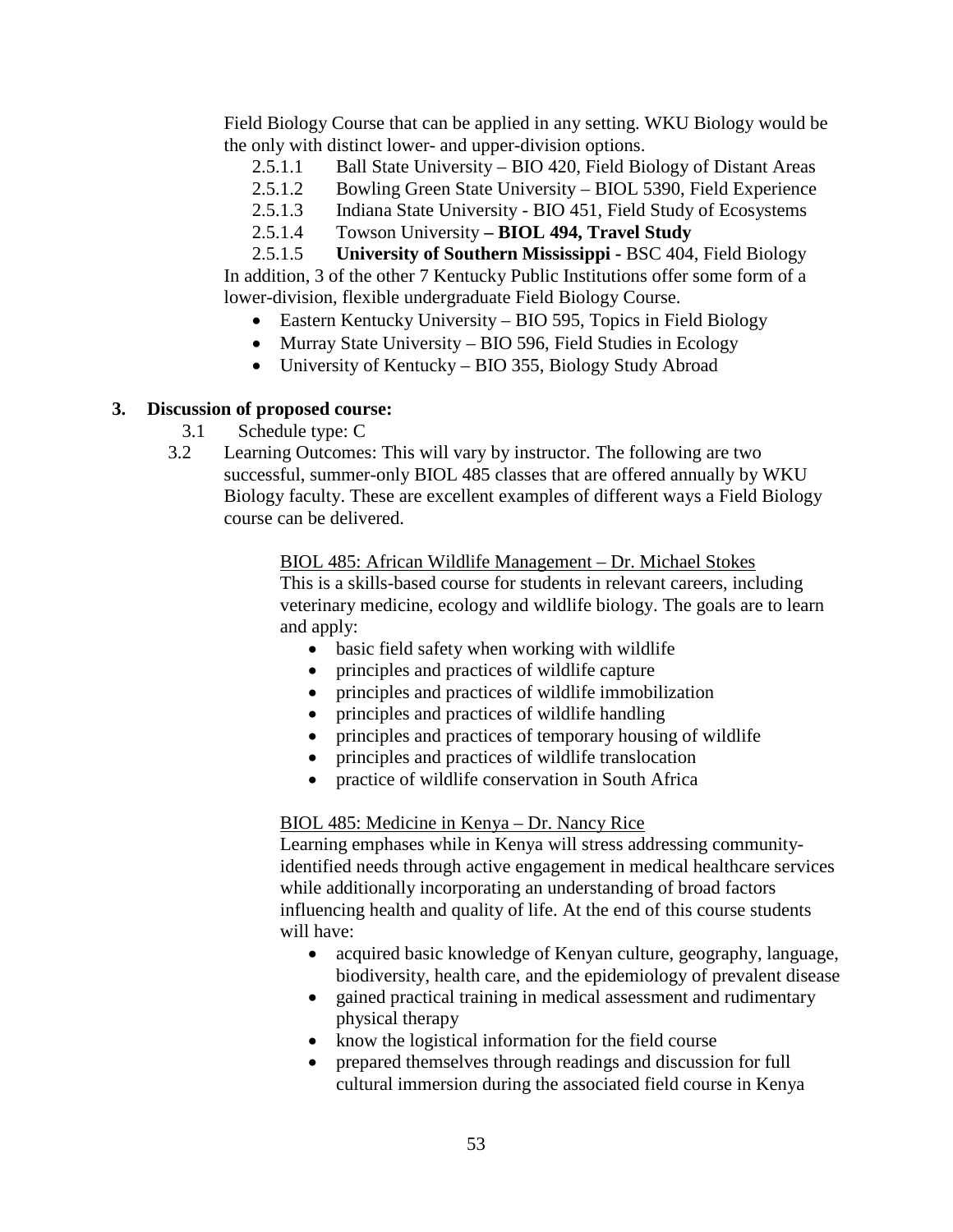Field Biology Course that can be applied in any setting. WKU Biology would be the only with distinct lower- and upper-division options.

2.5.1.1 Ball State University – BIO 420, Field Biology of Distant Areas

2.5.1.2 Bowling Green State University – BIOL 5390, Field Experience

2.5.1.3 Indiana State University - BIO 451, Field Study of Ecosystems

2.5.1.4 Towson University **– BIOL 494, Travel Study**

2.5.1.5 **University of Southern Mississippi -** BSC 404, Field Biology

In addition, 3 of the other 7 Kentucky Public Institutions offer some form of a lower-division, flexible undergraduate Field Biology Course.

- Eastern Kentucky University – BIO 595, Topics in Field Biology
- Murray State University – BIO 596, Field Studies in Ecology
- University of Kentucky – BIO 355, Biology Study Abroad

**3. Discussion of proposed course:**

3.1 Schedule type: C

3.2 Learning Outcomes: This will vary by instructor. The following are two successful, summer-only BIOL 485 classes that are offered annually by WKU Biology faculty. These are excellent examples of different ways a Field Biology course can be delivered.

<u>BIOL 485: African Wildlife Management – Dr. Michael Stokes</u>

This is a skills-based course for students in relevant careers, including veterinary medicine, ecology and wildlife biology. The goals are to learn and apply:

- basic field safety when working with wildlife
- principles and practices of wildlife capture
- principles and practices of wildlife immobilization
- principles and practices of wildlife handling
- principles and practices of temporary housing of wildlife
- principles and practices of wildlife translocation
- practice of wildlife conservation in South Africa

<u>BIOL 485: Medicine in Kenya – Dr. Nancy Rice</u>

Learning emphases while in Kenya will stress addressing community-identified needs through active engagement in medical healthcare services while additionally incorporating an understanding of broad factors influencing health and quality of life. At the end of this course students will have:

- acquired basic knowledge of Kenyan culture, geography, language, biodiversity, health care, and the epidemiology of prevalent disease
- gained practical training in medical assessment and rudimentary physical therapy
- know the logistical information for the field course
- prepared themselves through readings and discussion for full cultural immersion during the associated field course in Kenya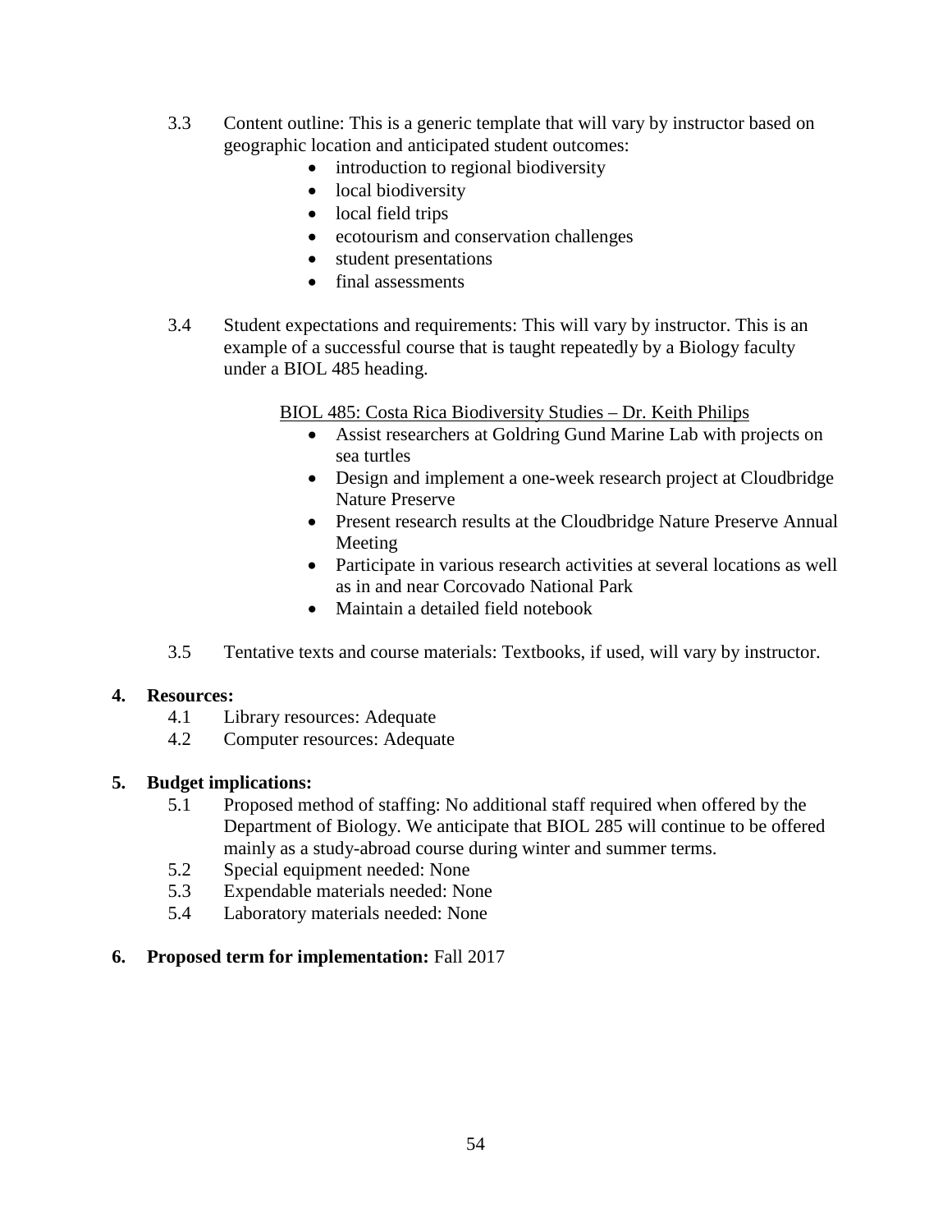3.3 Content outline: This is a generic template that will vary by instructor based on geographic location and anticipated student outcomes:

- introduction to regional biodiversity
- local biodiversity
- local field trips
- ecotourism and conservation challenges
- student presentations
- final assessments

3.4 Student expectations and requirements: This will vary by instructor. This is an example of a successful course that is taught repeatedly by a Biology faculty under a BIOL 485 heading.

BIOL 485: Costa Rica Biodiversity Studies – Dr. Keith Philips

- Assist researchers at Goldring Gund Marine Lab with projects on sea turtles
- Design and implement a one-week research project at Cloudbridge Nature Preserve
- Present research results at the Cloudbridge Nature Preserve Annual Meeting
- Participate in various research activities at several locations as well as in and near Corcovado National Park
- Maintain a detailed field notebook

3.5 Tentative texts and course materials: Textbooks, if used, will vary by instructor.

**4. Resources:**

4.1 Library resources: Adequate
4.2 Computer resources: Adequate

**5. Budget implications:**

5.1 Proposed method of staffing: No additional staff required when offered by the Department of Biology. We anticipate that BIOL 285 will continue to be offered mainly as a study-abroad course during winter and summer terms.
5.2 Special equipment needed: None
5.3 Expendable materials needed: None
5.4 Laboratory materials needed: None

**6. Proposed term for implementation:** Fall 2017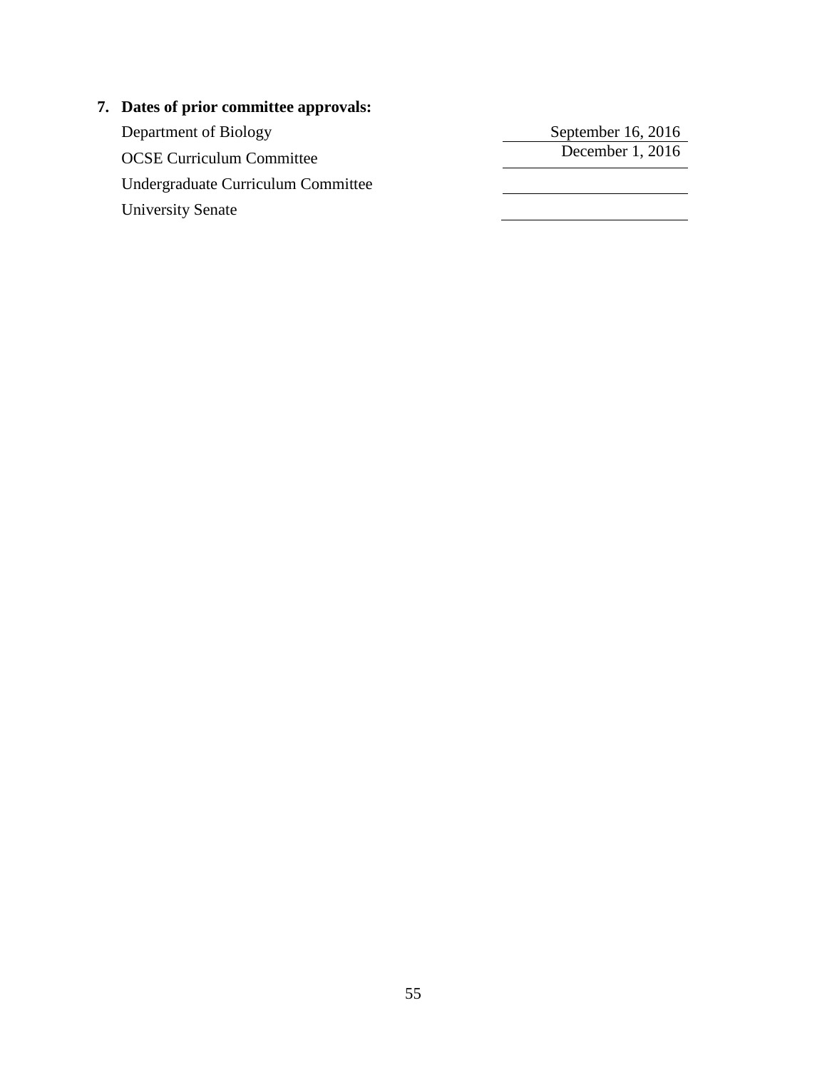**7. Dates of prior committee approvals:**

| | |
|---|---|
| Department of Biology | September 16, 2016 |
| OCSE Curriculum Committee | December 1, 2016 |
| Undergraduate Curriculum Committee | |
| University Senate | |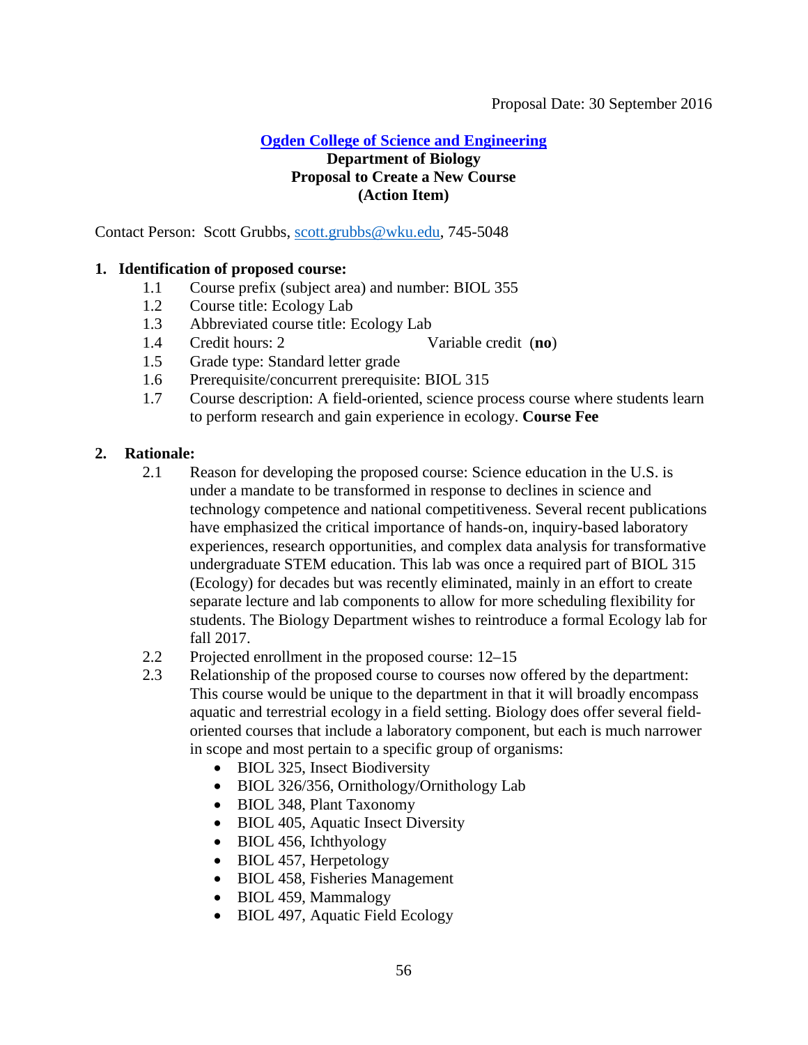Proposal Date: 30 September 2016

**Ogden College of Science and Engineering**
**Department of Biology**
**Proposal to Create a New Course**
**(Action Item)**

Contact Person: Scott Grubbs, scott.grubbs@wku.edu, 745-5048

**1. Identification of proposed course:**

- 1.1 Course prefix (subject area) and number: BIOL 355
- 1.2 Course title: Ecology Lab
- 1.3 Abbreviated course title: Ecology Lab
- 1.4 Credit hours: 2 Variable credit (**no**)
- 1.5 Grade type: Standard letter grade
- 1.6 Prerequisite/concurrent prerequisite: BIOL 315
- 1.7 Course description: A field-oriented, science process course where students learn to perform research and gain experience in ecology. **Course Fee**

**2. Rationale:**

- 2.1 Reason for developing the proposed course: Science education in the U.S. is under a mandate to be transformed in response to declines in science and technology competence and national competitiveness. Several recent publications have emphasized the critical importance of hands-on, inquiry-based laboratory experiences, research opportunities, and complex data analysis for transformative undergraduate STEM education. This lab was once a required part of BIOL 315 (Ecology) for decades but was recently eliminated, mainly in an effort to create separate lecture and lab components to allow for more scheduling flexibility for students. The Biology Department wishes to reintroduce a formal Ecology lab for fall 2017.
- 2.2 Projected enrollment in the proposed course: 12–15
- 2.3 Relationship of the proposed course to courses now offered by the department: This course would be unique to the department in that it will broadly encompass aquatic and terrestrial ecology in a field setting. Biology does offer several field-oriented courses that include a laboratory component, but each is much narrower in scope and most pertain to a specific group of organisms:
  - BIOL 325, Insect Biodiversity
  - BIOL 326/356, Ornithology/Ornithology Lab
  - BIOL 348, Plant Taxonomy
  - BIOL 405, Aquatic Insect Diversity
  - BIOL 456, Ichthyology
  - BIOL 457, Herpetology
  - BIOL 458, Fisheries Management
  - BIOL 459, Mammalogy
  - BIOL 497, Aquatic Field Ecology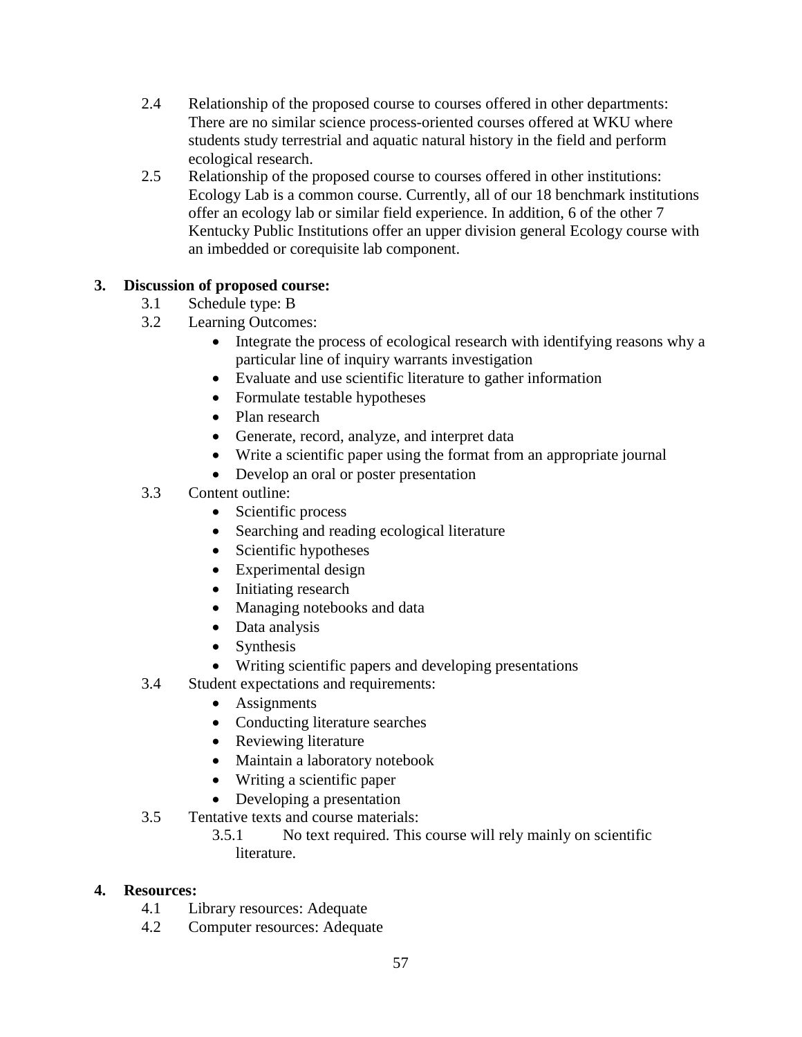2.4 Relationship of the proposed course to courses offered in other departments: There are no similar science process-oriented courses offered at WKU where students study terrestrial and aquatic natural history in the field and perform ecological research.

2.5 Relationship of the proposed course to courses offered in other institutions: Ecology Lab is a common course. Currently, all of our 18 benchmark institutions offer an ecology lab or similar field experience. In addition, 6 of the other 7 Kentucky Public Institutions offer an upper division general Ecology course with an imbedded or corequisite lab component.

**3. Discussion of proposed course:**

3.1 Schedule type: B

3.2 Learning Outcomes:

- Integrate the process of ecological research with identifying reasons why a particular line of inquiry warrants investigation
- Evaluate and use scientific literature to gather information
- Formulate testable hypotheses
- Plan research
- Generate, record, analyze, and interpret data
- Write a scientific paper using the format from an appropriate journal
- Develop an oral or poster presentation

3.3 Content outline:

- Scientific process
- Searching and reading ecological literature
- Scientific hypotheses
- Experimental design
- Initiating research
- Managing notebooks and data
- Data analysis
- Synthesis
- Writing scientific papers and developing presentations

3.4 Student expectations and requirements:

- Assignments
- Conducting literature searches
- Reviewing literature
- Maintain a laboratory notebook
- Writing a scientific paper
- Developing a presentation

3.5 Tentative texts and course materials:

3.5.1 No text required. This course will rely mainly on scientific literature.

**4. Resources:**

4.1 Library resources: Adequate

4.2 Computer resources: Adequate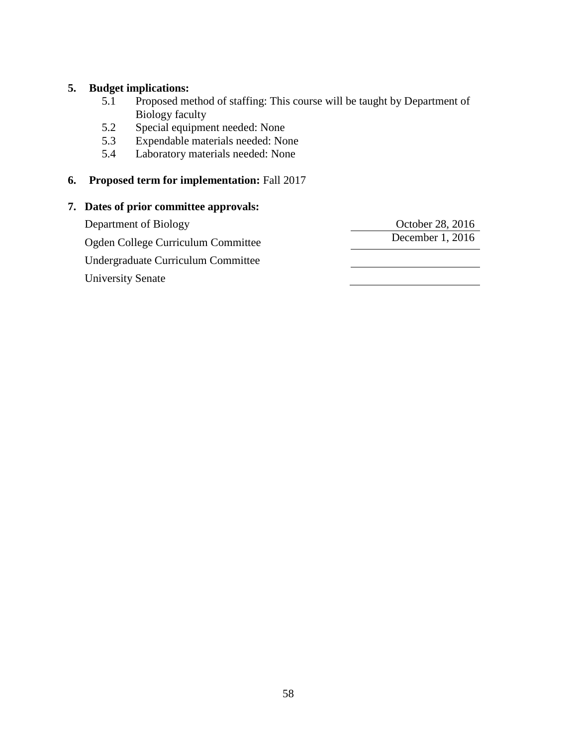**5. Budget implications:**

5.1 Proposed method of staffing: This course will be taught by Department of Biology faculty
5.2 Special equipment needed: None
5.3 Expendable materials needed: None
5.4 Laboratory materials needed: None

**6. Proposed term for implementation:** Fall 2017

**7. Dates of prior committee approvals:**

| | |
|---|---|
| Department of Biology | October 28, 2016 |
| Ogden College Curriculum Committee | December 1, 2016 |
| Undergraduate Curriculum Committee | |
| University Senate | |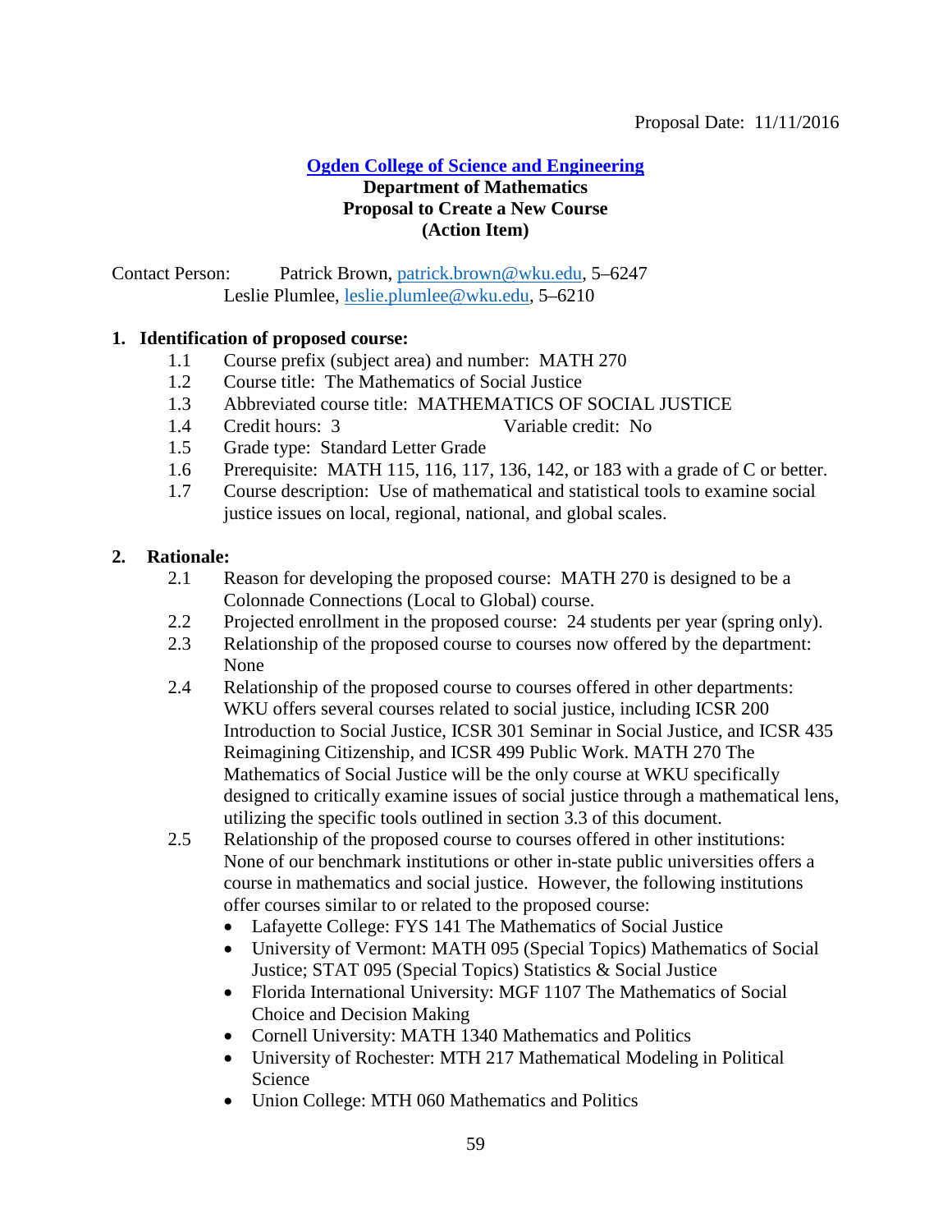Proposal Date: 11/11/2016

**[Ogden College of Science and Engineering](#)**
**Department of Mathematics**
**Proposal to Create a New Course**
**(Action Item)**

Contact Person: Patrick Brown, patrick.brown@wku.edu, 5–6247
Leslie Plumlee, leslie.plumlee@wku.edu, 5–6210

## 1. Identification of proposed course:

1.1 Course prefix (subject area) and number: MATH 270

1.2 Course title: The Mathematics of Social Justice

1.3 Abbreviated course title: MATHEMATICS OF SOCIAL JUSTICE

1.4 Credit hours: 3 Variable credit: No

1.5 Grade type: Standard Letter Grade

1.6 Prerequisite: MATH 115, 116, 117, 136, 142, or 183 with a grade of C or better.

1.7 Course description: Use of mathematical and statistical tools to examine social justice issues on local, regional, national, and global scales.

## 2. Rationale:

2.1 Reason for developing the proposed course: MATH 270 is designed to be a Colonnade Connections (Local to Global) course.

2.2 Projected enrollment in the proposed course: 24 students per year (spring only).

2.3 Relationship of the proposed course to courses now offered by the department: None

2.4 Relationship of the proposed course to courses offered in other departments: WKU offers several courses related to social justice, including ICSR 200 Introduction to Social Justice, ICSR 301 Seminar in Social Justice, and ICSR 435 Reimagining Citizenship, and ICSR 499 Public Work. MATH 270 The Mathematics of Social Justice will be the only course at WKU specifically designed to critically examine issues of social justice through a mathematical lens, utilizing the specific tools outlined in section 3.3 of this document.

2.5 Relationship of the proposed course to courses offered in other institutions: None of our benchmark institutions or other in-state public universities offers a course in mathematics and social justice. However, the following institutions offer courses similar to or related to the proposed course:

- Lafayette College: FYS 141 The Mathematics of Social Justice
- University of Vermont: MATH 095 (Special Topics) Mathematics of Social Justice; STAT 095 (Special Topics) Statistics & Social Justice
- Florida International University: MGF 1107 The Mathematics of Social Choice and Decision Making
- Cornell University: MATH 1340 Mathematics and Politics
- University of Rochester: MTH 217 Mathematical Modeling in Political Science
- Union College: MTH 060 Mathematics and Politics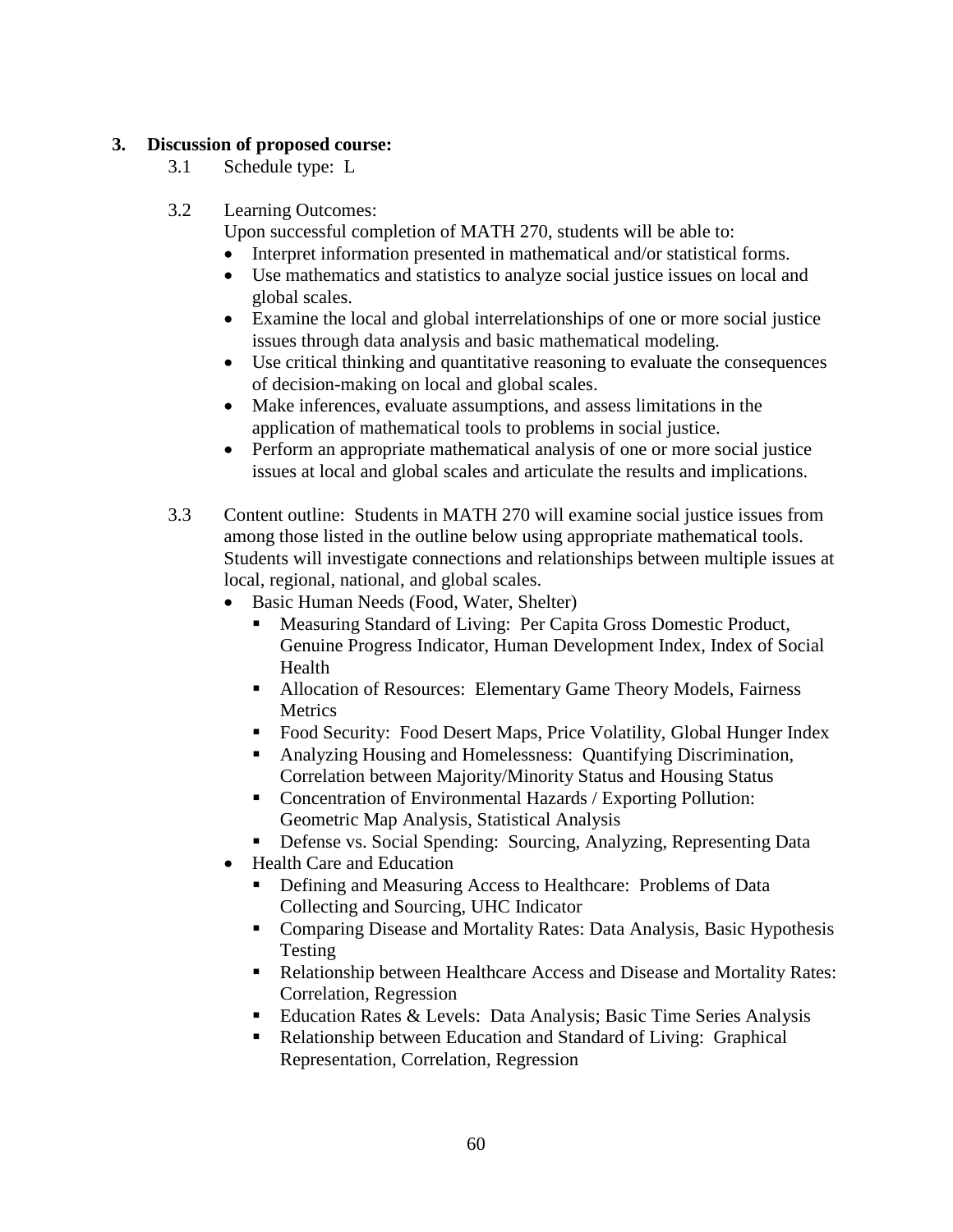**3. Discussion of proposed course:**

3.1 Schedule type: L

3.2 Learning Outcomes:

Upon successful completion of MATH 270, students will be able to:

- Interpret information presented in mathematical and/or statistical forms.
- Use mathematics and statistics to analyze social justice issues on local and global scales.
- Examine the local and global interrelationships of one or more social justice issues through data analysis and basic mathematical modeling.
- Use critical thinking and quantitative reasoning to evaluate the consequences of decision-making on local and global scales.
- Make inferences, evaluate assumptions, and assess limitations in the application of mathematical tools to problems in social justice.
- Perform an appropriate mathematical analysis of one or more social justice issues at local and global scales and articulate the results and implications.

3.3 Content outline: Students in MATH 270 will examine social justice issues from among those listed in the outline below using appropriate mathematical tools. Students will investigate connections and relationships between multiple issues at local, regional, national, and global scales.

- Basic Human Needs (Food, Water, Shelter)
  - Measuring Standard of Living: Per Capita Gross Domestic Product, Genuine Progress Indicator, Human Development Index, Index of Social Health
  - Allocation of Resources: Elementary Game Theory Models, Fairness Metrics
  - Food Security: Food Desert Maps, Price Volatility, Global Hunger Index
  - Analyzing Housing and Homelessness: Quantifying Discrimination, Correlation between Majority/Minority Status and Housing Status
  - Concentration of Environmental Hazards / Exporting Pollution: Geometric Map Analysis, Statistical Analysis
  - Defense vs. Social Spending: Sourcing, Analyzing, Representing Data
- Health Care and Education
  - Defining and Measuring Access to Healthcare: Problems of Data Collecting and Sourcing, UHC Indicator
  - Comparing Disease and Mortality Rates: Data Analysis, Basic Hypothesis Testing
  - Relationship between Healthcare Access and Disease and Mortality Rates: Correlation, Regression
  - Education Rates & Levels: Data Analysis; Basic Time Series Analysis
  - Relationship between Education and Standard of Living: Graphical Representation, Correlation, Regression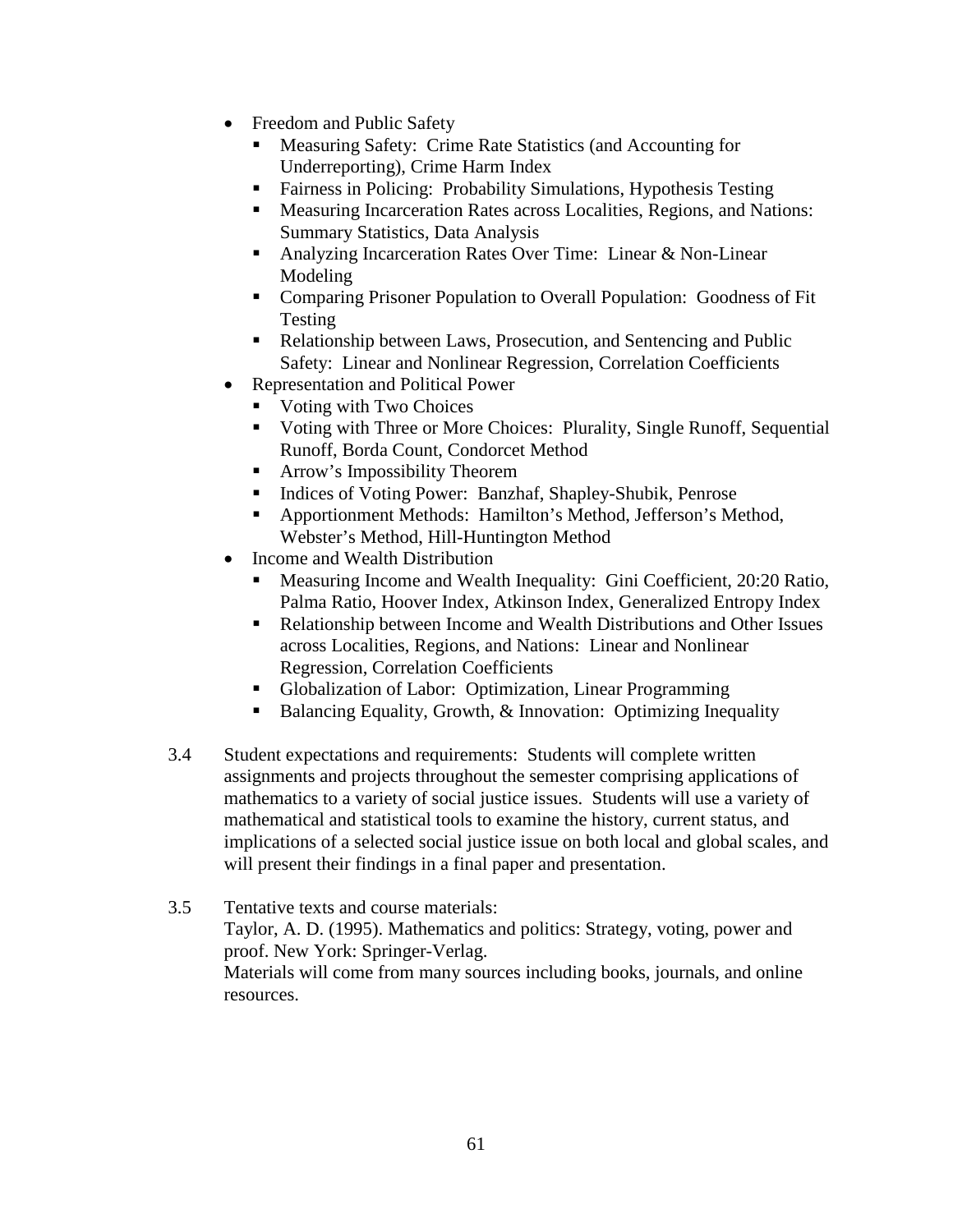- Freedom and Public Safety
  - Measuring Safety: Crime Rate Statistics (and Accounting for Underreporting), Crime Harm Index
  - Fairness in Policing: Probability Simulations, Hypothesis Testing
  - Measuring Incarceration Rates across Localities, Regions, and Nations: Summary Statistics, Data Analysis
  - Analyzing Incarceration Rates Over Time: Linear & Non-Linear Modeling
  - Comparing Prisoner Population to Overall Population: Goodness of Fit Testing
  - Relationship between Laws, Prosecution, and Sentencing and Public Safety: Linear and Nonlinear Regression, Correlation Coefficients
- Representation and Political Power
  - Voting with Two Choices
  - Voting with Three or More Choices: Plurality, Single Runoff, Sequential Runoff, Borda Count, Condorcet Method
  - Arrow's Impossibility Theorem
  - Indices of Voting Power: Banzhaf, Shapley-Shubik, Penrose
  - Apportionment Methods: Hamilton's Method, Jefferson's Method, Webster's Method, Hill-Huntington Method
- Income and Wealth Distribution
  - Measuring Income and Wealth Inequality: Gini Coefficient, 20:20 Ratio, Palma Ratio, Hoover Index, Atkinson Index, Generalized Entropy Index
  - Relationship between Income and Wealth Distributions and Other Issues across Localities, Regions, and Nations: Linear and Nonlinear Regression, Correlation Coefficients
  - Globalization of Labor: Optimization, Linear Programming
  - Balancing Equality, Growth, & Innovation: Optimizing Inequality

3.4 Student expectations and requirements: Students will complete written assignments and projects throughout the semester comprising applications of mathematics to a variety of social justice issues. Students will use a variety of mathematical and statistical tools to examine the history, current status, and implications of a selected social justice issue on both local and global scales, and will present their findings in a final paper and presentation.

3.5 Tentative texts and course materials:
Taylor, A. D. (1995). Mathematics and politics: Strategy, voting, power and proof. New York: Springer-Verlag.
Materials will come from many sources including books, journals, and online resources.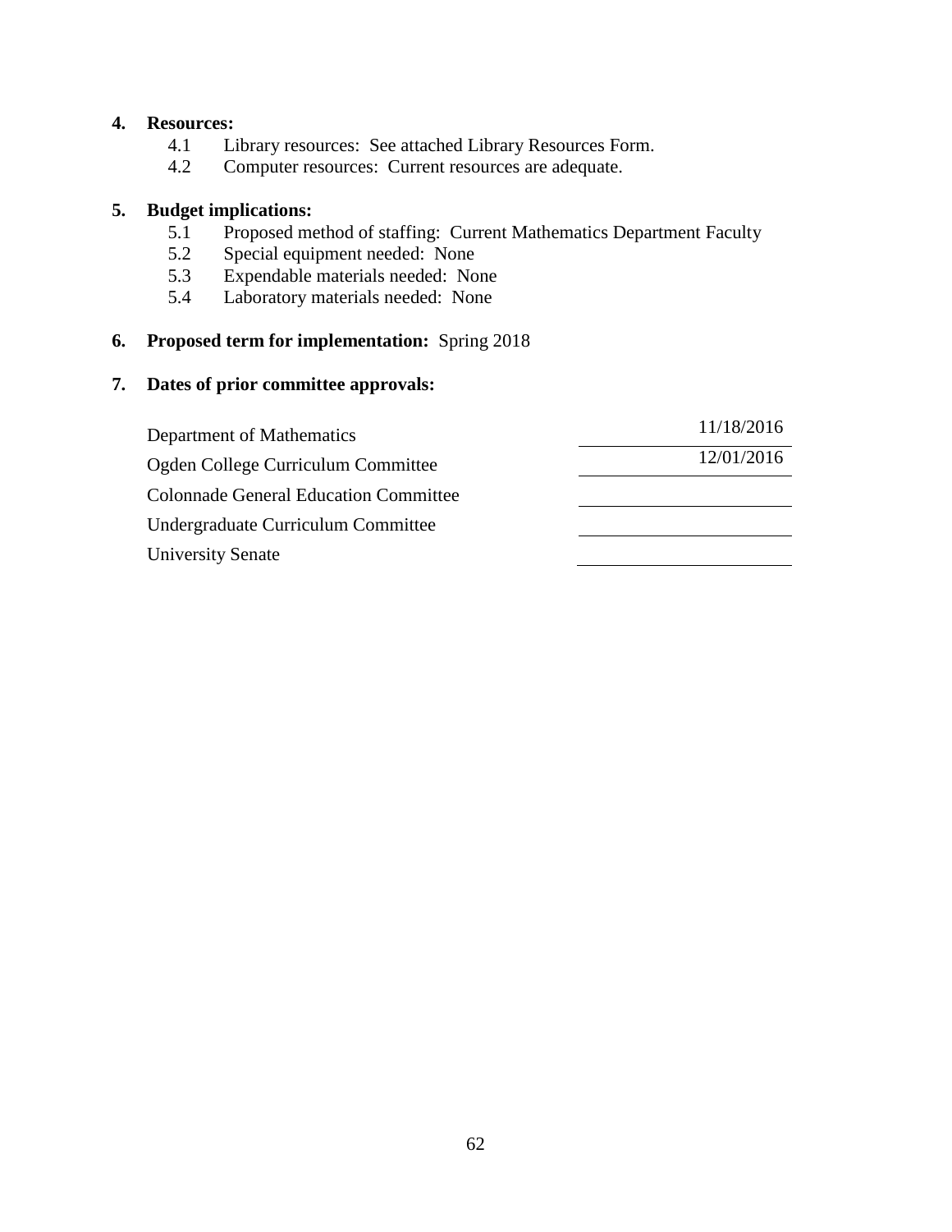**4. Resources:**

4.1 Library resources: See attached Library Resources Form.

4.2 Computer resources: Current resources are adequate.

**5. Budget implications:**

5.1 Proposed method of staffing: Current Mathematics Department Faculty

5.2 Special equipment needed: None

5.3 Expendable materials needed: None

5.4 Laboratory materials needed: None

**6. Proposed term for implementation:** Spring 2018

**7. Dates of prior committee approvals:**

| | |
|---|---|
| Department of Mathematics | 11/18/2016 |
| Ogden College Curriculum Committee | 12/01/2016 |
| Colonnade General Education Committee | |
| Undergraduate Curriculum Committee | |
| University Senate | |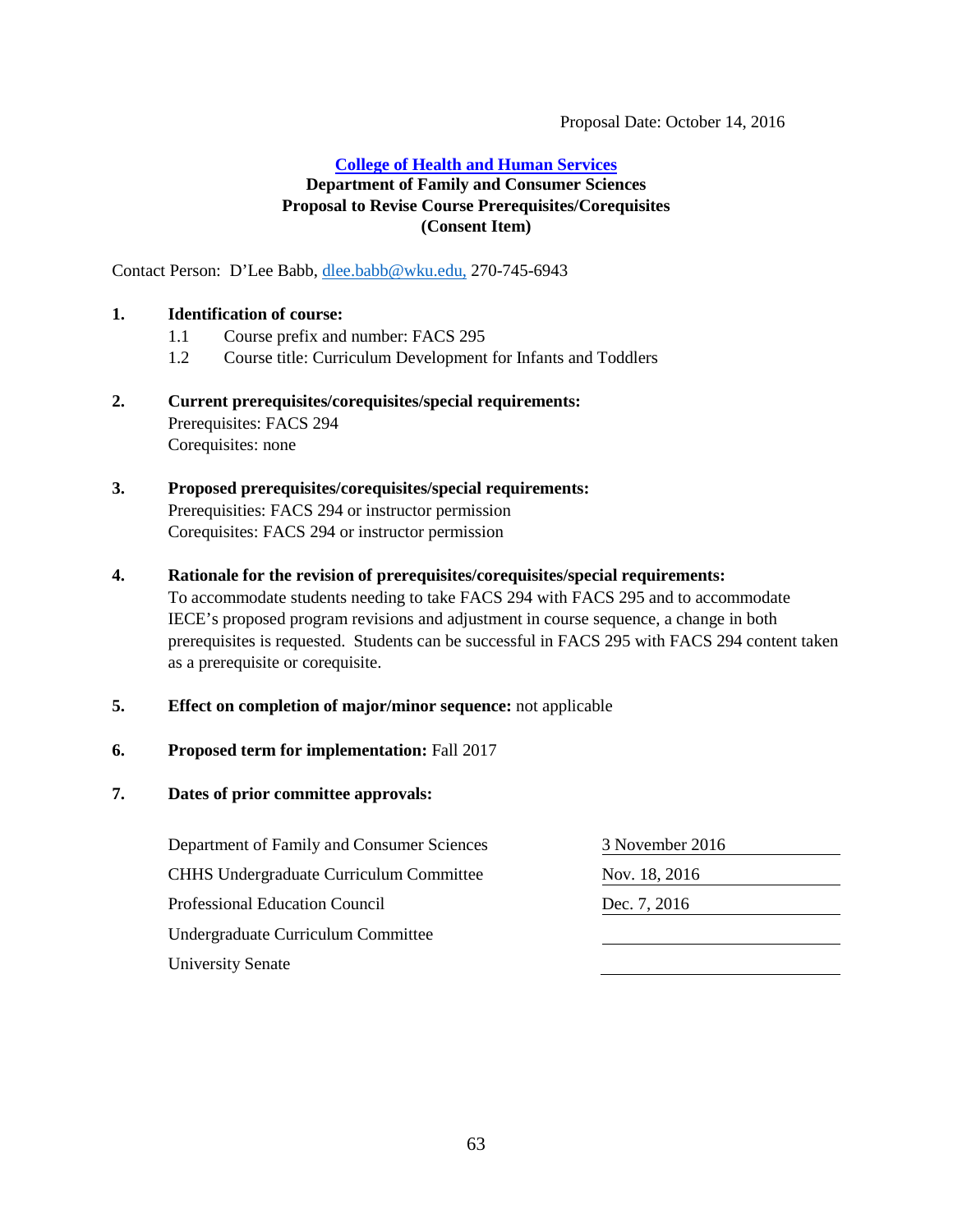Proposal Date: October 14, 2016

**College of Health and Human Services**
**Department of Family and Consumer Sciences**
**Proposal to Revise Course Prerequisites/Corequisites**
**(Consent Item)**

Contact Person: D'Lee Babb, dlee.babb@wku.edu, 270-745-6943

**1. Identification of course:**

1.1 Course prefix and number: FACS 295

1.2 Course title: Curriculum Development for Infants and Toddlers

**2. Current prerequisites/corequisites/special requirements:**

Prerequisites: FACS 294
Corequisites: none

**3. Proposed prerequisites/corequisites/special requirements:**

Prerequisities: FACS 294 or instructor permission
Corequisites: FACS 294 or instructor permission

**4. Rationale for the revision of prerequisites/corequisites/special requirements:**

To accommodate students needing to take FACS 294 with FACS 295 and to accommodate IECE's proposed program revisions and adjustment in course sequence, a change in both prerequisites is requested. Students can be successful in FACS 295 with FACS 294 content taken as a prerequisite or corequisite.

**5. Effect on completion of major/minor sequence:** not applicable

**6. Proposed term for implementation:** Fall 2017

**7. Dates of prior committee approvals:**

| Committee | Date |
|---|---|
| Department of Family and Consumer Sciences | 3 November 2016 |
| CHHS Undergraduate Curriculum Committee | Nov. 18, 2016 |
| Professional Education Council | Dec. 7, 2016 |
| Undergraduate Curriculum Committee | |
| University Senate | |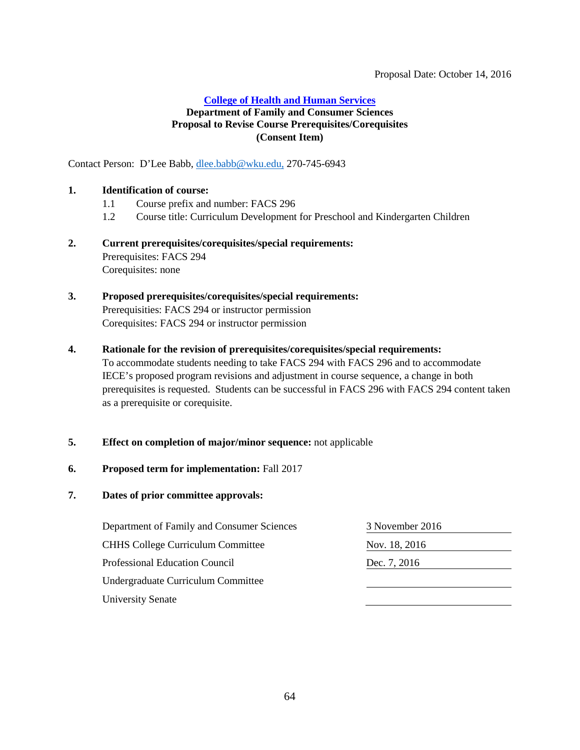Proposal Date: October 14, 2016

**College of Health and Human Services**
**Department of Family and Consumer Sciences**
**Proposal to Revise Course Prerequisites/Corequisites**
**(Consent Item)**

Contact Person: D'Lee Babb, dlee.babb@wku.edu, 270-745-6943

**1. Identification of course:**

1.1 Course prefix and number: FACS 296

1.2 Course title: Curriculum Development for Preschool and Kindergarten Children

**2. Current prerequisites/corequisites/special requirements:**

Prerequisites: FACS 294

Corequisites: none

**3. Proposed prerequisites/corequisites/special requirements:**

Prerequisities: FACS 294 or instructor permission

Corequisites: FACS 294 or instructor permission

**4. Rationale for the revision of prerequisites/corequisites/special requirements:**

To accommodate students needing to take FACS 294 with FACS 296 and to accommodate IECE's proposed program revisions and adjustment in course sequence, a change in both prerequisites is requested. Students can be successful in FACS 296 with FACS 294 content taken as a prerequisite or corequisite.

**5. Effect on completion of major/minor sequence:** not applicable

**6. Proposed term for implementation:** Fall 2017

**7. Dates of prior committee approvals:**

| Committee | Date |
|---|---|
| Department of Family and Consumer Sciences | 3 November 2016 |
| CHHS College Curriculum Committee | Nov. 18, 2016 |
| Professional Education Council | Dec. 7, 2016 |
| Undergraduate Curriculum Committee | |
| University Senate | |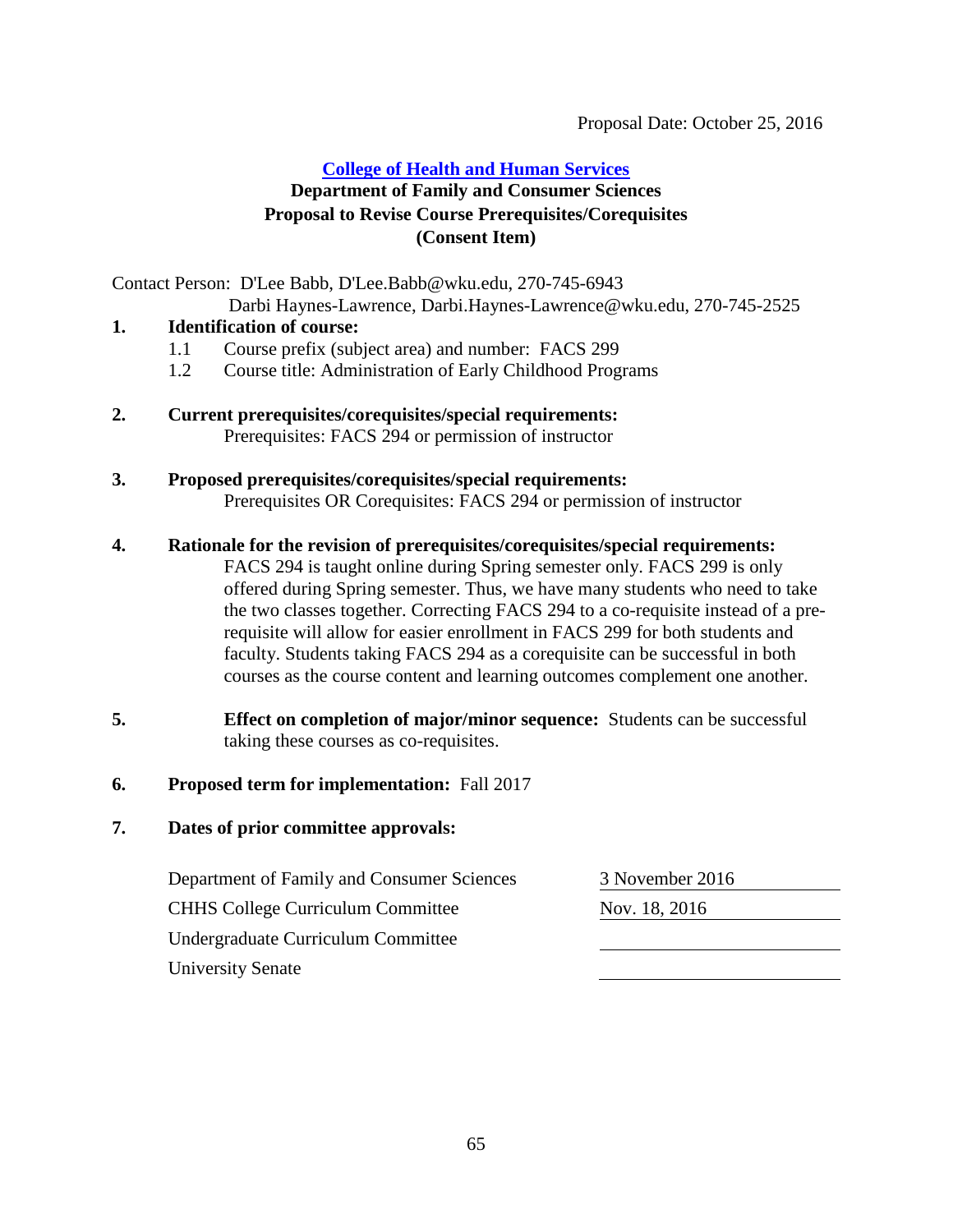Proposal Date: October 25, 2016

**College of Health and Human Services**

**Department of Family and Consumer Sciences**

**Proposal to Revise Course Prerequisites/Corequisites**

**(Consent Item)**

Contact Person: D'Lee Babb, D'Lee.Babb@wku.edu, 270-745-6943
Darbi Haynes-Lawrence, Darbi.Haynes-Lawrence@wku.edu, 270-745-2525

**1. Identification of course:**

1.1 Course prefix (subject area) and number: FACS 299

1.2 Course title: Administration of Early Childhood Programs

**2. Current prerequisites/corequisites/special requirements:**

Prerequisites: FACS 294 or permission of instructor

**3. Proposed prerequisites/corequisites/special requirements:**

Prerequisites OR Corequisites: FACS 294 or permission of instructor

**4. Rationale for the revision of prerequisites/corequisites/special requirements:**

FACS 294 is taught online during Spring semester only. FACS 299 is only offered during Spring semester. Thus, we have many students who need to take the two classes together. Correcting FACS 294 to a co-requisite instead of a pre-requisite will allow for easier enrollment in FACS 299 for both students and faculty. Students taking FACS 294 as a corequisite can be successful in both courses as the course content and learning outcomes complement one another.

**5. Effect on completion of major/minor sequence:** Students can be successful taking these courses as co-requisites.

**6. Proposed term for implementation:** Fall 2017

**7. Dates of prior committee approvals:**

| | |
|---|---|
| Department of Family and Consumer Sciences | 3 November 2016 |
| CHHS College Curriculum Committee | Nov. 18, 2016 |
| Undergraduate Curriculum Committee | |
| University Senate | |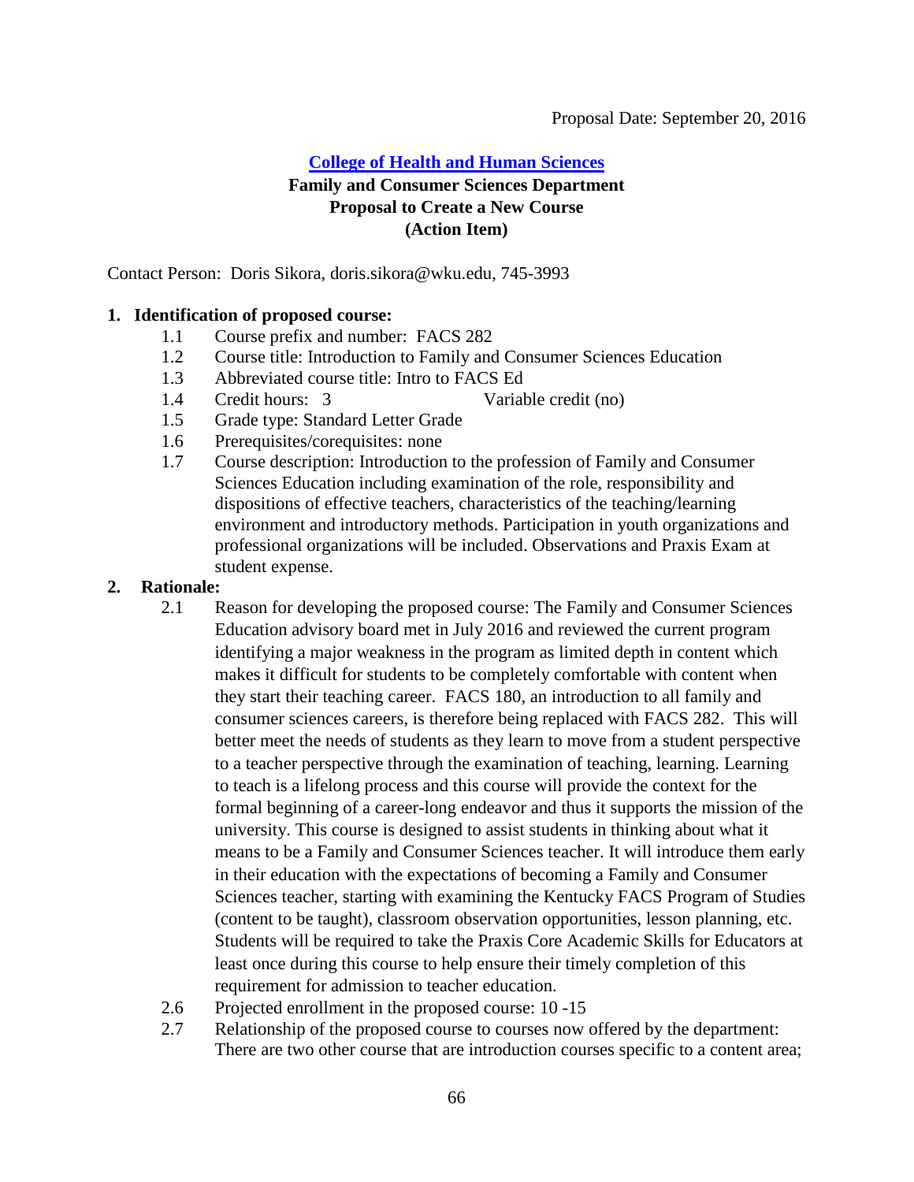Proposal Date: September 20, 2016

**College of Health and Human Sciences**
**Family and Consumer Sciences Department**
**Proposal to Create a New Course**
**(Action Item)**

Contact Person: Doris Sikora, doris.sikora@wku.edu, 745-3993

**1. Identification of proposed course:**

1.1 Course prefix and number: FACS 282

1.2 Course title: Introduction to Family and Consumer Sciences Education

1.3 Abbreviated course title: Intro to FACS Ed

1.4 Credit hours: 3 Variable credit (no)

1.5 Grade type: Standard Letter Grade

1.6 Prerequisites/corequisites: none

1.7 Course description: Introduction to the profession of Family and Consumer Sciences Education including examination of the role, responsibility and dispositions of effective teachers, characteristics of the teaching/learning environment and introductory methods. Participation in youth organizations and professional organizations will be included. Observations and Praxis Exam at student expense.

**2. Rationale:**

2.1 Reason for developing the proposed course: The Family and Consumer Sciences Education advisory board met in July 2016 and reviewed the current program identifying a major weakness in the program as limited depth in content which makes it difficult for students to be completely comfortable with content when they start their teaching career. FACS 180, an introduction to all family and consumer sciences careers, is therefore being replaced with FACS 282. This will better meet the needs of students as they learn to move from a student perspective to a teacher perspective through the examination of teaching, learning. Learning to teach is a lifelong process and this course will provide the context for the formal beginning of a career-long endeavor and thus it supports the mission of the university. This course is designed to assist students in thinking about what it means to be a Family and Consumer Sciences teacher. It will introduce them early in their education with the expectations of becoming a Family and Consumer Sciences teacher, starting with examining the Kentucky FACS Program of Studies (content to be taught), classroom observation opportunities, lesson planning, etc. Students will be required to take the Praxis Core Academic Skills for Educators at least once during this course to help ensure their timely completion of this requirement for admission to teacher education.

2.6 Projected enrollment in the proposed course: 10 -15

2.7 Relationship of the proposed course to courses now offered by the department: There are two other course that are introduction courses specific to a content area;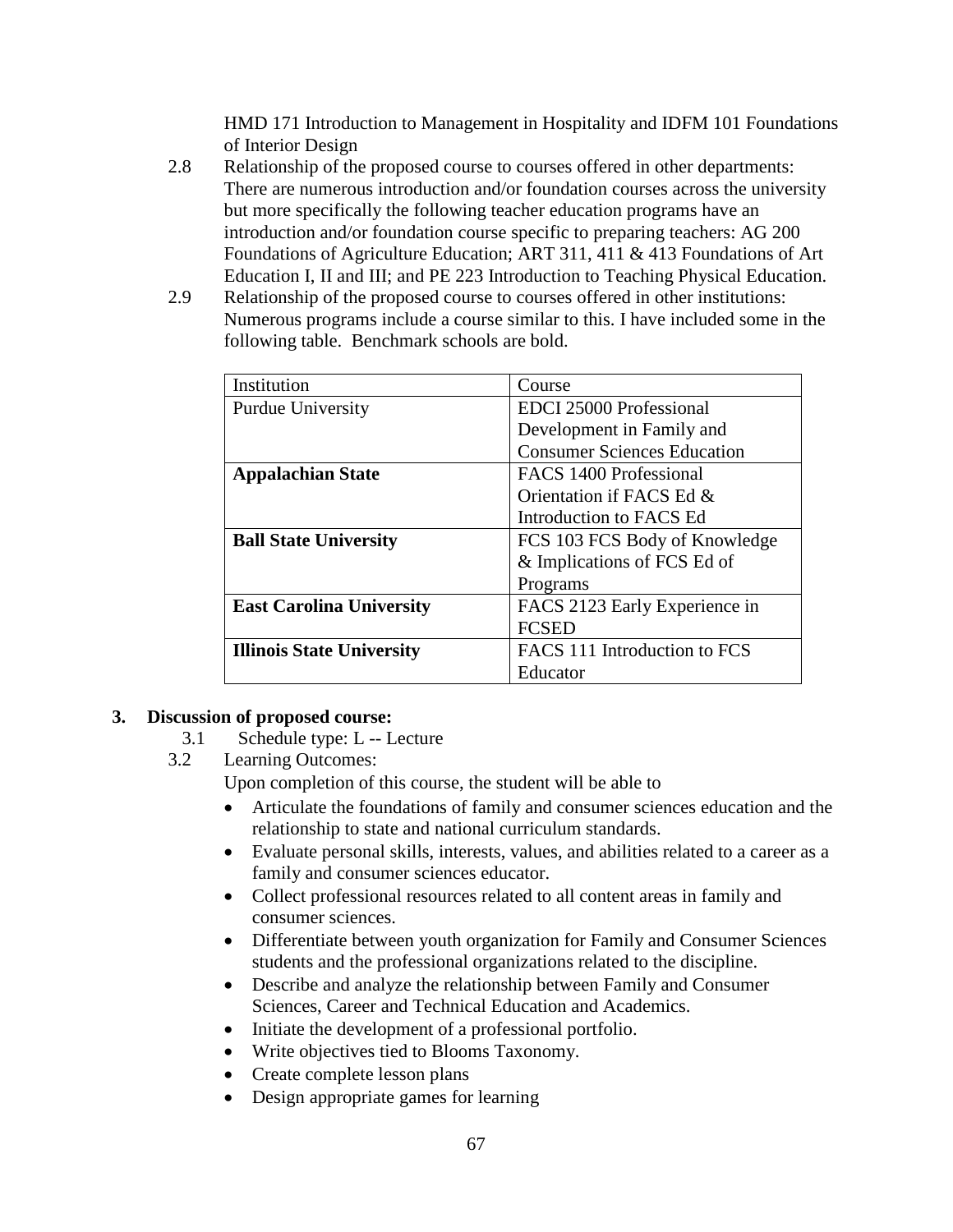HMD 171 Introduction to Management in Hospitality and IDFM 101 Foundations of Interior Design

2.8 Relationship of the proposed course to courses offered in other departments: There are numerous introduction and/or foundation courses across the university but more specifically the following teacher education programs have an introduction and/or foundation course specific to preparing teachers: AG 200 Foundations of Agriculture Education; ART 311, 411 & 413 Foundations of Art Education I, II and III; and PE 223 Introduction to Teaching Physical Education.

2.9 Relationship of the proposed course to courses offered in other institutions: Numerous programs include a course similar to this. I have included some in the following table. Benchmark schools are bold.

| Institution | Course |
| --- | --- |
| Purdue University | EDCI 25000 Professional Development in Family and Consumer Sciences Education |
| **Appalachian State** | FACS 1400 Professional Orientation if FACS Ed & Introduction to FACS Ed |
| **Ball State University** | FCS 103 FCS Body of Knowledge & Implications of FCS Ed of Programs |
| **East Carolina University** | FACS 2123 Early Experience in FCSED |
| **Illinois State University** | FACS 111 Introduction to FCS Educator |

## 3. Discussion of proposed course:

3.1 Schedule type: L -- Lecture

3.2 Learning Outcomes:

Upon completion of this course, the student will be able to

- Articulate the foundations of family and consumer sciences education and the relationship to state and national curriculum standards.
- Evaluate personal skills, interests, values, and abilities related to a career as a family and consumer sciences educator.
- Collect professional resources related to all content areas in family and consumer sciences.
- Differentiate between youth organization for Family and Consumer Sciences students and the professional organizations related to the discipline.
- Describe and analyze the relationship between Family and Consumer Sciences, Career and Technical Education and Academics.
- Initiate the development of a professional portfolio.
- Write objectives tied to Blooms Taxonomy.
- Create complete lesson plans
- Design appropriate games for learning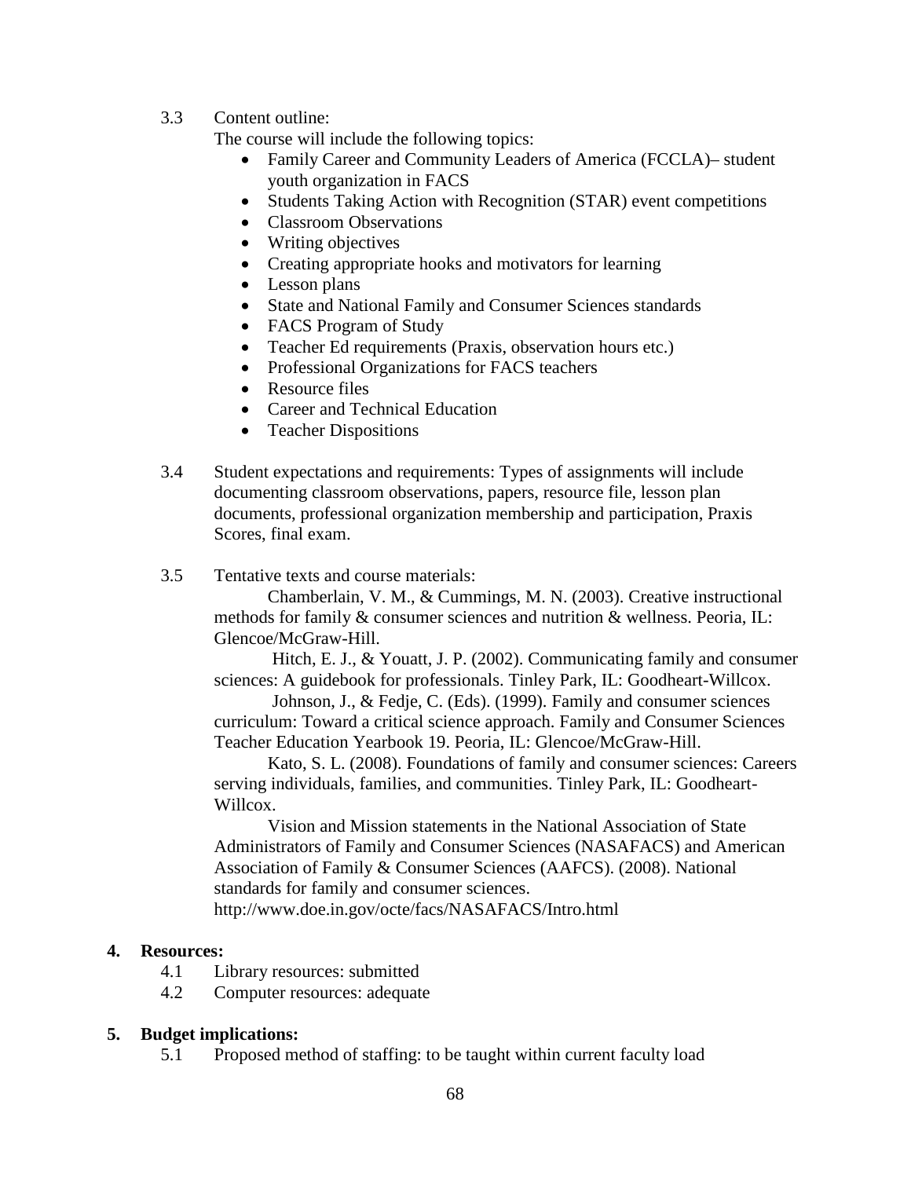3.3 Content outline:

The course will include the following topics:

- Family Career and Community Leaders of America (FCCLA)– student youth organization in FACS
- Students Taking Action with Recognition (STAR) event competitions
- Classroom Observations
- Writing objectives
- Creating appropriate hooks and motivators for learning
- Lesson plans
- State and National Family and Consumer Sciences standards
- FACS Program of Study
- Teacher Ed requirements (Praxis, observation hours etc.)
- Professional Organizations for FACS teachers
- Resource files
- Career and Technical Education
- Teacher Dispositions

3.4 Student expectations and requirements: Types of assignments will include documenting classroom observations, papers, resource file, lesson plan documents, professional organization membership and participation, Praxis Scores, final exam.

3.5 Tentative texts and course materials:

Chamberlain, V. M., & Cummings, M. N. (2003). Creative instructional methods for family & consumer sciences and nutrition & wellness. Peoria, IL: Glencoe/McGraw-Hill.

Hitch, E. J., & Youatt, J. P. (2002). Communicating family and consumer sciences: A guidebook for professionals. Tinley Park, IL: Goodheart-Willcox.

Johnson, J., & Fedje, C. (Eds). (1999). Family and consumer sciences curriculum: Toward a critical science approach. Family and Consumer Sciences Teacher Education Yearbook 19. Peoria, IL: Glencoe/McGraw-Hill.

Kato, S. L. (2008). Foundations of family and consumer sciences: Careers serving individuals, families, and communities. Tinley Park, IL: Goodheart-Willcox.

Vision and Mission statements in the National Association of State Administrators of Family and Consumer Sciences (NASAFACS) and American Association of Family & Consumer Sciences (AAFCS). (2008). National standards for family and consumer sciences. http://www.doe.in.gov/octe/facs/NASAFACS/Intro.html

## 4. Resources:

4.1 Library resources: submitted

4.2 Computer resources: adequate

## 5. Budget implications:

5.1 Proposed method of staffing: to be taught within current faculty load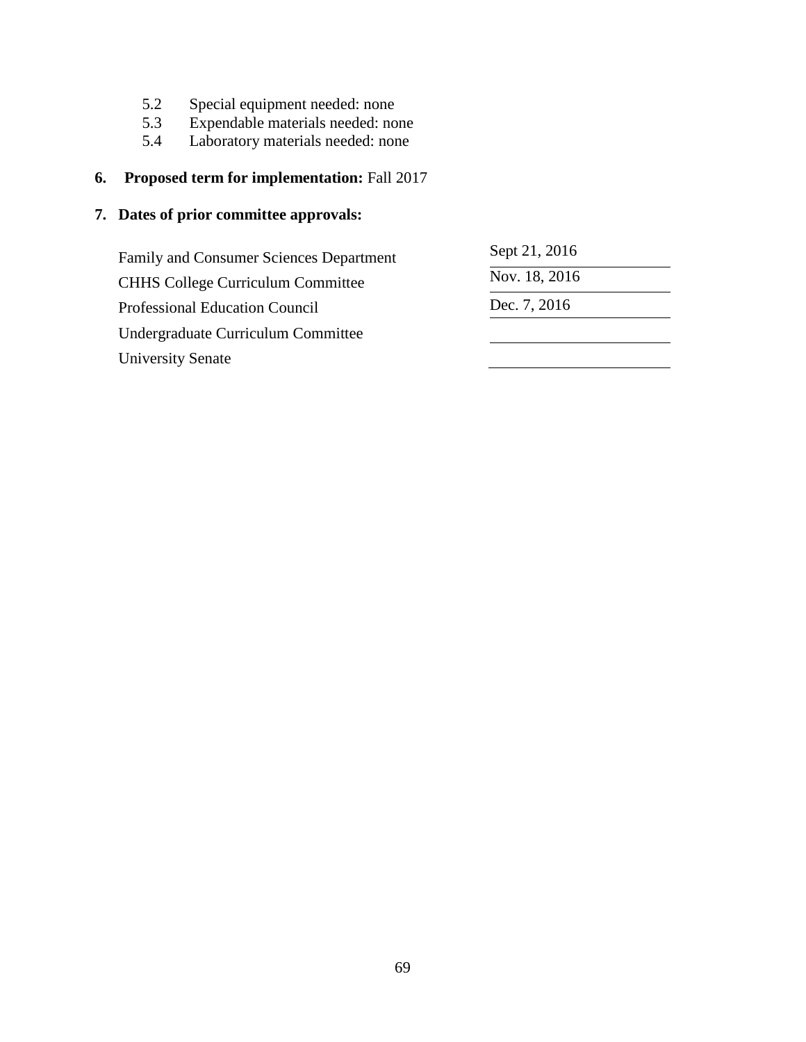5.2 Special equipment needed: none
5.3 Expendable materials needed: none
5.4 Laboratory materials needed: none

**6. Proposed term for implementation:** Fall 2017

**7. Dates of prior committee approvals:**

| | |
|---|---|
| Family and Consumer Sciences Department | Sept 21, 2016 |
| CHHS College Curriculum Committee | Nov. 18, 2016 |
| Professional Education Council | Dec. 7, 2016 |
| Undergraduate Curriculum Committee | |
| University Senate | |